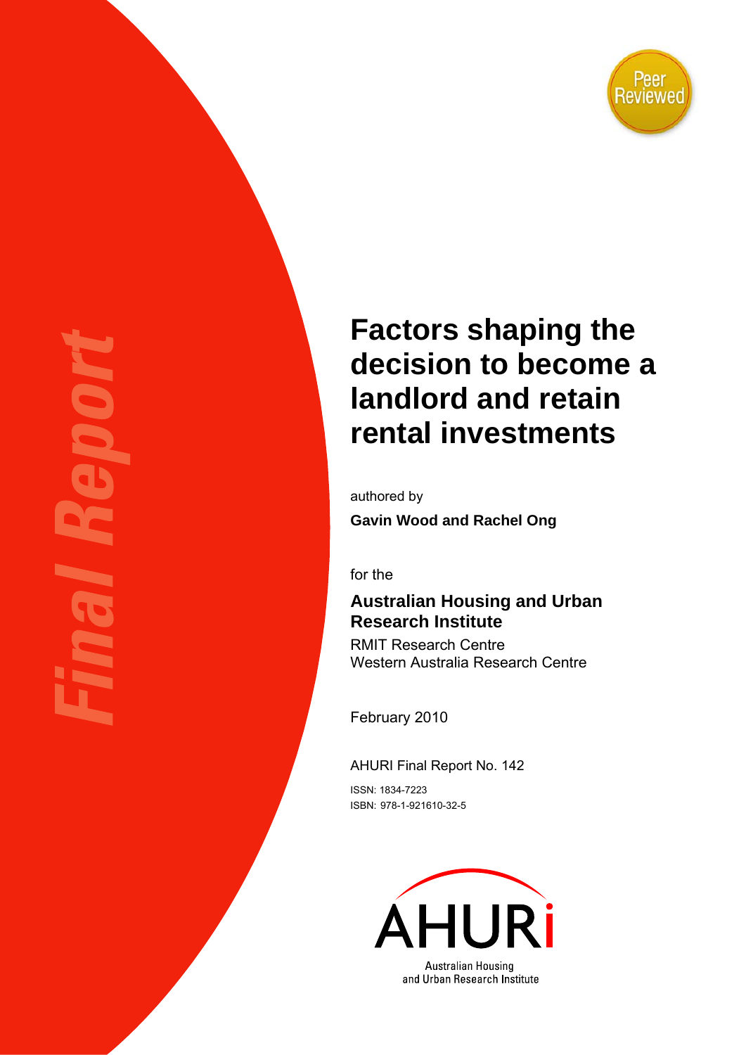Final Report

Peer Reviewed

# Factors shaping the decision to become a landlord and retain rental investments

authored by

**Gavin Wood and Rachel Ong**

for the

**Australian Housing and Urban Research Institute**

RMIT Research Centre
Western Australia Research Centre

February 2010

AHURI Final Report No. 142

ISSN: 1834-7223
ISBN: 978-1-921610-32-5

AHURI
Australian Housing and Urban Research Institute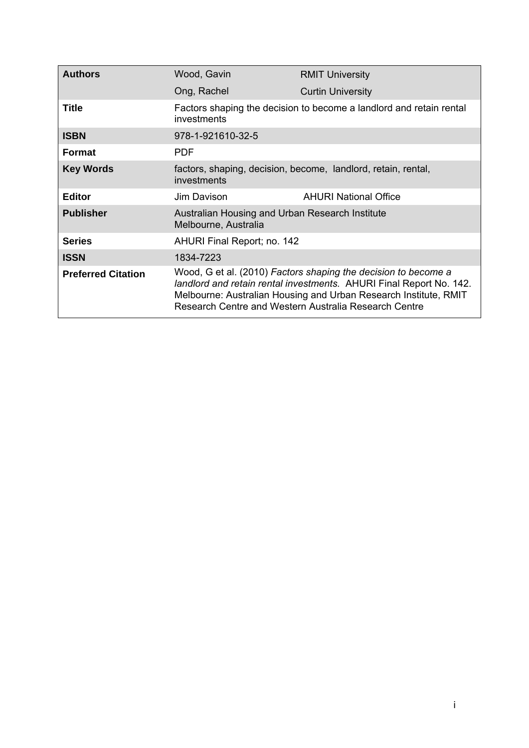| | | |
|---|---|---|
| **Authors** | Wood, Gavin | RMIT University |
| | Ong, Rachel | Curtin University |
| **Title** | Factors shaping the decision to become a landlord and retain rental investments | |
| **ISBN** | 978-1-921610-32-5 | |
| **Format** | PDF | |
| **Key Words** | factors, shaping, decision, become, landlord, retain, rental, investments | |
| **Editor** | Jim Davison | AHURI National Office |
| **Publisher** | Australian Housing and Urban Research Institute Melbourne, Australia | |
| **Series** | AHURI Final Report; no. 142 | |
| **ISSN** | 1834-7223 | |
| **Preferred Citation** | Wood, G et al. (2010) *Factors shaping the decision to become a landlord and retain rental investments.* AHURI Final Report No. 142. Melbourne: Australian Housing and Urban Research Institute, RMIT Research Centre and Western Australia Research Centre | |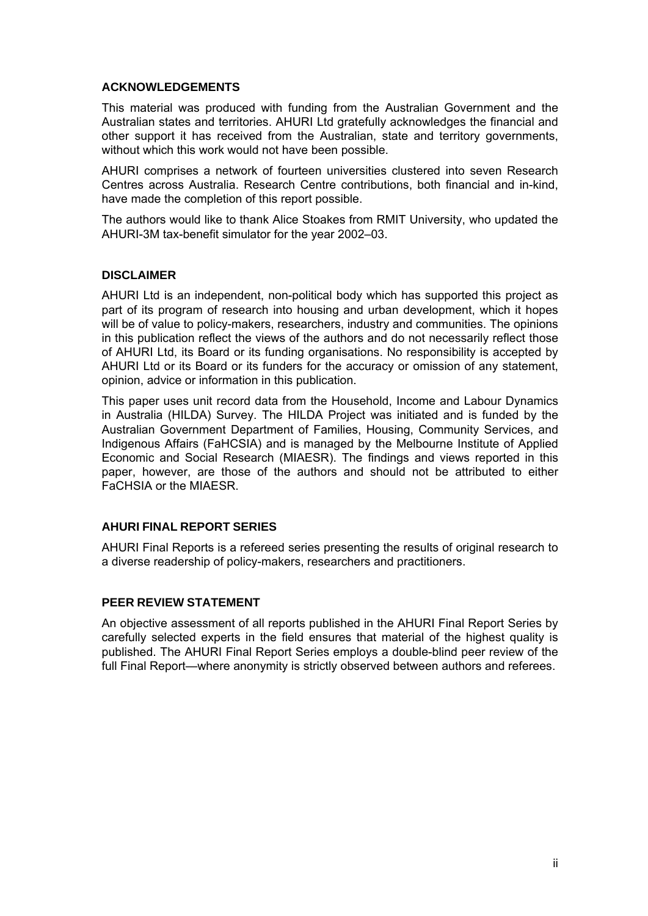## ACKNOWLEDGEMENTS

This material was produced with funding from the Australian Government and the Australian states and territories. AHURI Ltd gratefully acknowledges the financial and other support it has received from the Australian, state and territory governments, without which this work would not have been possible.

AHURI comprises a network of fourteen universities clustered into seven Research Centres across Australia. Research Centre contributions, both financial and in-kind, have made the completion of this report possible.

The authors would like to thank Alice Stoakes from RMIT University, who updated the AHURI-3M tax-benefit simulator for the year 2002–03.

## DISCLAIMER

AHURI Ltd is an independent, non-political body which has supported this project as part of its program of research into housing and urban development, which it hopes will be of value to policy-makers, researchers, industry and communities. The opinions in this publication reflect the views of the authors and do not necessarily reflect those of AHURI Ltd, its Board or its funding organisations. No responsibility is accepted by AHURI Ltd or its Board or its funders for the accuracy or omission of any statement, opinion, advice or information in this publication.

This paper uses unit record data from the Household, Income and Labour Dynamics in Australia (HILDA) Survey. The HILDA Project was initiated and is funded by the Australian Government Department of Families, Housing, Community Services, and Indigenous Affairs (FaHCSIA) and is managed by the Melbourne Institute of Applied Economic and Social Research (MIAESR). The findings and views reported in this paper, however, are those of the authors and should not be attributed to either FaCHSIA or the MIAESR.

## AHURI FINAL REPORT SERIES

AHURI Final Reports is a refereed series presenting the results of original research to a diverse readership of policy-makers, researchers and practitioners.

## PEER REVIEW STATEMENT

An objective assessment of all reports published in the AHURI Final Report Series by carefully selected experts in the field ensures that material of the highest quality is published. The AHURI Final Report Series employs a double-blind peer review of the full Final Report—where anonymity is strictly observed between authors and referees.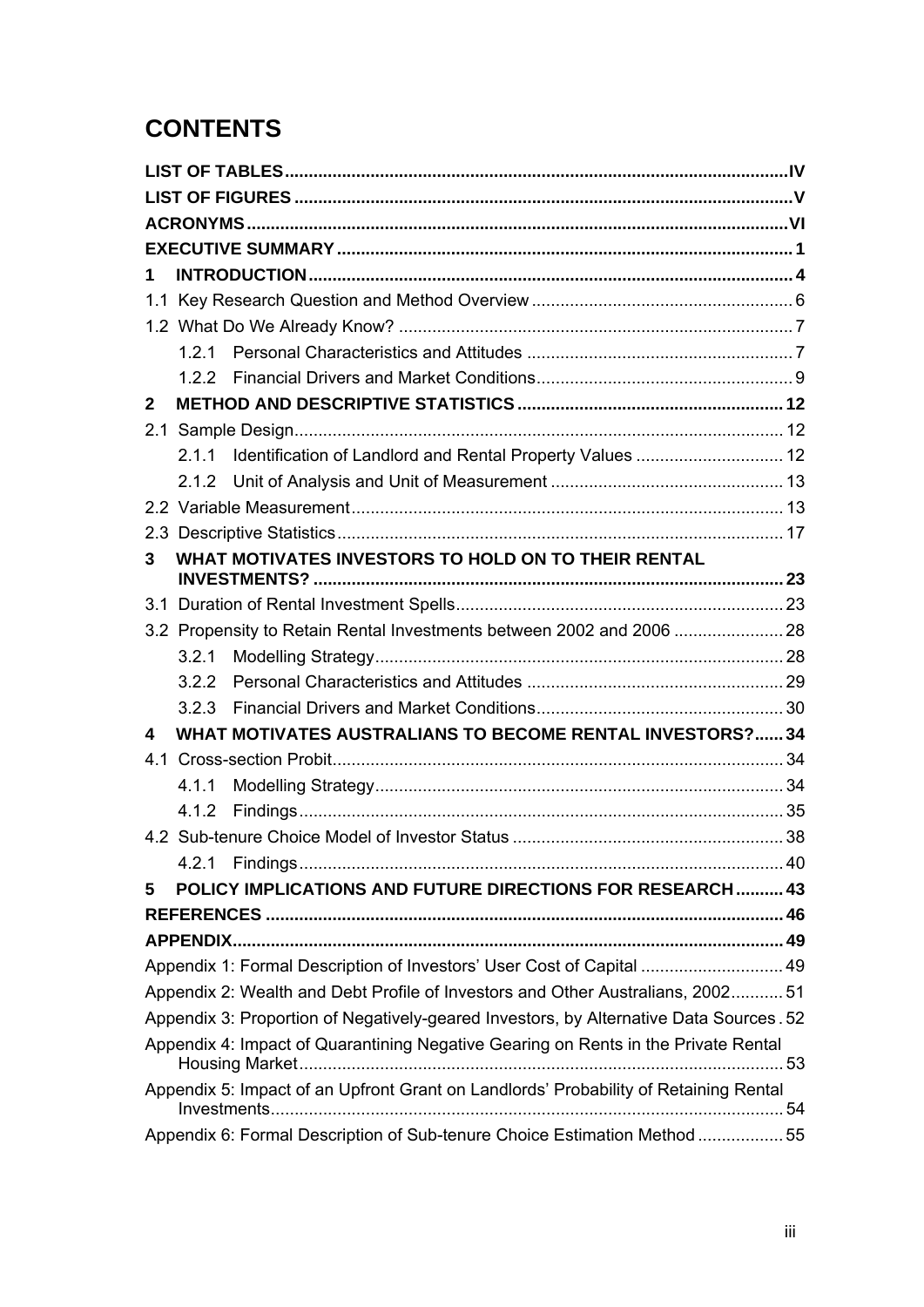# CONTENTS

| | |
|---|---|
| **LIST OF TABLES** | **IV** |
| **LIST OF FIGURES** | **V** |
| **ACRONYMS** | **VI** |
| **EXECUTIVE SUMMARY** | **1** |
| **1 INTRODUCTION** | **4** |
| 1.1 Key Research Question and Method Overview | 6 |
| 1.2 What Do We Already Know? | 7 |
| 1.2.1 Personal Characteristics and Attitudes | 7 |
| 1.2.2 Financial Drivers and Market Conditions | 9 |
| **2 METHOD AND DESCRIPTIVE STATISTICS** | **12** |
| 2.1 Sample Design | 12 |
| 2.1.1 Identification of Landlord and Rental Property Values | 12 |
| 2.1.2 Unit of Analysis and Unit of Measurement | 13 |
| 2.2 Variable Measurement | 13 |
| 2.3 Descriptive Statistics | 17 |
| **3 WHAT MOTIVATES INVESTORS TO HOLD ON TO THEIR RENTAL INVESTMENTS?** | **23** |
| 3.1 Duration of Rental Investment Spells | 23 |
| 3.2 Propensity to Retain Rental Investments between 2002 and 2006 | 28 |
| 3.2.1 Modelling Strategy | 28 |
| 3.2.2 Personal Characteristics and Attitudes | 29 |
| 3.2.3 Financial Drivers and Market Conditions | 30 |
| **4 WHAT MOTIVATES AUSTRALIANS TO BECOME RENTAL INVESTORS?** | **34** |
| 4.1 Cross-section Probit | 34 |
| 4.1.1 Modelling Strategy | 34 |
| 4.1.2 Findings | 35 |
| 4.2 Sub-tenure Choice Model of Investor Status | 38 |
| 4.2.1 Findings | 40 |
| **5 POLICY IMPLICATIONS AND FUTURE DIRECTIONS FOR RESEARCH** | **43** |
| **REFERENCES** | **46** |
| **APPENDIX** | **49** |
| Appendix 1: Formal Description of Investors' User Cost of Capital | 49 |
| Appendix 2: Wealth and Debt Profile of Investors and Other Australians, 2002 | 51 |
| Appendix 3: Proportion of Negatively-geared Investors, by Alternative Data Sources | 52 |
| Appendix 4: Impact of Quarantining Negative Gearing on Rents in the Private Rental Housing Market | 53 |
| Appendix 5: Impact of an Upfront Grant on Landlords' Probability of Retaining Rental Investments | 54 |
| Appendix 6: Formal Description of Sub-tenure Choice Estimation Method | 55 |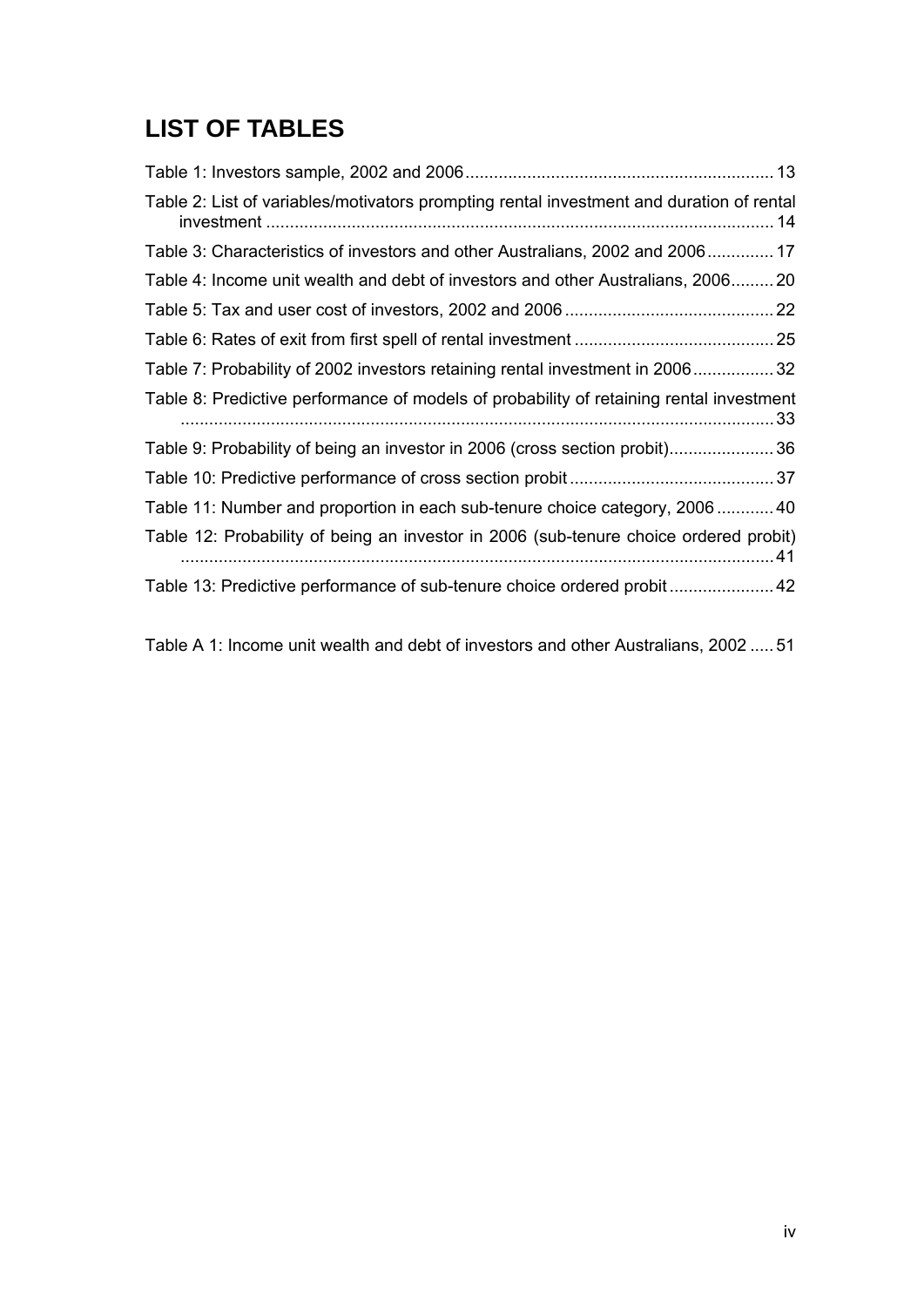# LIST OF TABLES

Table 1: Investors sample, 2002 and 2006 ........ 13

Table 2: List of variables/motivators prompting rental investment and duration of rental investment ........ 14

Table 3: Characteristics of investors and other Australians, 2002 and 2006 ........ 17

Table 4: Income unit wealth and debt of investors and other Australians, 2006 ........ 20

Table 5: Tax and user cost of investors, 2002 and 2006 ........ 22

Table 6: Rates of exit from first spell of rental investment ........ 25

Table 7: Probability of 2002 investors retaining rental investment in 2006 ........ 32

Table 8: Predictive performance of models of probability of retaining rental investment ........ 33

Table 9: Probability of being an investor in 2006 (cross section probit) ........ 36

Table 10: Predictive performance of cross section probit ........ 37

Table 11: Number and proportion in each sub-tenure choice category, 2006 ........ 40

Table 12: Probability of being an investor in 2006 (sub-tenure choice ordered probit) ........ 41

Table 13: Predictive performance of sub-tenure choice ordered probit ........ 42

Table A 1: Income unit wealth and debt of investors and other Australians, 2002 ........ 51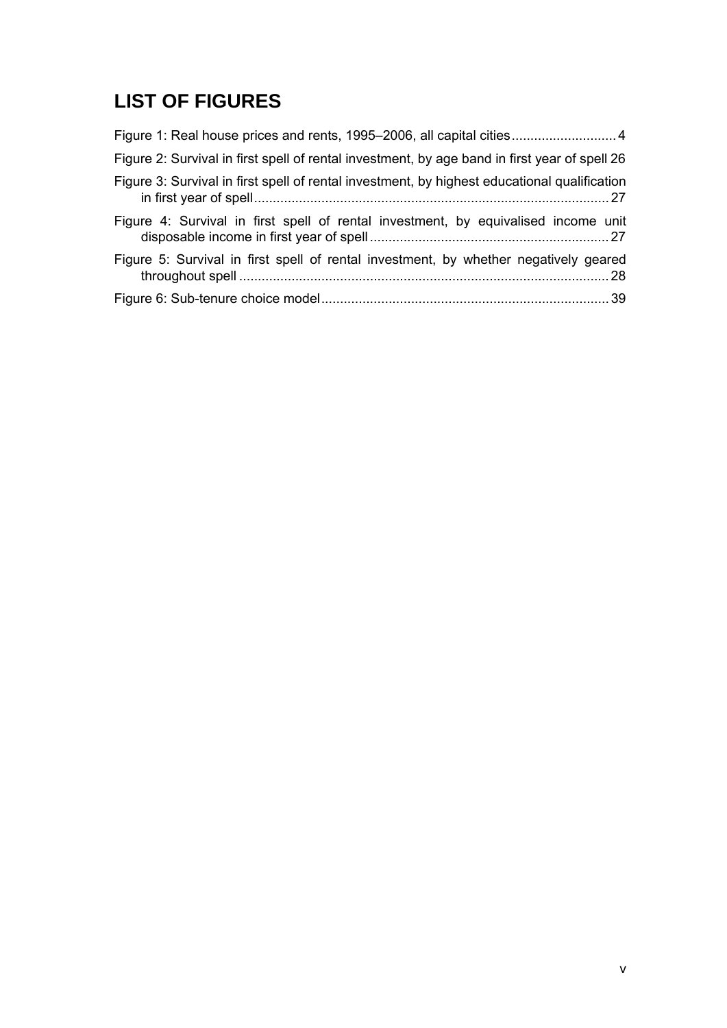# LIST OF FIGURES

Figure 1: Real house prices and rents, 1995–2006, all capital cities ............................ 4

Figure 2: Survival in first spell of rental investment, by age band in first year of spell 26

Figure 3: Survival in first spell of rental investment, by highest educational qualification in first year of spell ............................................................................................. 27

Figure 4: Survival in first spell of rental investment, by equivalised income unit disposable income in first year of spell ............................................................... 27

Figure 5: Survival in first spell of rental investment, by whether negatively geared throughout spell .................................................................................................. 28

Figure 6: Sub-tenure choice model ............................................................................ 39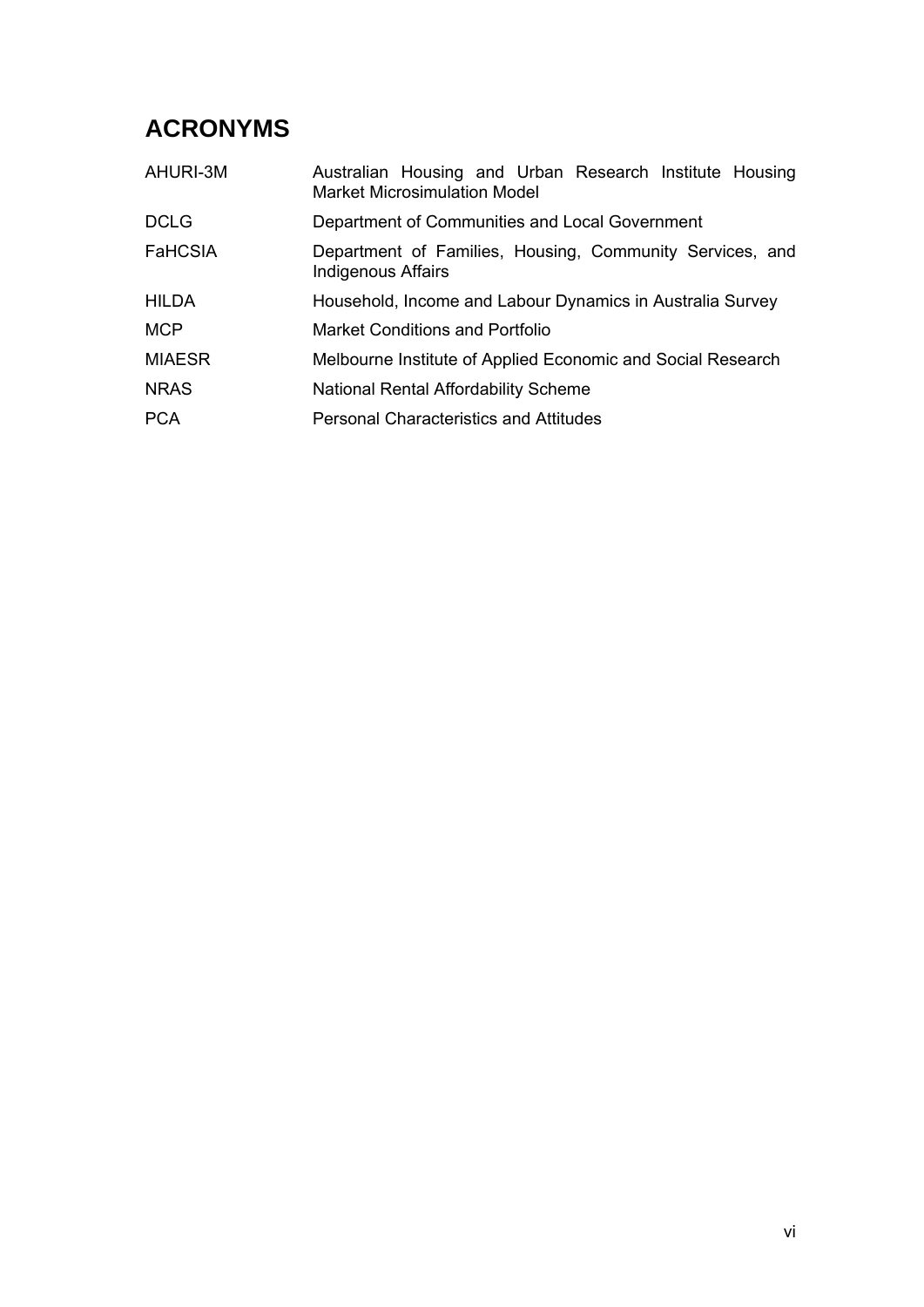# ACRONYMS

| | |
|---|---|
| AHURI-3M | Australian Housing and Urban Research Institute Housing Market Microsimulation Model |
| DCLG | Department of Communities and Local Government |
| FaHCSIA | Department of Families, Housing, Community Services, and Indigenous Affairs |
| HILDA | Household, Income and Labour Dynamics in Australia Survey |
| MCP | Market Conditions and Portfolio |
| MIAESR | Melbourne Institute of Applied Economic and Social Research |
| NRAS | National Rental Affordability Scheme |
| PCA | Personal Characteristics and Attitudes |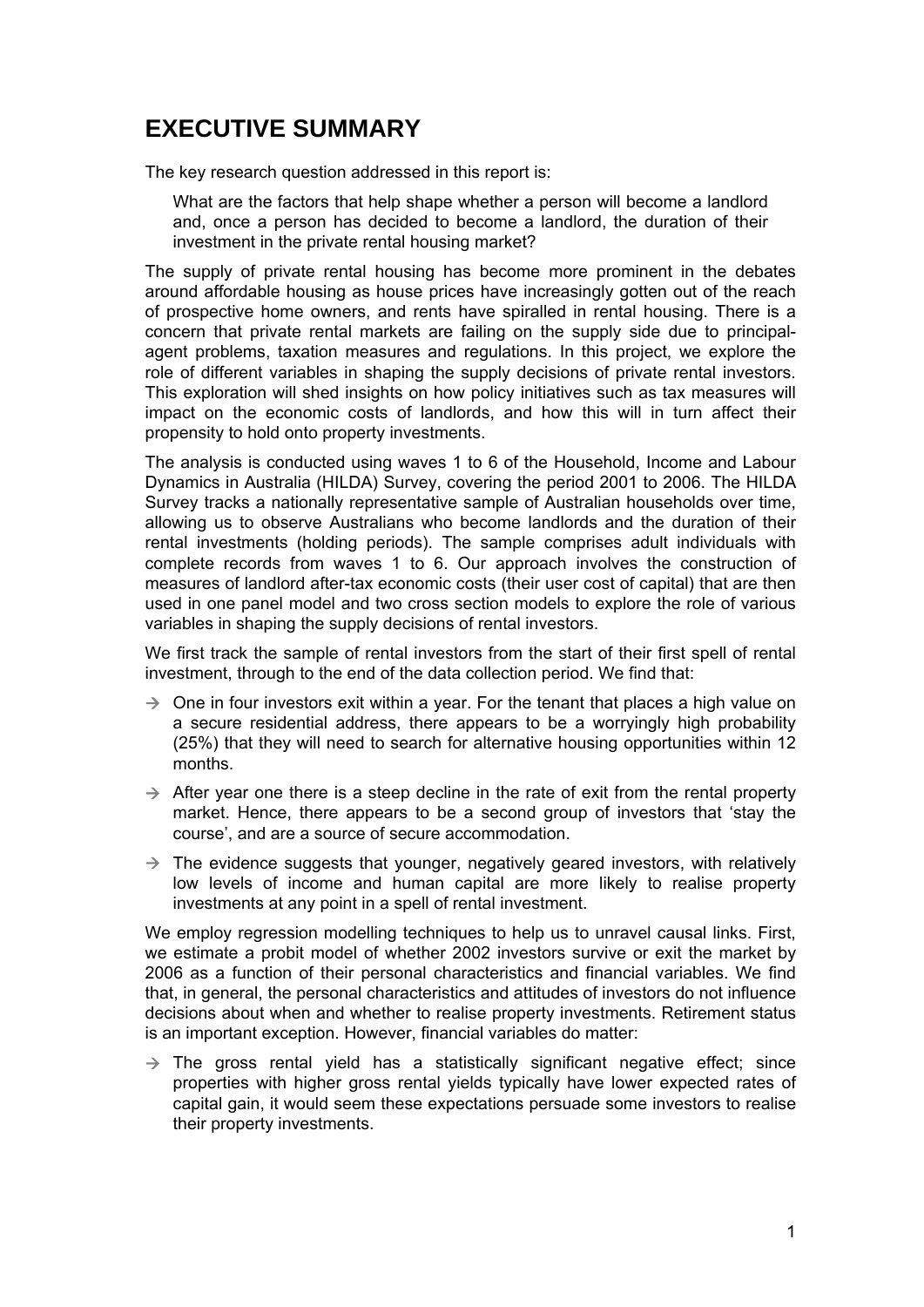# EXECUTIVE SUMMARY

The key research question addressed in this report is:

> What are the factors that help shape whether a person will become a landlord and, once a person has decided to become a landlord, the duration of their investment in the private rental housing market?

The supply of private rental housing has become more prominent in the debates around affordable housing as house prices have increasingly gotten out of the reach of prospective home owners, and rents have spiralled in rental housing. There is a concern that private rental markets are failing on the supply side due to principal-agent problems, taxation measures and regulations. In this project, we explore the role of different variables in shaping the supply decisions of private rental investors. This exploration will shed insights on how policy initiatives such as tax measures will impact on the economic costs of landlords, and how this will in turn affect their propensity to hold onto property investments.

The analysis is conducted using waves 1 to 6 of the Household, Income and Labour Dynamics in Australia (HILDA) Survey, covering the period 2001 to 2006. The HILDA Survey tracks a nationally representative sample of Australian households over time, allowing us to observe Australians who become landlords and the duration of their rental investments (holding periods). The sample comprises adult individuals with complete records from waves 1 to 6. Our approach involves the construction of measures of landlord after-tax economic costs (their user cost of capital) that are then used in one panel model and two cross section models to explore the role of various variables in shaping the supply decisions of rental investors.

We first track the sample of rental investors from the start of their first spell of rental investment, through to the end of the data collection period. We find that:

- One in four investors exit within a year. For the tenant that places a high value on a secure residential address, there appears to be a worryingly high probability (25%) that they will need to search for alternative housing opportunities within 12 months.
- After year one there is a steep decline in the rate of exit from the rental property market. Hence, there appears to be a second group of investors that 'stay the course', and are a source of secure accommodation.
- The evidence suggests that younger, negatively geared investors, with relatively low levels of income and human capital are more likely to realise property investments at any point in a spell of rental investment.

We employ regression modelling techniques to help us to unravel causal links. First, we estimate a probit model of whether 2002 investors survive or exit the market by 2006 as a function of their personal characteristics and financial variables. We find that, in general, the personal characteristics and attitudes of investors do not influence decisions about when and whether to realise property investments. Retirement status is an important exception. However, financial variables do matter:

- The gross rental yield has a statistically significant negative effect; since properties with higher gross rental yields typically have lower expected rates of capital gain, it would seem these expectations persuade some investors to realise their property investments.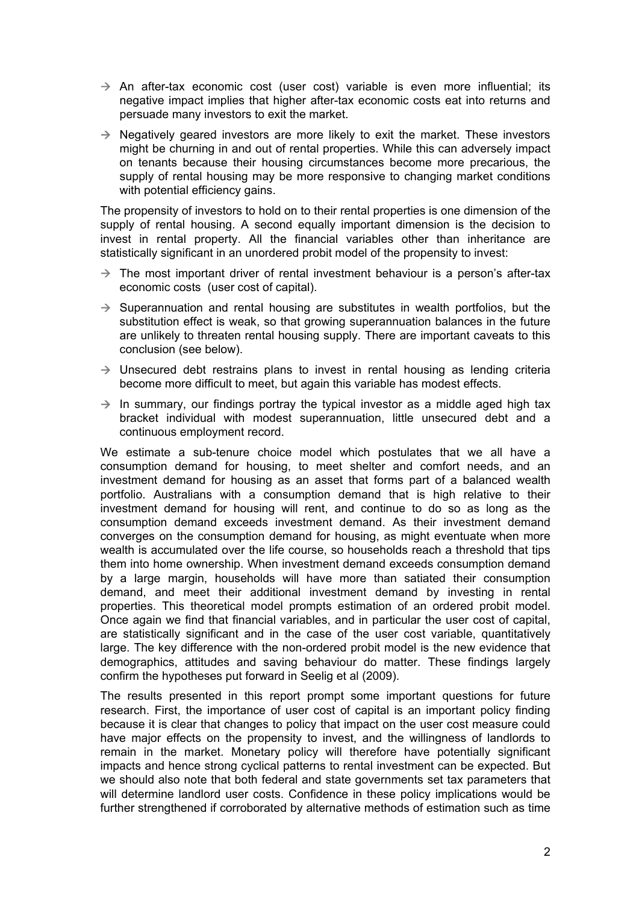- An after-tax economic cost (user cost) variable is even more influential; its negative impact implies that higher after-tax economic costs eat into returns and persuade many investors to exit the market.
- Negatively geared investors are more likely to exit the market. These investors might be churning in and out of rental properties. While this can adversely impact on tenants because their housing circumstances become more precarious, the supply of rental housing may be more responsive to changing market conditions with potential efficiency gains.

The propensity of investors to hold on to their rental properties is one dimension of the supply of rental housing. A second equally important dimension is the decision to invest in rental property. All the financial variables other than inheritance are statistically significant in an unordered probit model of the propensity to invest:

- The most important driver of rental investment behaviour is a person's after-tax economic costs (user cost of capital).
- Superannuation and rental housing are substitutes in wealth portfolios, but the substitution effect is weak, so that growing superannuation balances in the future are unlikely to threaten rental housing supply. There are important caveats to this conclusion (see below).
- Unsecured debt restrains plans to invest in rental housing as lending criteria become more difficult to meet, but again this variable has modest effects.
- In summary, our findings portray the typical investor as a middle aged high tax bracket individual with modest superannuation, little unsecured debt and a continuous employment record.

We estimate a sub-tenure choice model which postulates that we all have a consumption demand for housing, to meet shelter and comfort needs, and an investment demand for housing as an asset that forms part of a balanced wealth portfolio. Australians with a consumption demand that is high relative to their investment demand for housing will rent, and continue to do so as long as the consumption demand exceeds investment demand. As their investment demand converges on the consumption demand for housing, as might eventuate when more wealth is accumulated over the life course, so households reach a threshold that tips them into home ownership. When investment demand exceeds consumption demand by a large margin, households will have more than satiated their consumption demand, and meet their additional investment demand by investing in rental properties. This theoretical model prompts estimation of an ordered probit model. Once again we find that financial variables, and in particular the user cost of capital, are statistically significant and in the case of the user cost variable, quantitatively large. The key difference with the non-ordered probit model is the new evidence that demographics, attitudes and saving behaviour do matter. These findings largely confirm the hypotheses put forward in Seelig et al (2009).

The results presented in this report prompt some important questions for future research. First, the importance of user cost of capital is an important policy finding because it is clear that changes to policy that impact on the user cost measure could have major effects on the propensity to invest, and the willingness of landlords to remain in the market. Monetary policy will therefore have potentially significant impacts and hence strong cyclical patterns to rental investment can be expected. But we should also note that both federal and state governments set tax parameters that will determine landlord user costs. Confidence in these policy implications would be further strengthened if corroborated by alternative methods of estimation such as time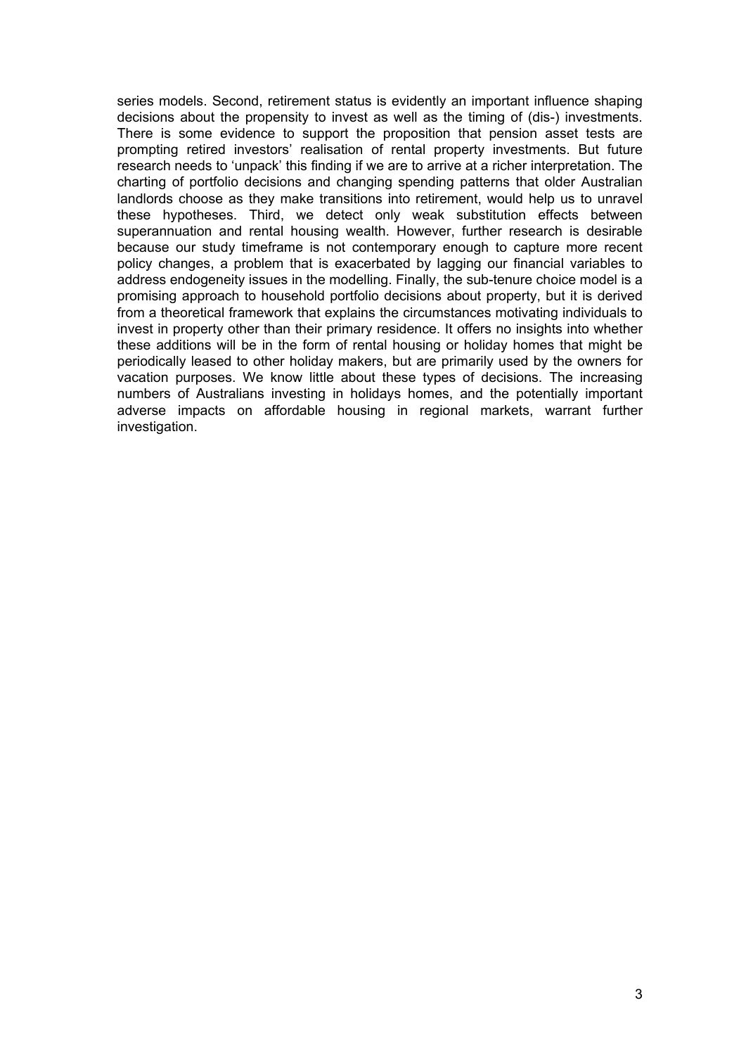series models. Second, retirement status is evidently an important influence shaping decisions about the propensity to invest as well as the timing of (dis-) investments. There is some evidence to support the proposition that pension asset tests are prompting retired investors' realisation of rental property investments. But future research needs to 'unpack' this finding if we are to arrive at a richer interpretation. The charting of portfolio decisions and changing spending patterns that older Australian landlords choose as they make transitions into retirement, would help us to unravel these hypotheses. Third, we detect only weak substitution effects between superannuation and rental housing wealth. However, further research is desirable because our study timeframe is not contemporary enough to capture more recent policy changes, a problem that is exacerbated by lagging our financial variables to address endogeneity issues in the modelling. Finally, the sub-tenure choice model is a promising approach to household portfolio decisions about property, but it is derived from a theoretical framework that explains the circumstances motivating individuals to invest in property other than their primary residence. It offers no insights into whether these additions will be in the form of rental housing or holiday homes that might be periodically leased to other holiday makers, but are primarily used by the owners for vacation purposes. We know little about these types of decisions. The increasing numbers of Australians investing in holidays homes, and the potentially important adverse impacts on affordable housing in regional markets, warrant further investigation.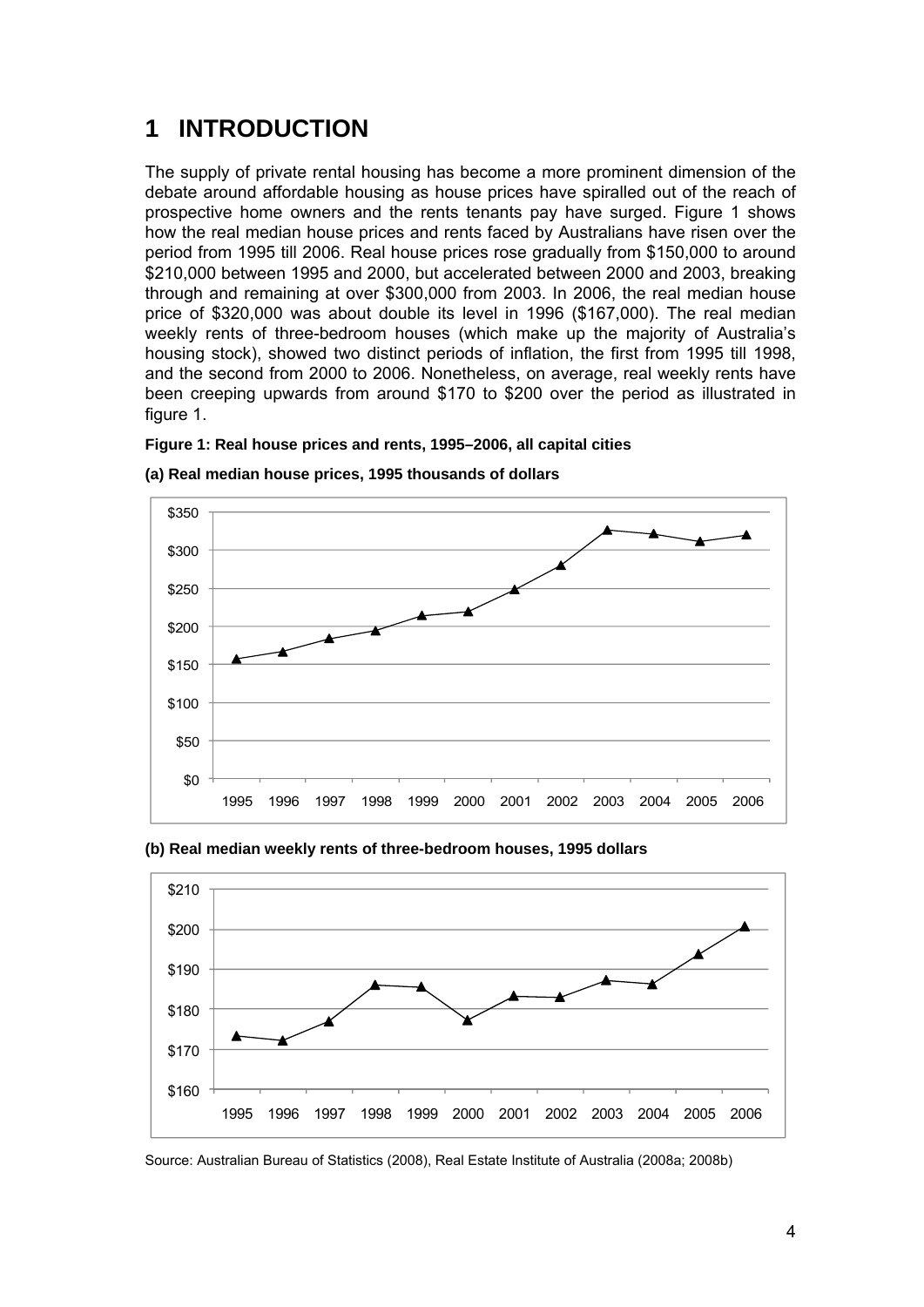# 1 INTRODUCTION

The supply of private rental housing has become a more prominent dimension of the debate around affordable housing as house prices have spiralled out of the reach of prospective home owners and the rents tenants pay have surged. Figure 1 shows how the real median house prices and rents faced by Australians have risen over the period from 1995 till 2006. Real house prices rose gradually from $150,000 to around $210,000 between 1995 and 2000, but accelerated between 2000 and 2003, breaking through and remaining at over $300,000 from 2003. In 2006, the real median house price of $320,000 was about double its level in 1996 ($167,000). The real median weekly rents of three-bedroom houses (which make up the majority of Australia's housing stock), showed two distinct periods of inflation, the first from 1995 till 1998, and the second from 2000 to 2006. Nonetheless, on average, real weekly rents have been creeping upwards from around $170 to $200 over the period as illustrated in figure 1.

**Figure 1: Real house prices and rents, 1995–2006, all capital cities**

**(a) Real median house prices, 1995 thousands of dollars**

**(b) Real median weekly rents of three-bedroom houses, 1995 dollars**

Source: Australian Bureau of Statistics (2008), Real Estate Institute of Australia (2008a; 2008b)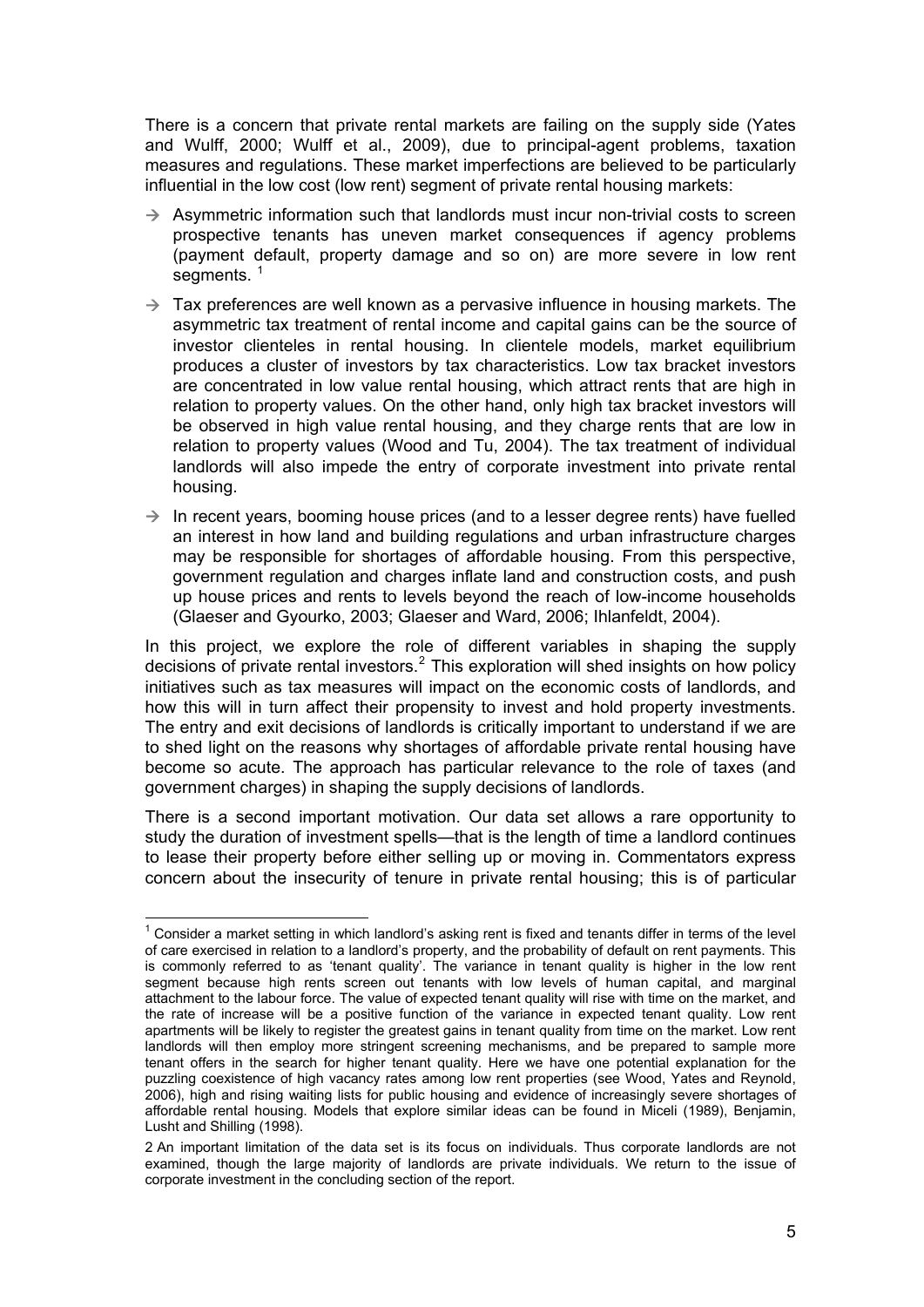There is a concern that private rental markets are failing on the supply side (Yates and Wulff, 2000; Wulff et al., 2009), due to principal-agent problems, taxation measures and regulations. These market imperfections are believed to be particularly influential in the low cost (low rent) segment of private rental housing markets:

- → Asymmetric information such that landlords must incur non-trivial costs to screen prospective tenants has uneven market consequences if agency problems (payment default, property damage and so on) are more severe in low rent segments. [1]
- → Tax preferences are well known as a pervasive influence in housing markets. The asymmetric tax treatment of rental income and capital gains can be the source of investor clienteles in rental housing. In clientele models, market equilibrium produces a cluster of investors by tax characteristics. Low tax bracket investors are concentrated in low value rental housing, which attract rents that are high in relation to property values. On the other hand, only high tax bracket investors will be observed in high value rental housing, and they charge rents that are low in relation to property values (Wood and Tu, 2004). The tax treatment of individual landlords will also impede the entry of corporate investment into private rental housing.
- → In recent years, booming house prices (and to a lesser degree rents) have fuelled an interest in how land and building regulations and urban infrastructure charges may be responsible for shortages of affordable housing. From this perspective, government regulation and charges inflate land and construction costs, and push up house prices and rents to levels beyond the reach of low-income households (Glaeser and Gyourko, 2003; Glaeser and Ward, 2006; Ihlanfeldt, 2004).

In this project, we explore the role of different variables in shaping the supply decisions of private rental investors.[2] This exploration will shed insights on how policy initiatives such as tax measures will impact on the economic costs of landlords, and how this will in turn affect their propensity to invest and hold property investments. The entry and exit decisions of landlords is critically important to understand if we are to shed light on the reasons why shortages of affordable private rental housing have become so acute. The approach has particular relevance to the role of taxes (and government charges) in shaping the supply decisions of landlords.

There is a second important motivation. Our data set allows a rare opportunity to study the duration of investment spells—that is the length of time a landlord continues to lease their property before either selling up or moving in. Commentators express concern about the insecurity of tenure in private rental housing; this is of particular

---

[1] Consider a market setting in which landlord's asking rent is fixed and tenants differ in terms of the level of care exercised in relation to a landlord's property, and the probability of default on rent payments. This is commonly referred to as 'tenant quality'. The variance in tenant quality is higher in the low rent segment because high rents screen out tenants with low levels of human capital, and marginal attachment to the labour force. The value of expected tenant quality will rise with time on the market, and the rate of increase will be a positive function of the variance in expected tenant quality. Low rent apartments will be likely to register the greatest gains in tenant quality from time on the market. Low rent landlords will then employ more stringent screening mechanisms, and be prepared to sample more tenant offers in the search for higher tenant quality. Here we have one potential explanation for the puzzling coexistence of high vacancy rates among low rent properties (see Wood, Yates and Reynold, 2006), high and rising waiting lists for public housing and evidence of increasingly severe shortages of affordable rental housing. Models that explore similar ideas can be found in Miceli (1989), Benjamin, Lusht and Shilling (1998).

[2] An important limitation of the data set is its focus on individuals. Thus corporate landlords are not examined, though the large majority of landlords are private individuals. We return to the issue of corporate investment in the concluding section of the report.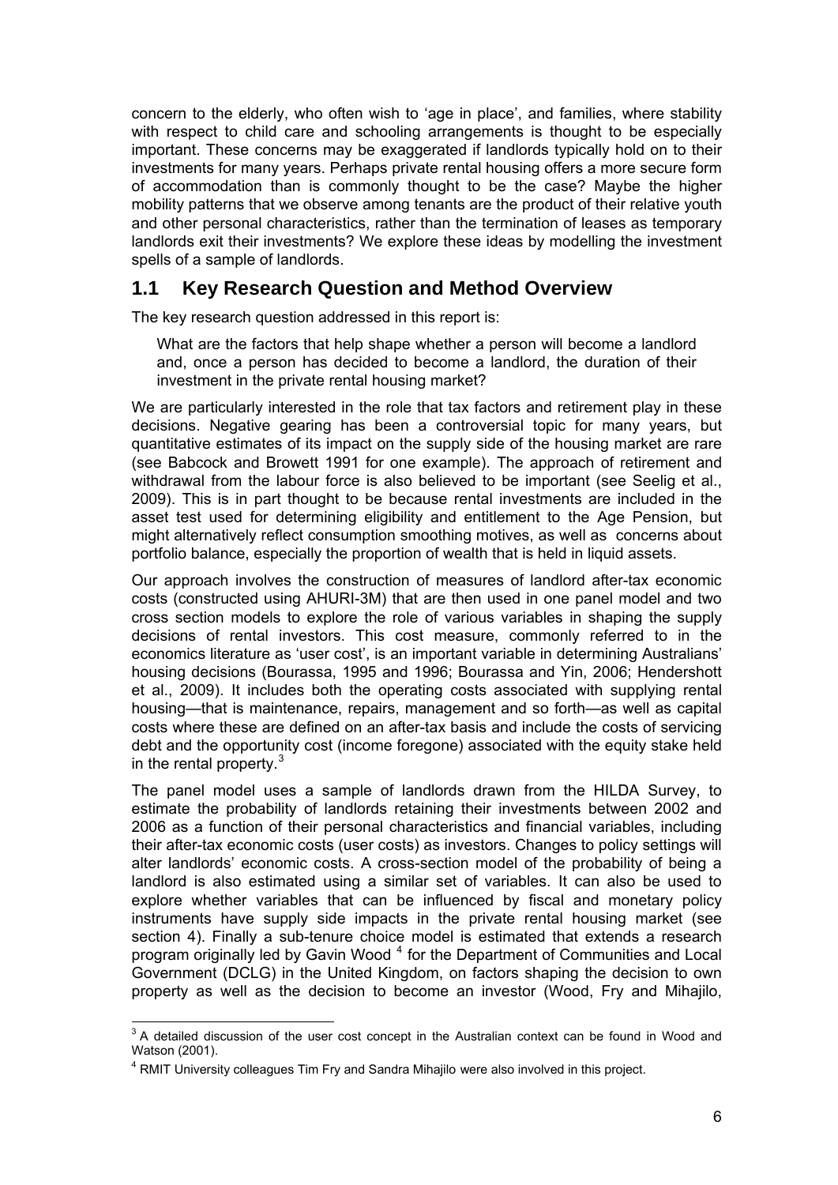concern to the elderly, who often wish to 'age in place', and families, where stability with respect to child care and schooling arrangements is thought to be especially important. These concerns may be exaggerated if landlords typically hold on to their investments for many years. Perhaps private rental housing offers a more secure form of accommodation than is commonly thought to be the case? Maybe the higher mobility patterns that we observe among tenants are the product of their relative youth and other personal characteristics, rather than the termination of leases as temporary landlords exit their investments? We explore these ideas by modelling the investment spells of a sample of landlords.

## 1.1 Key Research Question and Method Overview

The key research question addressed in this report is:

> What are the factors that help shape whether a person will become a landlord and, once a person has decided to become a landlord, the duration of their investment in the private rental housing market?

We are particularly interested in the role that tax factors and retirement play in these decisions. Negative gearing has been a controversial topic for many years, but quantitative estimates of its impact on the supply side of the housing market are rare (see Babcock and Browett 1991 for one example). The approach of retirement and withdrawal from the labour force is also believed to be important (see Seelig et al., 2009). This is in part thought to be because rental investments are included in the asset test used for determining eligibility and entitlement to the Age Pension, but might alternatively reflect consumption smoothing motives, as well as concerns about portfolio balance, especially the proportion of wealth that is held in liquid assets.

Our approach involves the construction of measures of landlord after-tax economic costs (constructed using AHURI-3M) that are then used in one panel model and two cross section models to explore the role of various variables in shaping the supply decisions of rental investors. This cost measure, commonly referred to in the economics literature as 'user cost', is an important variable in determining Australians' housing decisions (Bourassa, 1995 and 1996; Bourassa and Yin, 2006; Hendershott et al., 2009). It includes both the operating costs associated with supplying rental housing—that is maintenance, repairs, management and so forth—as well as capital costs where these are defined on an after-tax basis and include the costs of servicing debt and the opportunity cost (income foregone) associated with the equity stake held in the rental property.[3]

The panel model uses a sample of landlords drawn from the HILDA Survey, to estimate the probability of landlords retaining their investments between 2002 and 2006 as a function of their personal characteristics and financial variables, including their after-tax economic costs (user costs) as investors. Changes to policy settings will alter landlords' economic costs. A cross-section model of the probability of being a landlord is also estimated using a similar set of variables. It can also be used to explore whether variables that can be influenced by fiscal and monetary policy instruments have supply side impacts in the private rental housing market (see section 4). Finally a sub-tenure choice model is estimated that extends a research program originally led by Gavin Wood [4] for the Department of Communities and Local Government (DCLG) in the United Kingdom, on factors shaping the decision to own property as well as the decision to become an investor (Wood, Fry and Mihajilo,

[3] A detailed discussion of the user cost concept in the Australian context can be found in Wood and Watson (2001).

[4] RMIT University colleagues Tim Fry and Sandra Mihajilo were also involved in this project.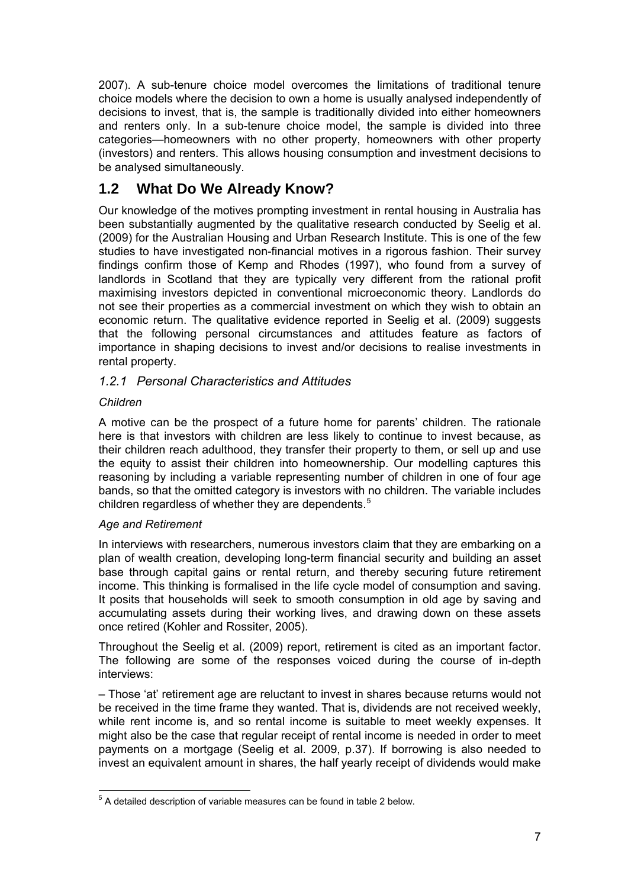2007). A sub-tenure choice model overcomes the limitations of traditional tenure choice models where the decision to own a home is usually analysed independently of decisions to invest, that is, the sample is traditionally divided into either homeowners and renters only. In a sub-tenure choice model, the sample is divided into three categories—homeowners with no other property, homeowners with other property (investors) and renters. This allows housing consumption and investment decisions to be analysed simultaneously.

## 1.2 What Do We Already Know?

Our knowledge of the motives prompting investment in rental housing in Australia has been substantially augmented by the qualitative research conducted by Seelig et al. (2009) for the Australian Housing and Urban Research Institute. This is one of the few studies to have investigated non-financial motives in a rigorous fashion. Their survey findings confirm those of Kemp and Rhodes (1997), who found from a survey of landlords in Scotland that they are typically very different from the rational profit maximising investors depicted in conventional microeconomic theory. Landlords do not see their properties as a commercial investment on which they wish to obtain an economic return. The qualitative evidence reported in Seelig et al. (2009) suggests that the following personal circumstances and attitudes feature as factors of importance in shaping decisions to invest and/or decisions to realise investments in rental property.

### *1.2.1 Personal Characteristics and Attitudes*

*Children*

A motive can be the prospect of a future home for parents' children. The rationale here is that investors with children are less likely to continue to invest because, as their children reach adulthood, they transfer their property to them, or sell up and use the equity to assist their children into homeownership. Our modelling captures this reasoning by including a variable representing number of children in one of four age bands, so that the omitted category is investors with no children. The variable includes children regardless of whether they are dependents.[5]

*Age and Retirement*

In interviews with researchers, numerous investors claim that they are embarking on a plan of wealth creation, developing long-term financial security and building an asset base through capital gains or rental return, and thereby securing future retirement income. This thinking is formalised in the life cycle model of consumption and saving. It posits that households will seek to smooth consumption in old age by saving and accumulating assets during their working lives, and drawing down on these assets once retired (Kohler and Rossiter, 2005).

Throughout the Seelig et al. (2009) report, retirement is cited as an important factor. The following are some of the responses voiced during the course of in-depth interviews:

– Those 'at' retirement age are reluctant to invest in shares because returns would not be received in the time frame they wanted. That is, dividends are not received weekly, while rent income is, and so rental income is suitable to meet weekly expenses. It might also be the case that regular receipt of rental income is needed in order to meet payments on a mortgage (Seelig et al. 2009, p.37). If borrowing is also needed to invest an equivalent amount in shares, the half yearly receipt of dividends would make

[5] A detailed description of variable measures can be found in table 2 below.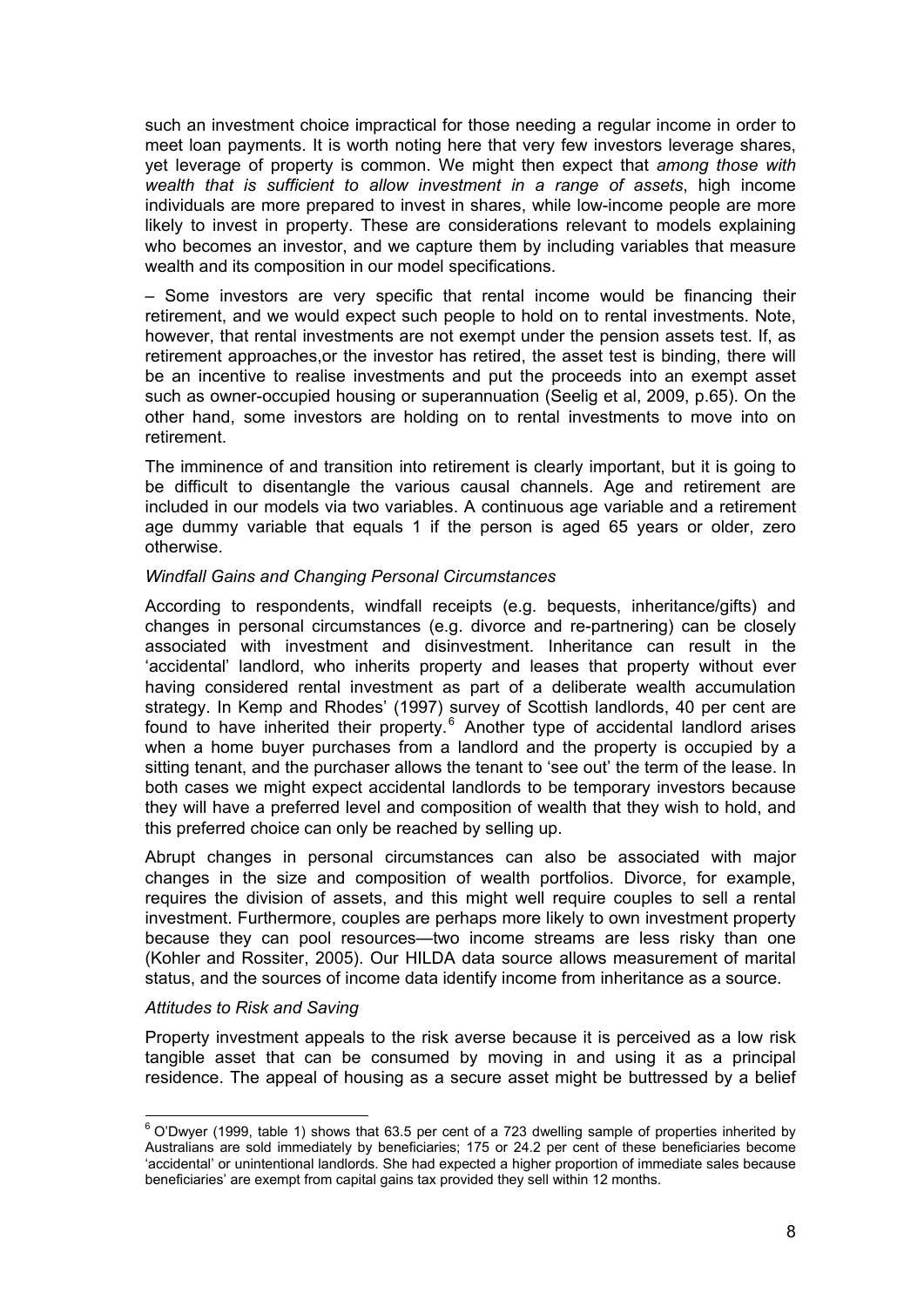such an investment choice impractical for those needing a regular income in order to meet loan payments. It is worth noting here that very few investors leverage shares, yet leverage of property is common. We might then expect that *among those with wealth that is sufficient to allow investment in a range of assets*, high income individuals are more prepared to invest in shares, while low-income people are more likely to invest in property. These are considerations relevant to models explaining who becomes an investor, and we capture them by including variables that measure wealth and its composition in our model specifications.

– Some investors are very specific that rental income would be financing their retirement, and we would expect such people to hold on to rental investments. Note, however, that rental investments are not exempt under the pension assets test. If, as retirement approaches,or the investor has retired, the asset test is binding, there will be an incentive to realise investments and put the proceeds into an exempt asset such as owner-occupied housing or superannuation (Seelig et al, 2009, p.65). On the other hand, some investors are holding on to rental investments to move into on retirement.

The imminence of and transition into retirement is clearly important, but it is going to be difficult to disentangle the various causal channels. Age and retirement are included in our models via two variables. A continuous age variable and a retirement age dummy variable that equals 1 if the person is aged 65 years or older, zero otherwise.

*Windfall Gains and Changing Personal Circumstances*

According to respondents, windfall receipts (e.g. bequests, inheritance/gifts) and changes in personal circumstances (e.g. divorce and re-partnering) can be closely associated with investment and disinvestment. Inheritance can result in the 'accidental' landlord, who inherits property and leases that property without ever having considered rental investment as part of a deliberate wealth accumulation strategy. In Kemp and Rhodes' (1997) survey of Scottish landlords, 40 per cent are found to have inherited their property.[6] Another type of accidental landlord arises when a home buyer purchases from a landlord and the property is occupied by a sitting tenant, and the purchaser allows the tenant to 'see out' the term of the lease. In both cases we might expect accidental landlords to be temporary investors because they will have a preferred level and composition of wealth that they wish to hold, and this preferred choice can only be reached by selling up.

Abrupt changes in personal circumstances can also be associated with major changes in the size and composition of wealth portfolios. Divorce, for example, requires the division of assets, and this might well require couples to sell a rental investment. Furthermore, couples are perhaps more likely to own investment property because they can pool resources—two income streams are less risky than one (Kohler and Rossiter, 2005). Our HILDA data source allows measurement of marital status, and the sources of income data identify income from inheritance as a source.

*Attitudes to Risk and Saving*

Property investment appeals to the risk averse because it is perceived as a low risk tangible asset that can be consumed by moving in and using it as a principal residence. The appeal of housing as a secure asset might be buttressed by a belief

[6] O'Dwyer (1999, table 1) shows that 63.5 per cent of a 723 dwelling sample of properties inherited by Australians are sold immediately by beneficiaries; 175 or 24.2 per cent of these beneficiaries become 'accidental' or unintentional landlords. She had expected a higher proportion of immediate sales because beneficiaries' are exempt from capital gains tax provided they sell within 12 months.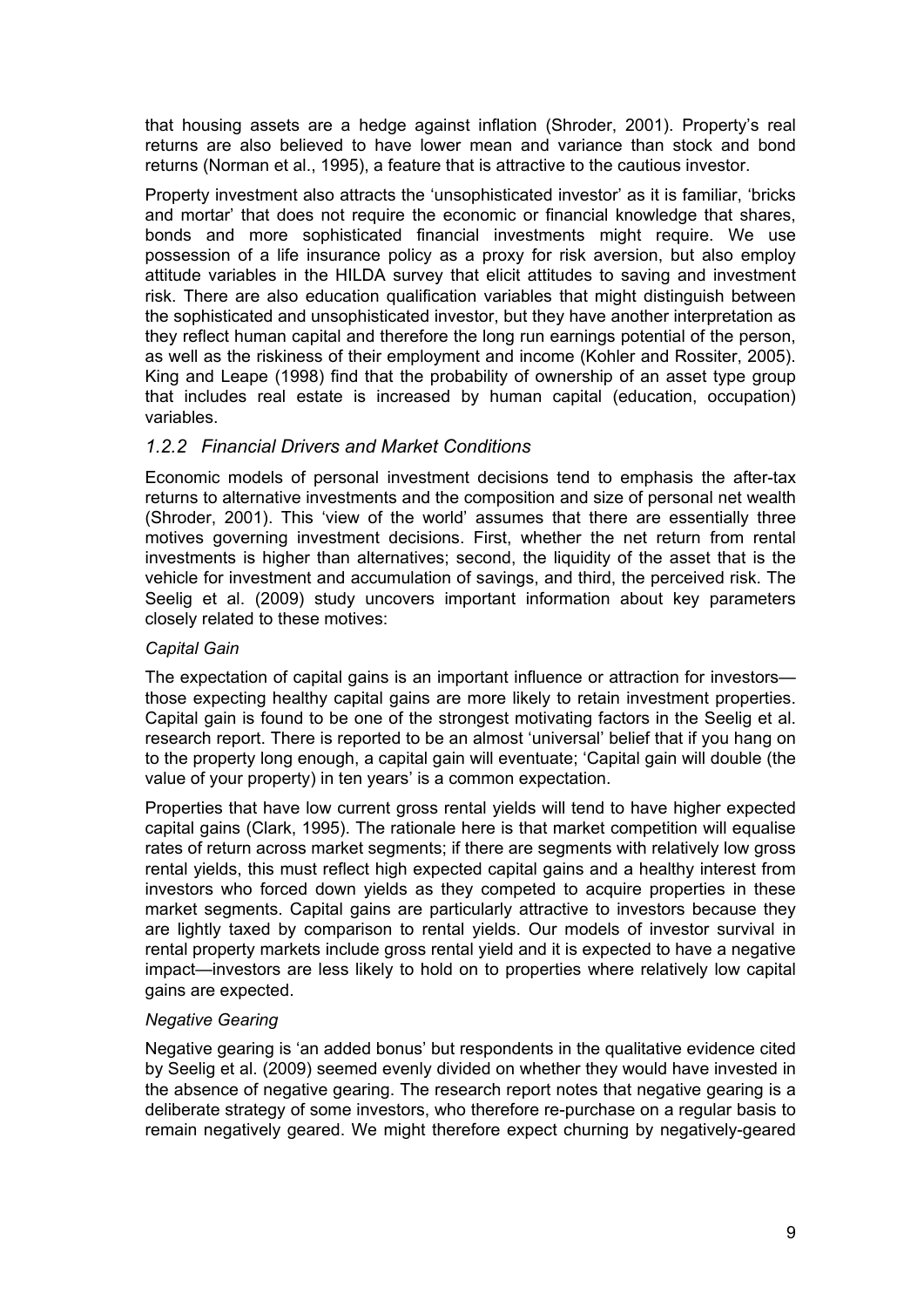that housing assets are a hedge against inflation (Shroder, 2001). Property's real returns are also believed to have lower mean and variance than stock and bond returns (Norman et al., 1995), a feature that is attractive to the cautious investor.

Property investment also attracts the 'unsophisticated investor' as it is familiar, 'bricks and mortar' that does not require the economic or financial knowledge that shares, bonds and more sophisticated financial investments might require. We use possession of a life insurance policy as a proxy for risk aversion, but also employ attitude variables in the HILDA survey that elicit attitudes to saving and investment risk. There are also education qualification variables that might distinguish between the sophisticated and unsophisticated investor, but they have another interpretation as they reflect human capital and therefore the long run earnings potential of the person, as well as the riskiness of their employment and income (Kohler and Rossiter, 2005). King and Leape (1998) find that the probability of ownership of an asset type group that includes real estate is increased by human capital (education, occupation) variables.

### *1.2.2 Financial Drivers and Market Conditions*

Economic models of personal investment decisions tend to emphasis the after-tax returns to alternative investments and the composition and size of personal net wealth (Shroder, 2001). This 'view of the world' assumes that there are essentially three motives governing investment decisions. First, whether the net return from rental investments is higher than alternatives; second, the liquidity of the asset that is the vehicle for investment and accumulation of savings, and third, the perceived risk. The Seelig et al. (2009) study uncovers important information about key parameters closely related to these motives:

*Capital Gain*

The expectation of capital gains is an important influence or attraction for investors—those expecting healthy capital gains are more likely to retain investment properties. Capital gain is found to be one of the strongest motivating factors in the Seelig et al. research report. There is reported to be an almost 'universal' belief that if you hang on to the property long enough, a capital gain will eventuate; 'Capital gain will double (the value of your property) in ten years' is a common expectation.

Properties that have low current gross rental yields will tend to have higher expected capital gains (Clark, 1995). The rationale here is that market competition will equalise rates of return across market segments; if there are segments with relatively low gross rental yields, this must reflect high expected capital gains and a healthy interest from investors who forced down yields as they competed to acquire properties in these market segments. Capital gains are particularly attractive to investors because they are lightly taxed by comparison to rental yields. Our models of investor survival in rental property markets include gross rental yield and it is expected to have a negative impact—investors are less likely to hold on to properties where relatively low capital gains are expected.

*Negative Gearing*

Negative gearing is 'an added bonus' but respondents in the qualitative evidence cited by Seelig et al. (2009) seemed evenly divided on whether they would have invested in the absence of negative gearing. The research report notes that negative gearing is a deliberate strategy of some investors, who therefore re-purchase on a regular basis to remain negatively geared. We might therefore expect churning by negatively-geared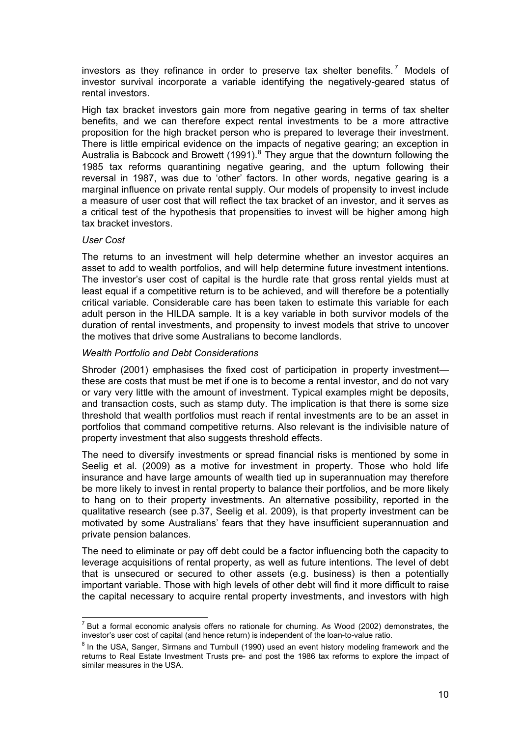investors as they refinance in order to preserve tax shelter benefits.[7] Models of investor survival incorporate a variable identifying the negatively-geared status of rental investors.

High tax bracket investors gain more from negative gearing in terms of tax shelter benefits, and we can therefore expect rental investments to be a more attractive proposition for the high bracket person who is prepared to leverage their investment. There is little empirical evidence on the impacts of negative gearing; an exception in Australia is Babcock and Browett (1991).[8] They argue that the downturn following the 1985 tax reforms quarantining negative gearing, and the upturn following their reversal in 1987, was due to 'other' factors. In other words, negative gearing is a marginal influence on private rental supply. Our models of propensity to invest include a measure of user cost that will reflect the tax bracket of an investor, and it serves as a critical test of the hypothesis that propensities to invest will be higher among high tax bracket investors.

*User Cost*

The returns to an investment will help determine whether an investor acquires an asset to add to wealth portfolios, and will help determine future investment intentions. The investor's user cost of capital is the hurdle rate that gross rental yields must at least equal if a competitive return is to be achieved, and will therefore be a potentially critical variable. Considerable care has been taken to estimate this variable for each adult person in the HILDA sample. It is a key variable in both survivor models of the duration of rental investments, and propensity to invest models that strive to uncover the motives that drive some Australians to become landlords.

*Wealth Portfolio and Debt Considerations*

Shroder (2001) emphasises the fixed cost of participation in property investment—these are costs that must be met if one is to become a rental investor, and do not vary or vary very little with the amount of investment. Typical examples might be deposits, and transaction costs, such as stamp duty. The implication is that there is some size threshold that wealth portfolios must reach if rental investments are to be an asset in portfolios that command competitive returns. Also relevant is the indivisible nature of property investment that also suggests threshold effects.

The need to diversify investments or spread financial risks is mentioned by some in Seelig et al. (2009) as a motive for investment in property. Those who hold life insurance and have large amounts of wealth tied up in superannuation may therefore be more likely to invest in rental property to balance their portfolios, and be more likely to hang on to their property investments. An alternative possibility, reported in the qualitative research (see p.37, Seelig et al. 2009), is that property investment can be motivated by some Australians' fears that they have insufficient superannuation and private pension balances.

The need to eliminate or pay off debt could be a factor influencing both the capacity to leverage acquisitions of rental property, as well as future intentions. The level of debt that is unsecured or secured to other assets (e.g. business) is then a potentially important variable. Those with high levels of other debt will find it more difficult to raise the capital necessary to acquire rental property investments, and investors with high

---

[7] But a formal economic analysis offers no rationale for churning. As Wood (2002) demonstrates, the investor's user cost of capital (and hence return) is independent of the loan-to-value ratio.

[8] In the USA, Sanger, Sirmans and Turnbull (1990) used an event history modeling framework and the returns to Real Estate Investment Trusts pre- and post the 1986 tax reforms to explore the impact of similar measures in the USA.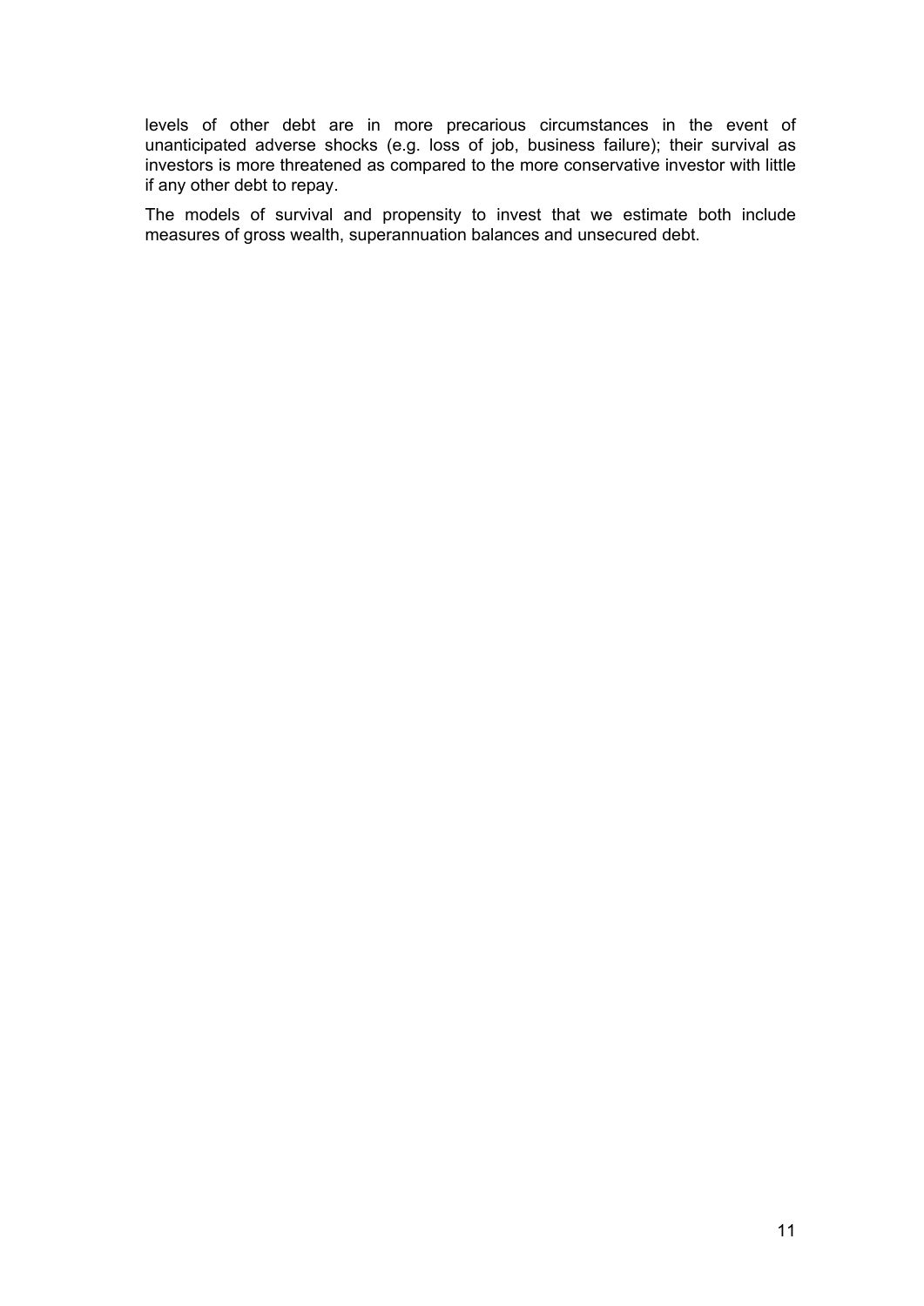levels of other debt are in more precarious circumstances in the event of unanticipated adverse shocks (e.g. loss of job, business failure); their survival as investors is more threatened as compared to the more conservative investor with little if any other debt to repay.

The models of survival and propensity to invest that we estimate both include measures of gross wealth, superannuation balances and unsecured debt.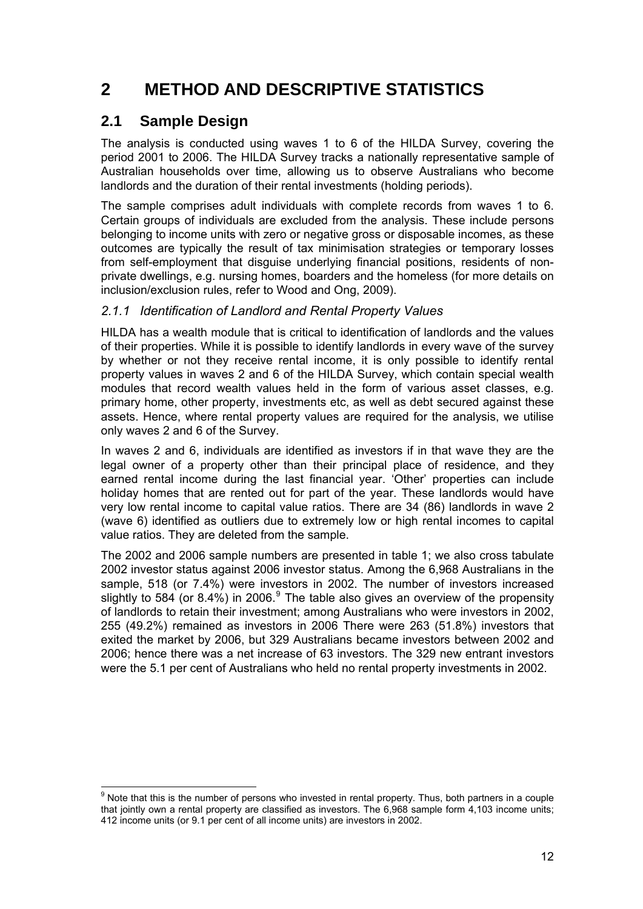# 2 METHOD AND DESCRIPTIVE STATISTICS

## 2.1 Sample Design

The analysis is conducted using waves 1 to 6 of the HILDA Survey, covering the period 2001 to 2006. The HILDA Survey tracks a nationally representative sample of Australian households over time, allowing us to observe Australians who become landlords and the duration of their rental investments (holding periods).

The sample comprises adult individuals with complete records from waves 1 to 6. Certain groups of individuals are excluded from the analysis. These include persons belonging to income units with zero or negative gross or disposable incomes, as these outcomes are typically the result of tax minimisation strategies or temporary losses from self-employment that disguise underlying financial positions, residents of non-private dwellings, e.g. nursing homes, boarders and the homeless (for more details on inclusion/exclusion rules, refer to Wood and Ong, 2009).

### *2.1.1 Identification of Landlord and Rental Property Values*

HILDA has a wealth module that is critical to identification of landlords and the values of their properties. While it is possible to identify landlords in every wave of the survey by whether or not they receive rental income, it is only possible to identify rental property values in waves 2 and 6 of the HILDA Survey, which contain special wealth modules that record wealth values held in the form of various asset classes, e.g. primary home, other property, investments etc, as well as debt secured against these assets. Hence, where rental property values are required for the analysis, we utilise only waves 2 and 6 of the Survey.

In waves 2 and 6, individuals are identified as investors if in that wave they are the legal owner of a property other than their principal place of residence, and they earned rental income during the last financial year. 'Other' properties can include holiday homes that are rented out for part of the year. These landlords would have very low rental income to capital value ratios. There are 34 (86) landlords in wave 2 (wave 6) identified as outliers due to extremely low or high rental incomes to capital value ratios. They are deleted from the sample.

The 2002 and 2006 sample numbers are presented in table 1; we also cross tabulate 2002 investor status against 2006 investor status. Among the 6,968 Australians in the sample, 518 (or 7.4%) were investors in 2002. The number of investors increased slightly to 584 (or 8.4%) in 2006.[9] The table also gives an overview of the propensity of landlords to retain their investment; among Australians who were investors in 2002, 255 (49.2%) remained as investors in 2006 There were 263 (51.8%) investors that exited the market by 2006, but 329 Australians became investors between 2002 and 2006; hence there was a net increase of 63 investors. The 329 new entrant investors were the 5.1 per cent of Australians who held no rental property investments in 2002.

[9] Note that this is the number of persons who invested in rental property. Thus, both partners in a couple that jointly own a rental property are classified as investors. The 6,968 sample form 4,103 income units; 412 income units (or 9.1 per cent of all income units) are investors in 2002.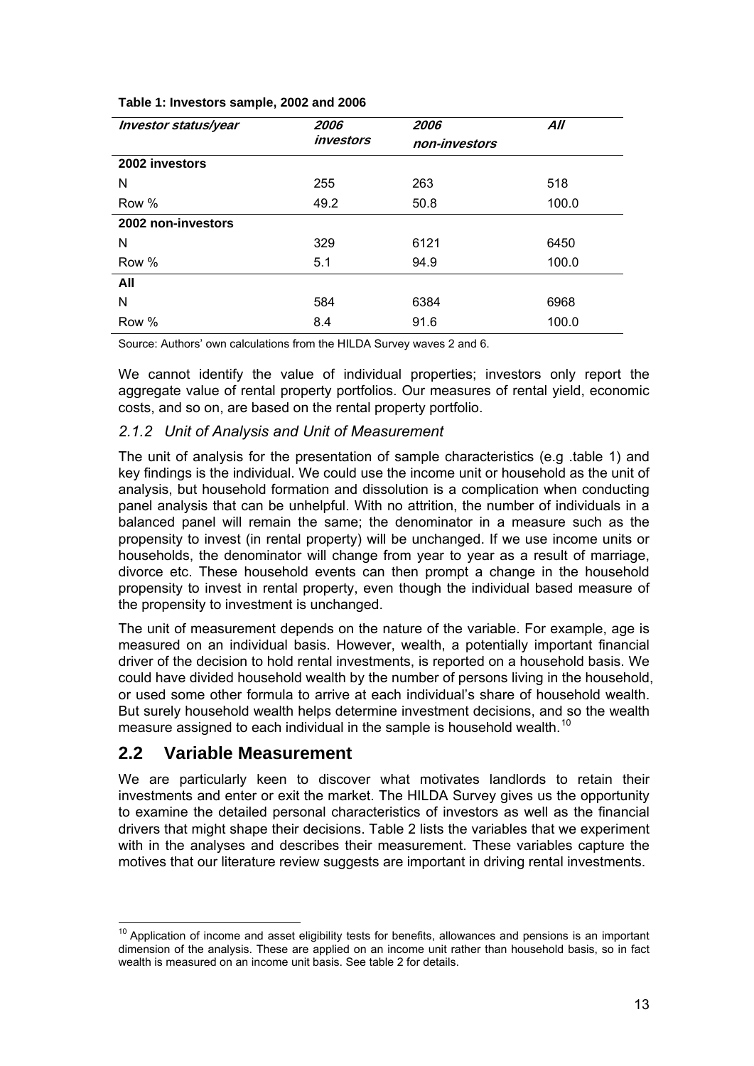**Table 1: Investors sample, 2002 and 2006**

| *Investor status/year* | *2006 investors* | *2006 non-investors* | *All* |
|---|---|---|---|
| **2002 investors** | | | |
| N | 255 | 263 | 518 |
| Row % | 49.2 | 50.8 | 100.0 |
| **2002 non-investors** | | | |
| N | 329 | 6121 | 6450 |
| Row % | 5.1 | 94.9 | 100.0 |
| **All** | | | |
| N | 584 | 6384 | 6968 |
| Row % | 8.4 | 91.6 | 100.0 |

Source: Authors' own calculations from the HILDA Survey waves 2 and 6.

We cannot identify the value of individual properties; investors only report the aggregate value of rental property portfolios. Our measures of rental yield, economic costs, and so on, are based on the rental property portfolio.

### *2.1.2 Unit of Analysis and Unit of Measurement*

The unit of analysis for the presentation of sample characteristics (e.g .table 1) and key findings is the individual. We could use the income unit or household as the unit of analysis, but household formation and dissolution is a complication when conducting panel analysis that can be unhelpful. With no attrition, the number of individuals in a balanced panel will remain the same; the denominator in a measure such as the propensity to invest (in rental property) will be unchanged. If we use income units or households, the denominator will change from year to year as a result of marriage, divorce etc. These household events can then prompt a change in the household propensity to invest in rental property, even though the individual based measure of the propensity to investment is unchanged.

The unit of measurement depends on the nature of the variable. For example, age is measured on an individual basis. However, wealth, a potentially important financial driver of the decision to hold rental investments, is reported on a household basis. We could have divided household wealth by the number of persons living in the household, or used some other formula to arrive at each individual's share of household wealth. But surely household wealth helps determine investment decisions, and so the wealth measure assigned to each individual in the sample is household wealth.[10]

## 2.2 Variable Measurement

We are particularly keen to discover what motivates landlords to retain their investments and enter or exit the market. The HILDA Survey gives us the opportunity to examine the detailed personal characteristics of investors as well as the financial drivers that might shape their decisions. Table 2 lists the variables that we experiment with in the analyses and describes their measurement. These variables capture the motives that our literature review suggests are important in driving rental investments.

[10] Application of income and asset eligibility tests for benefits, allowances and pensions is an important dimension of the analysis. These are applied on an income unit rather than household basis, so in fact wealth is measured on an income unit basis. See table 2 for details.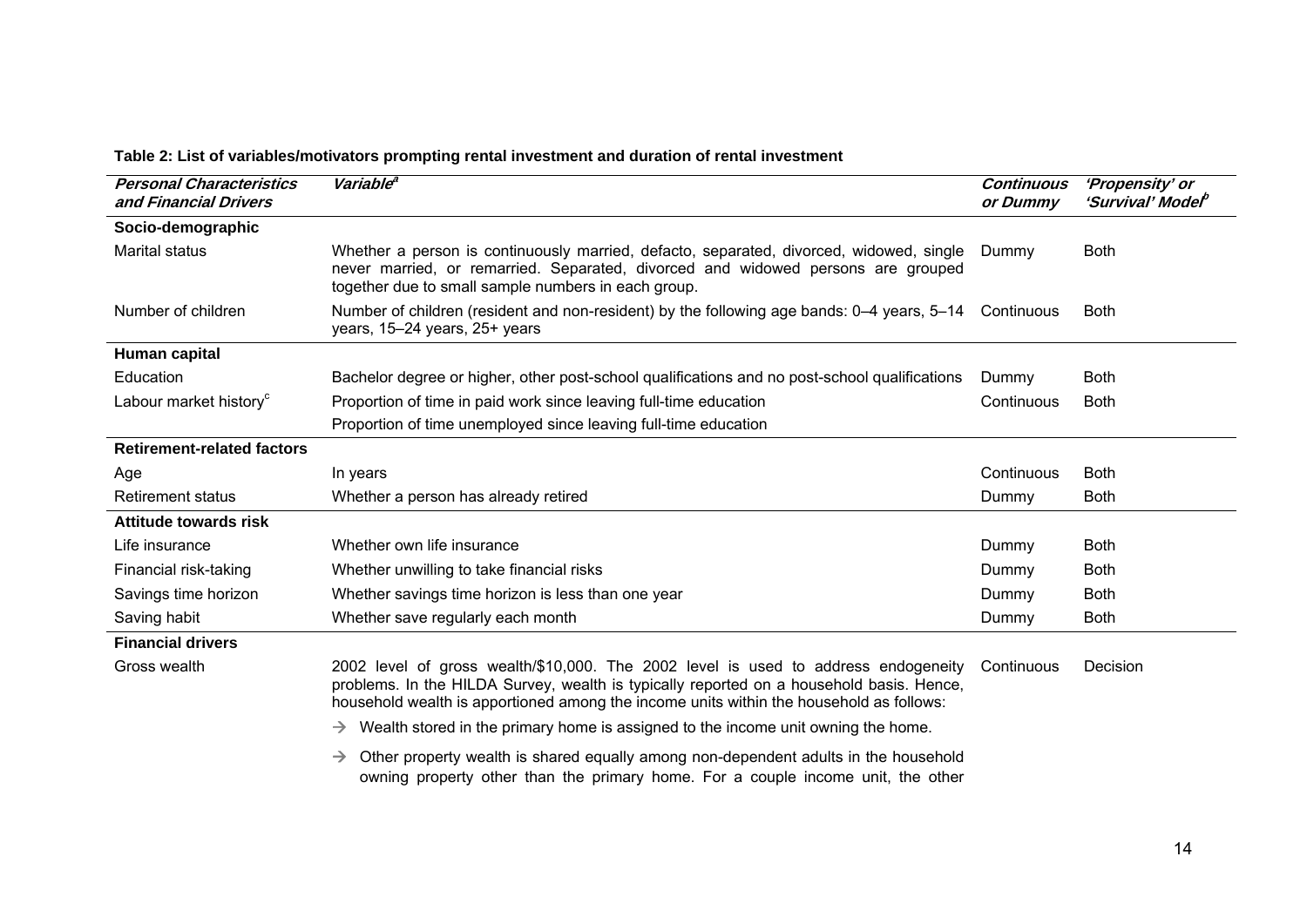**Table 2: List of variables/motivators prompting rental investment and duration of rental investment**

| *Personal Characteristics and Financial Drivers* | *Variable*[a] | *Continuous or Dummy* | *'Propensity' or 'Survival' Model*[b] |
|---|---|---|---|
| **Socio-demographic** | | | |
| Marital status | Whether a person is continuously married, defacto, separated, divorced, widowed, single never married, or remarried. Separated, divorced and widowed persons are grouped together due to small sample numbers in each group. | Dummy | Both |
| Number of children | Number of children (resident and non-resident) by the following age bands: 0–4 years, 5–14 years, 15–24 years, 25+ years | Continuous | Both |
| **Human capital** | | | |
| Education | Bachelor degree or higher, other post-school qualifications and no post-school qualifications | Dummy | Both |
| Labour market history[c] | Proportion of time in paid work since leaving full-time education | Continuous | Both |
| | Proportion of time unemployed since leaving full-time education | | |
| **Retirement-related factors** | | | |
| Age | In years | Continuous | Both |
| Retirement status | Whether a person has already retired | Dummy | Both |
| **Attitude towards risk** | | | |
| Life insurance | Whether own life insurance | Dummy | Both |
| Financial risk-taking | Whether unwilling to take financial risks | Dummy | Both |
| Savings time horizon | Whether savings time horizon is less than one year | Dummy | Both |
| Saving habit | Whether save regularly each month | Dummy | Both |
| **Financial drivers** | | | |
| Gross wealth | 2002 level of gross wealth/$10,000. The 2002 level is used to address endogeneity problems. In the HILDA Survey, wealth is typically reported on a household basis. Hence, household wealth is apportioned among the income units within the household as follows: → Wealth stored in the primary home is assigned to the income unit owning the home. → Other property wealth is shared equally among non-dependent adults in the household owning property other than the primary home. For a couple income unit, the other | Continuous | Decision |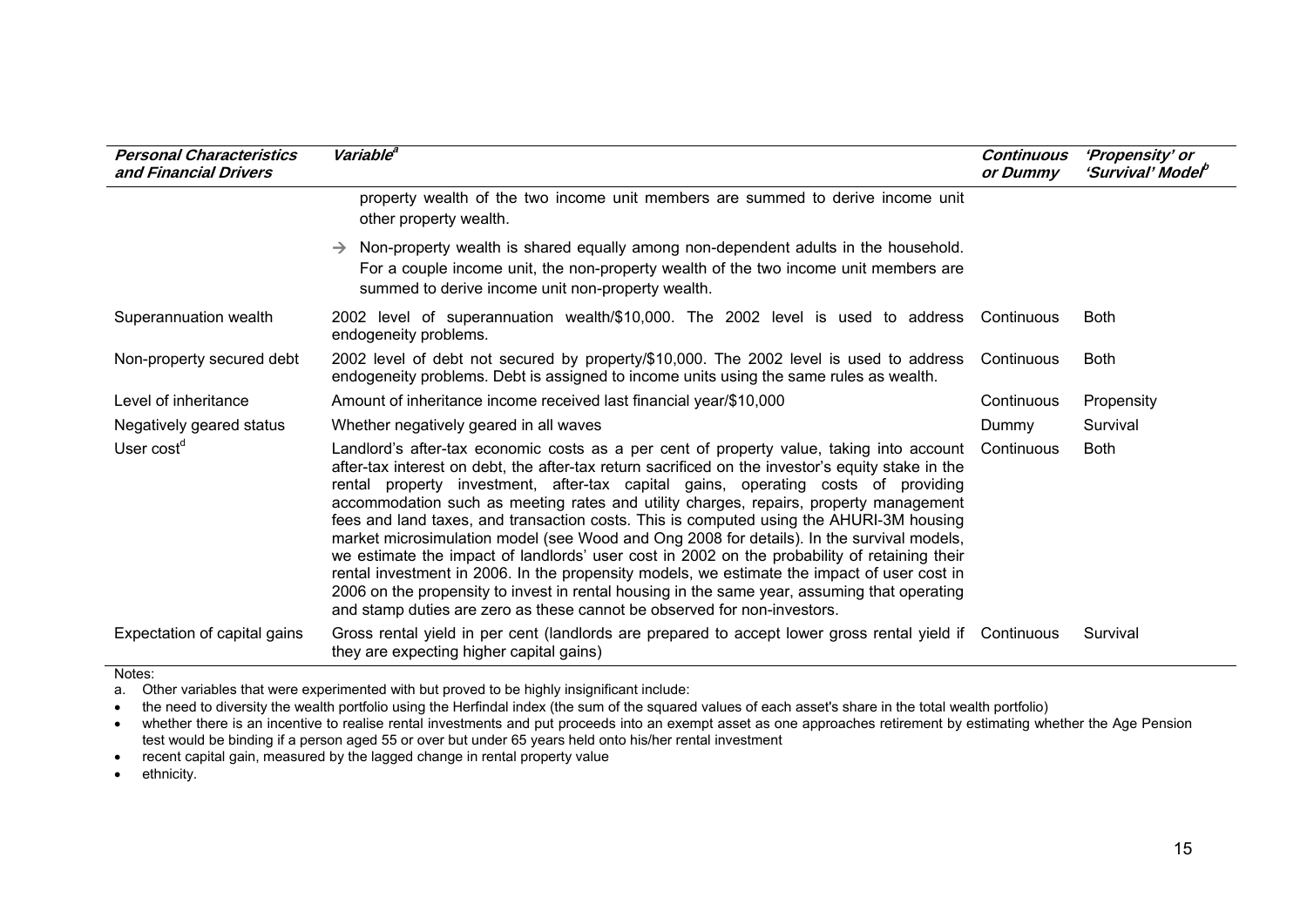| *Personal Characteristics and Financial Drivers* | *Variable*[a] | *Continuous or Dummy* | *'Propensity' or 'Survival' Model*[b] |
|---|---|---|---|
| | property wealth of the two income unit members are summed to derive income unit other property wealth.<br>→ Non-property wealth is shared equally among non-dependent adults in the household. For a couple income unit, the non-property wealth of the two income unit members are summed to derive income unit non-property wealth. | | |
| Superannuation wealth | 2002 level of superannuation wealth/$10,000. The 2002 level is used to address endogeneity problems. | Continuous | Both |
| Non-property secured debt | 2002 level of debt not secured by property/$10,000. The 2002 level is used to address endogeneity problems. Debt is assigned to income units using the same rules as wealth. | Continuous | Both |
| Level of inheritance | Amount of inheritance income received last financial year/$10,000 | Continuous | Propensity |
| Negatively geared status | Whether negatively geared in all waves | Dummy | Survival |
| User cost[d] | Landlord's after-tax economic costs as a per cent of property value, taking into account after-tax interest on debt, the after-tax return sacrificed on the investor's equity stake in the rental property investment, after-tax capital gains, operating costs of providing accommodation such as meeting rates and utility charges, repairs, property management fees and land taxes, and transaction costs. This is computed using the AHURI-3M housing market microsimulation model (see Wood and Ong 2008 for details). In the survival models, we estimate the impact of landlords' user cost in 2002 on the probability of retaining their rental investment in 2006. In the propensity models, we estimate the impact of user cost in 2006 on the propensity to invest in rental housing in the same year, assuming that operating and stamp duties are zero as these cannot be observed for non-investors. | Continuous | Both |
| Expectation of capital gains | Gross rental yield in per cent (landlords are prepared to accept lower gross rental yield if they are expecting higher capital gains) | Continuous | Survival |

Notes:

a. Other variables that were experimented with but proved to be highly insignificant include:

- the need to diversity the wealth portfolio using the Herfindal index (the sum of the squared values of each asset's share in the total wealth portfolio)
- whether there is an incentive to realise rental investments and put proceeds into an exempt asset as one approaches retirement by estimating whether the Age Pension test would be binding if a person aged 55 or over but under 65 years held onto his/her rental investment
- recent capital gain, measured by the lagged change in rental property value
- ethnicity.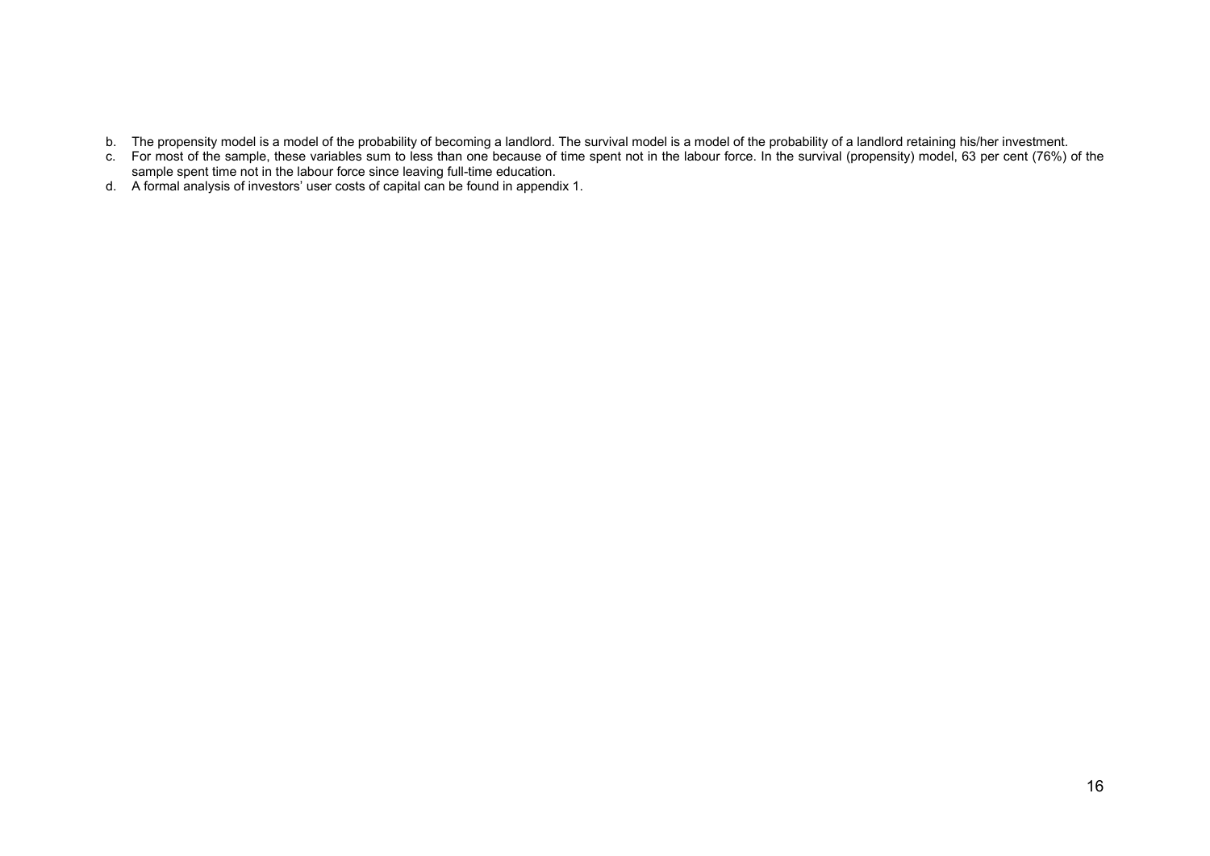b. The propensity model is a model of the probability of becoming a landlord. The survival model is a model of the probability of a landlord retaining his/her investment.
c. For most of the sample, these variables sum to less than one because of time spent not in the labour force. In the survival (propensity) model, 63 per cent (76%) of the sample spent time not in the labour force since leaving full-time education.
d. A formal analysis of investors' user costs of capital can be found in appendix 1.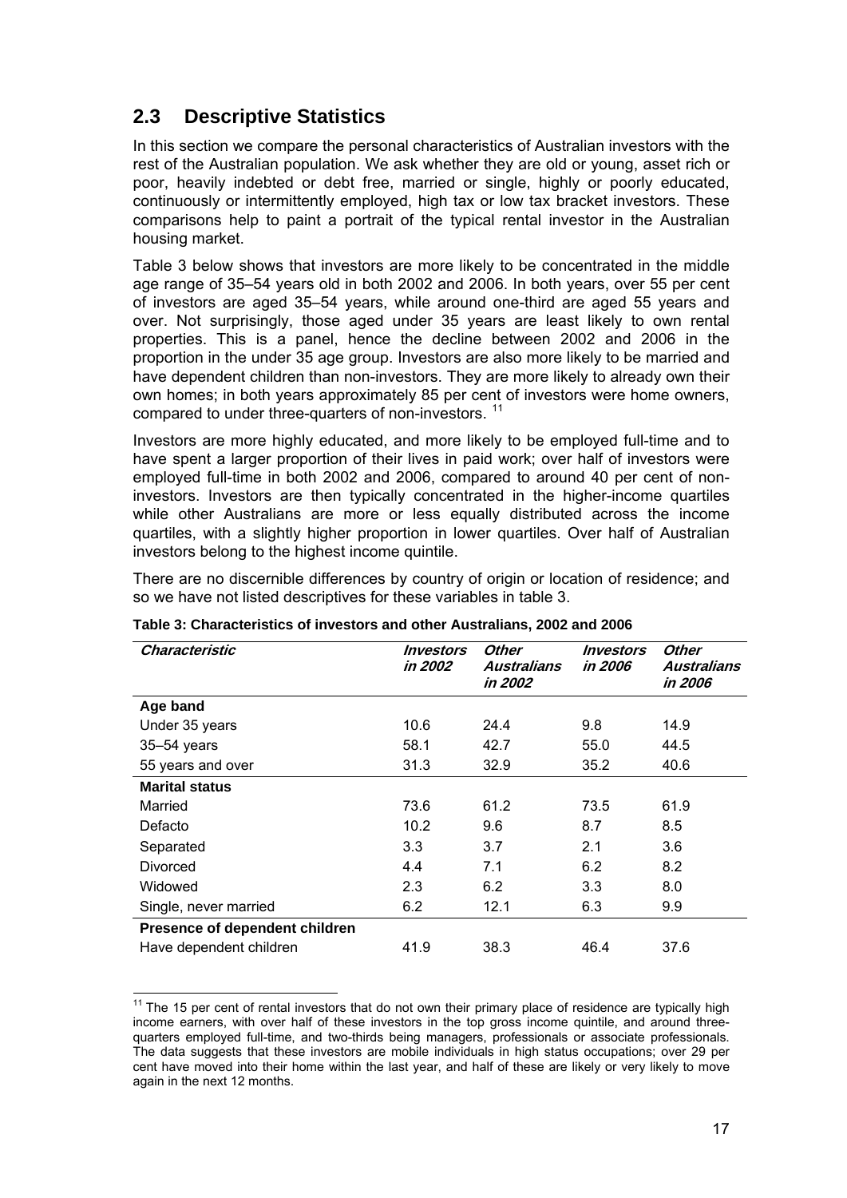## 2.3 Descriptive Statistics

In this section we compare the personal characteristics of Australian investors with the rest of the Australian population. We ask whether they are old or young, asset rich or poor, heavily indebted or debt free, married or single, highly or poorly educated, continuously or intermittently employed, high tax or low tax bracket investors. These comparisons help to paint a portrait of the typical rental investor in the Australian housing market.

Table 3 below shows that investors are more likely to be concentrated in the middle age range of 35–54 years old in both 2002 and 2006. In both years, over 55 per cent of investors are aged 35–54 years, while around one-third are aged 55 years and over. Not surprisingly, those aged under 35 years are least likely to own rental properties. This is a panel, hence the decline between 2002 and 2006 in the proportion in the under 35 age group. Investors are also more likely to be married and have dependent children than non-investors. They are more likely to already own their own homes; in both years approximately 85 per cent of investors were home owners, compared to under three-quarters of non-investors. [11]

Investors are more highly educated, and more likely to be employed full-time and to have spent a larger proportion of their lives in paid work; over half of investors were employed full-time in both 2002 and 2006, compared to around 40 per cent of non-investors. Investors are then typically concentrated in the higher-income quartiles while other Australians are more or less equally distributed across the income quartiles, with a slightly higher proportion in lower quartiles. Over half of Australian investors belong to the highest income quintile.

There are no discernible differences by country of origin or location of residence; and so we have not listed descriptives for these variables in table 3.

**Table 3: Characteristics of investors and other Australians, 2002 and 2006**

| *Characteristic* | *Investors in 2002* | *Other Australians in 2002* | *Investors in 2006* | *Other Australians in 2006* |
|---|---|---|---|---|
| **Age band** | | | | |
| Under 35 years | 10.6 | 24.4 | 9.8 | 14.9 |
| 35–54 years | 58.1 | 42.7 | 55.0 | 44.5 |
| 55 years and over | 31.3 | 32.9 | 35.2 | 40.6 |
| **Marital status** | | | | |
| Married | 73.6 | 61.2 | 73.5 | 61.9 |
| Defacto | 10.2 | 9.6 | 8.7 | 8.5 |
| Separated | 3.3 | 3.7 | 2.1 | 3.6 |
| Divorced | 4.4 | 7.1 | 6.2 | 8.2 |
| Widowed | 2.3 | 6.2 | 3.3 | 8.0 |
| Single, never married | 6.2 | 12.1 | 6.3 | 9.9 |
| **Presence of dependent children** | | | | |
| Have dependent children | 41.9 | 38.3 | 46.4 | 37.6 |

[11] The 15 per cent of rental investors that do not own their primary place of residence are typically high income earners, with over half of these investors in the top gross income quintile, and around three-quarters employed full-time, and two-thirds being managers, professionals or associate professionals. The data suggests that these investors are mobile individuals in high status occupations; over 29 per cent have moved into their home within the last year, and half of these are likely or very likely to move again in the next 12 months.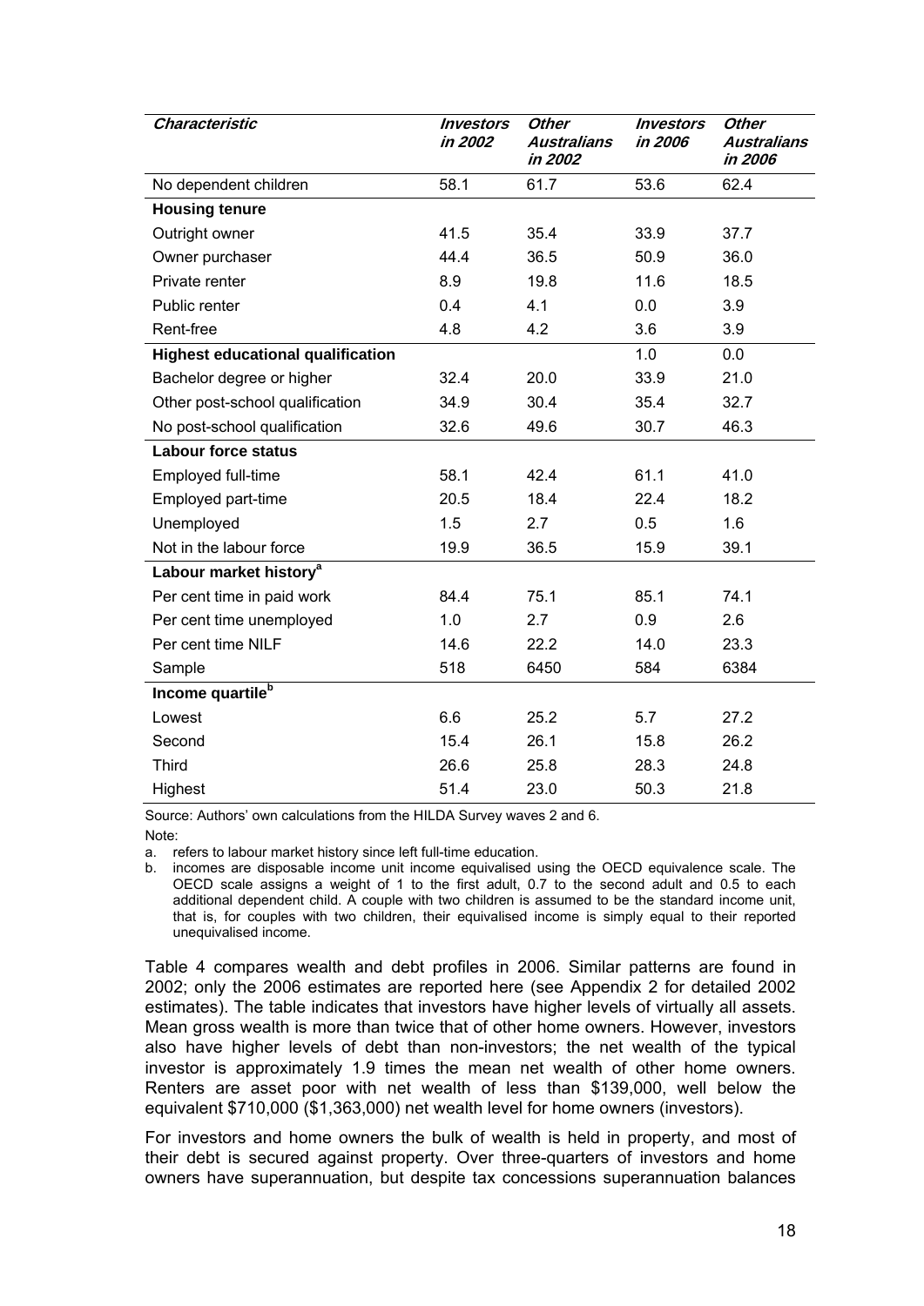| *Characteristic* | *Investors in 2002* | *Other Australians in 2002* | *Investors in 2006* | *Other Australians in 2006* |
|---|---|---|---|---|
| No dependent children | 58.1 | 61.7 | 53.6 | 62.4 |
| **Housing tenure** | | | | |
| Outright owner | 41.5 | 35.4 | 33.9 | 37.7 |
| Owner purchaser | 44.4 | 36.5 | 50.9 | 36.0 |
| Private renter | 8.9 | 19.8 | 11.6 | 18.5 |
| Public renter | 0.4 | 4.1 | 0.0 | 3.9 |
| Rent-free | 4.8 | 4.2 | 3.6 | 3.9 |
| **Highest educational qualification** | | | 1.0 | 0.0 |
| Bachelor degree or higher | 32.4 | 20.0 | 33.9 | 21.0 |
| Other post-school qualification | 34.9 | 30.4 | 35.4 | 32.7 |
| No post-school qualification | 32.6 | 49.6 | 30.7 | 46.3 |
| **Labour force status** | | | | |
| Employed full-time | 58.1 | 42.4 | 61.1 | 41.0 |
| Employed part-time | 20.5 | 18.4 | 22.4 | 18.2 |
| Unemployed | 1.5 | 2.7 | 0.5 | 1.6 |
| Not in the labour force | 19.9 | 36.5 | 15.9 | 39.1 |
| **Labour market history**[a] | | | | |
| Per cent time in paid work | 84.4 | 75.1 | 85.1 | 74.1 |
| Per cent time unemployed | 1.0 | 2.7 | 0.9 | 2.6 |
| Per cent time NILF | 14.6 | 22.2 | 14.0 | 23.3 |
| Sample | 518 | 6450 | 584 | 6384 |
| **Income quartile**[b] | | | | |
| Lowest | 6.6 | 25.2 | 5.7 | 27.2 |
| Second | 15.4 | 26.1 | 15.8 | 26.2 |
| Third | 26.6 | 25.8 | 28.3 | 24.8 |
| Highest | 51.4 | 23.0 | 50.3 | 21.8 |

Source: Authors' own calculations from the HILDA Survey waves 2 and 6.

Note:

a. refers to labour market history since left full-time education.

b. incomes are disposable income unit income equivalised using the OECD equivalence scale. The OECD scale assigns a weight of 1 to the first adult, 0.7 to the second adult and 0.5 to each additional dependent child. A couple with two children is assumed to be the standard income unit, that is, for couples with two children, their equivalised income is simply equal to their reported unequivalised income.

Table 4 compares wealth and debt profiles in 2006. Similar patterns are found in 2002; only the 2006 estimates are reported here (see Appendix 2 for detailed 2002 estimates). The table indicates that investors have higher levels of virtually all assets. Mean gross wealth is more than twice that of other home owners. However, investors also have higher levels of debt than non-investors; the net wealth of the typical investor is approximately 1.9 times the mean net wealth of other home owners. Renters are asset poor with net wealth of less than \$139,000, well below the equivalent \$710,000 (\$1,363,000) net wealth level for home owners (investors).

For investors and home owners the bulk of wealth is held in property, and most of their debt is secured against property. Over three-quarters of investors and home owners have superannuation, but despite tax concessions superannuation balances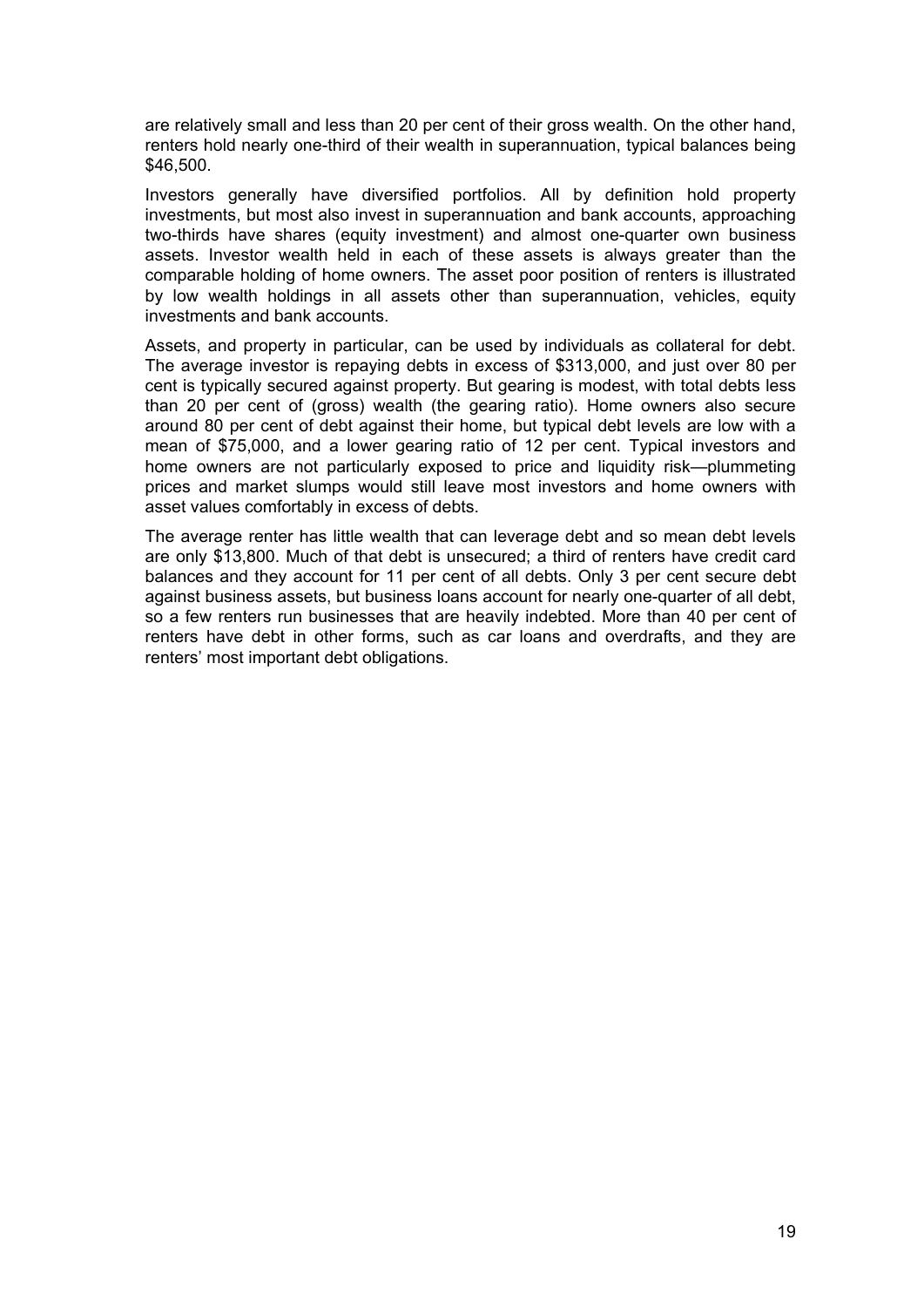are relatively small and less than 20 per cent of their gross wealth. On the other hand, renters hold nearly one-third of their wealth in superannuation, typical balances being $46,500.

Investors generally have diversified portfolios. All by definition hold property investments, but most also invest in superannuation and bank accounts, approaching two-thirds have shares (equity investment) and almost one-quarter own business assets. Investor wealth held in each of these assets is always greater than the comparable holding of home owners. The asset poor position of renters is illustrated by low wealth holdings in all assets other than superannuation, vehicles, equity investments and bank accounts.

Assets, and property in particular, can be used by individuals as collateral for debt. The average investor is repaying debts in excess of $313,000, and just over 80 per cent is typically secured against property. But gearing is modest, with total debts less than 20 per cent of (gross) wealth (the gearing ratio). Home owners also secure around 80 per cent of debt against their home, but typical debt levels are low with a mean of $75,000, and a lower gearing ratio of 12 per cent. Typical investors and home owners are not particularly exposed to price and liquidity risk—plummeting prices and market slumps would still leave most investors and home owners with asset values comfortably in excess of debts.

The average renter has little wealth that can leverage debt and so mean debt levels are only $13,800. Much of that debt is unsecured; a third of renters have credit card balances and they account for 11 per cent of all debts. Only 3 per cent secure debt against business assets, but business loans account for nearly one-quarter of all debt, so a few renters run businesses that are heavily indebted. More than 40 per cent of renters have debt in other forms, such as car loans and overdrafts, and they are renters' most important debt obligations.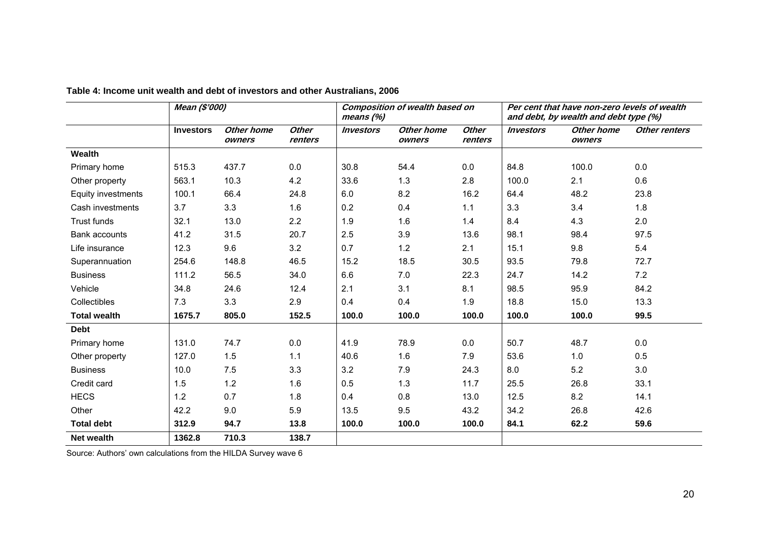**Table 4: Income unit wealth and debt of investors and other Australians, 2006**

| | *Mean ($'000)* | | | *Composition of wealth based on means (%)* | | | *Per cent that have non-zero levels of wealth and debt, by wealth and debt type (%)* | | |
|---|---|---|---|---|---|---|---|---|---|
| | **Investors** | *Other home owners* | *Other renters* | *Investors* | *Other home owners* | *Other renters* | *Investors* | *Other home owners* | *Other renters* |
| **Wealth** | | | | | | | | | |
| Primary home | 515.3 | 437.7 | 0.0 | 30.8 | 54.4 | 0.0 | 84.8 | 100.0 | 0.0 |
| Other property | 563.1 | 10.3 | 4.2 | 33.6 | 1.3 | 2.8 | 100.0 | 2.1 | 0.6 |
| Equity investments | 100.1 | 66.4 | 24.8 | 6.0 | 8.2 | 16.2 | 64.4 | 48.2 | 23.8 |
| Cash investments | 3.7 | 3.3 | 1.6 | 0.2 | 0.4 | 1.1 | 3.3 | 3.4 | 1.8 |
| Trust funds | 32.1 | 13.0 | 2.2 | 1.9 | 1.6 | 1.4 | 8.4 | 4.3 | 2.0 |
| Bank accounts | 41.2 | 31.5 | 20.7 | 2.5 | 3.9 | 13.6 | 98.1 | 98.4 | 97.5 |
| Life insurance | 12.3 | 9.6 | 3.2 | 0.7 | 1.2 | 2.1 | 15.1 | 9.8 | 5.4 |
| Superannuation | 254.6 | 148.8 | 46.5 | 15.2 | 18.5 | 30.5 | 93.5 | 79.8 | 72.7 |
| Business | 111.2 | 56.5 | 34.0 | 6.6 | 7.0 | 22.3 | 24.7 | 14.2 | 7.2 |
| Vehicle | 34.8 | 24.6 | 12.4 | 2.1 | 3.1 | 8.1 | 98.5 | 95.9 | 84.2 |
| Collectibles | 7.3 | 3.3 | 2.9 | 0.4 | 0.4 | 1.9 | 18.8 | 15.0 | 13.3 |
| **Total wealth** | **1675.7** | **805.0** | **152.5** | **100.0** | **100.0** | **100.0** | **100.0** | **100.0** | **99.5** |
| **Debt** | | | | | | | | | |
| Primary home | 131.0 | 74.7 | 0.0 | 41.9 | 78.9 | 0.0 | 50.7 | 48.7 | 0.0 |
| Other property | 127.0 | 1.5 | 1.1 | 40.6 | 1.6 | 7.9 | 53.6 | 1.0 | 0.5 |
| Business | 10.0 | 7.5 | 3.3 | 3.2 | 7.9 | 24.3 | 8.0 | 5.2 | 3.0 |
| Credit card | 1.5 | 1.2 | 1.6 | 0.5 | 1.3 | 11.7 | 25.5 | 26.8 | 33.1 |
| HECS | 1.2 | 0.7 | 1.8 | 0.4 | 0.8 | 13.0 | 12.5 | 8.2 | 14.1 |
| Other | 42.2 | 9.0 | 5.9 | 13.5 | 9.5 | 43.2 | 34.2 | 26.8 | 42.6 |
| **Total debt** | **312.9** | **94.7** | **13.8** | **100.0** | **100.0** | **100.0** | **84.1** | **62.2** | **59.6** |
| **Net wealth** | **1362.8** | **710.3** | **138.7** | | | | | | |

Source: Authors' own calculations from the HILDA Survey wave 6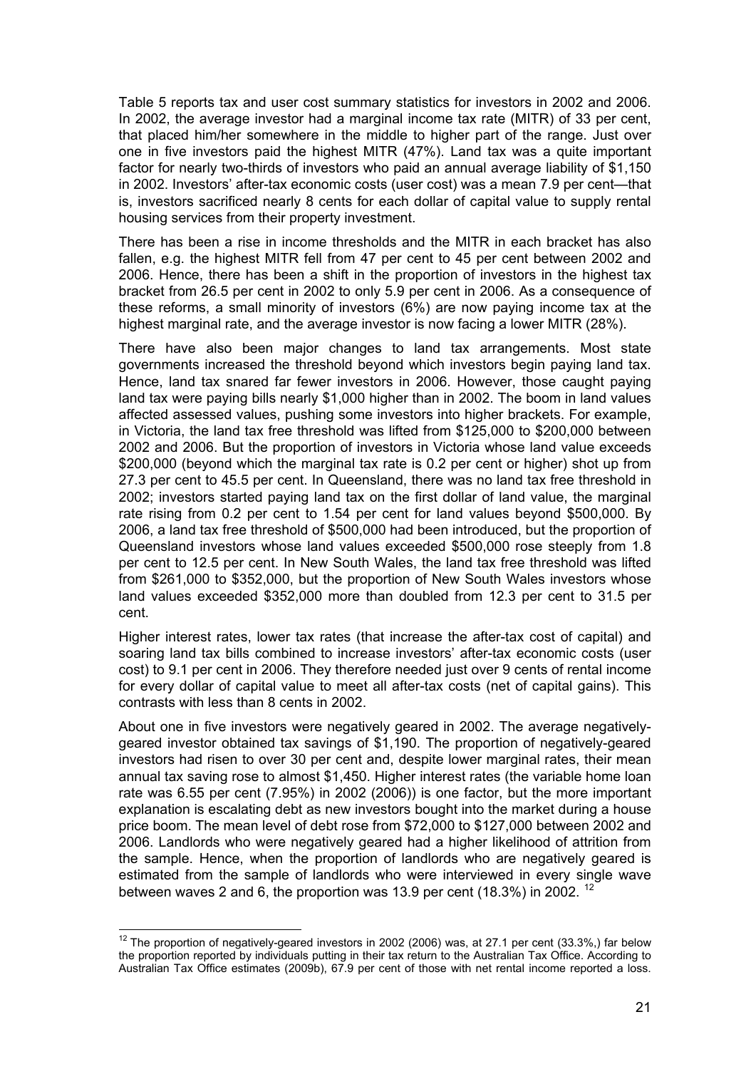Table 5 reports tax and user cost summary statistics for investors in 2002 and 2006. In 2002, the average investor had a marginal income tax rate (MITR) of 33 per cent, that placed him/her somewhere in the middle to higher part of the range. Just over one in five investors paid the highest MITR (47%). Land tax was a quite important factor for nearly two-thirds of investors who paid an annual average liability of $1,150 in 2002. Investors' after-tax economic costs (user cost) was a mean 7.9 per cent—that is, investors sacrificed nearly 8 cents for each dollar of capital value to supply rental housing services from their property investment.

There has been a rise in income thresholds and the MITR in each bracket has also fallen, e.g. the highest MITR fell from 47 per cent to 45 per cent between 2002 and 2006. Hence, there has been a shift in the proportion of investors in the highest tax bracket from 26.5 per cent in 2002 to only 5.9 per cent in 2006. As a consequence of these reforms, a small minority of investors (6%) are now paying income tax at the highest marginal rate, and the average investor is now facing a lower MITR (28%).

There have also been major changes to land tax arrangements. Most state governments increased the threshold beyond which investors begin paying land tax. Hence, land tax snared far fewer investors in 2006. However, those caught paying land tax were paying bills nearly $1,000 higher than in 2002. The boom in land values affected assessed values, pushing some investors into higher brackets. For example, in Victoria, the land tax free threshold was lifted from $125,000 to $200,000 between 2002 and 2006. But the proportion of investors in Victoria whose land value exceeds $200,000 (beyond which the marginal tax rate is 0.2 per cent or higher) shot up from 27.3 per cent to 45.5 per cent. In Queensland, there was no land tax free threshold in 2002; investors started paying land tax on the first dollar of land value, the marginal rate rising from 0.2 per cent to 1.54 per cent for land values beyond $500,000. By 2006, a land tax free threshold of $500,000 had been introduced, but the proportion of Queensland investors whose land values exceeded $500,000 rose steeply from 1.8 per cent to 12.5 per cent. In New South Wales, the land tax free threshold was lifted from $261,000 to $352,000, but the proportion of New South Wales investors whose land values exceeded $352,000 more than doubled from 12.3 per cent to 31.5 per cent.

Higher interest rates, lower tax rates (that increase the after-tax cost of capital) and soaring land tax bills combined to increase investors' after-tax economic costs (user cost) to 9.1 per cent in 2006. They therefore needed just over 9 cents of rental income for every dollar of capital value to meet all after-tax costs (net of capital gains). This contrasts with less than 8 cents in 2002.

About one in five investors were negatively geared in 2002. The average negatively-geared investor obtained tax savings of $1,190. The proportion of negatively-geared investors had risen to over 30 per cent and, despite lower marginal rates, their mean annual tax saving rose to almost $1,450. Higher interest rates (the variable home loan rate was 6.55 per cent (7.95%) in 2002 (2006)) is one factor, but the more important explanation is escalating debt as new investors bought into the market during a house price boom. The mean level of debt rose from $72,000 to $127,000 between 2002 and 2006. Landlords who were negatively geared had a higher likelihood of attrition from the sample. Hence, when the proportion of landlords who are negatively geared is estimated from the sample of landlords who were interviewed in every single wave between waves 2 and 6, the proportion was 13.9 per cent (18.3%) in 2002. [12]

---

[12] The proportion of negatively-geared investors in 2002 (2006) was, at 27.1 per cent (33.3%,) far below the proportion reported by individuals putting in their tax return to the Australian Tax Office. According to Australian Tax Office estimates (2009b), 67.9 per cent of those with net rental income reported a loss.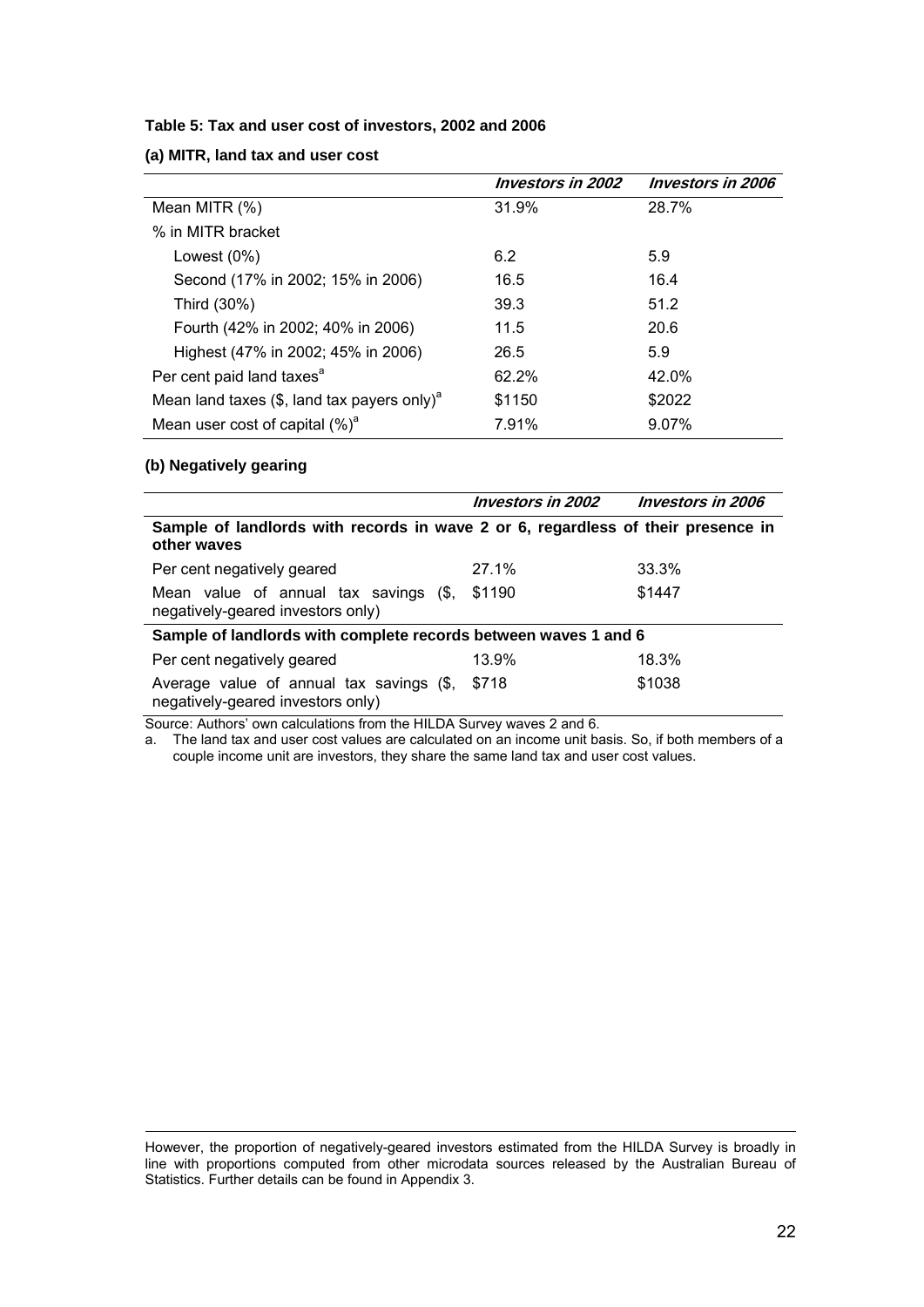**Table 5: Tax and user cost of investors, 2002 and 2006**

**(a) MITR, land tax and user cost**

| | *Investors in 2002* | *Investors in 2006* |
|---|---|---|
| Mean MITR (%) | 31.9% | 28.7% |
| % in MITR bracket | | |
| Lowest (0%) | 6.2 | 5.9 |
| Second (17% in 2002; 15% in 2006) | 16.5 | 16.4 |
| Third (30%) | 39.3 | 51.2 |
| Fourth (42% in 2002; 40% in 2006) | 11.5 | 20.6 |
| Highest (47% in 2002; 45% in 2006) | 26.5 | 5.9 |
| Per cent paid land taxes[a] | 62.2% | 42.0% |
| Mean land taxes ($, land tax payers only)[a] | $1150 | $2022 |
| Mean user cost of capital (%)[a] | 7.91% | 9.07% |

**(b) Negatively gearing**

| | *Investors in 2002* | *Investors in 2006* |
|---|---|---|
| **Sample of landlords with records in wave 2 or 6, regardless of their presence in other waves** | | |
| Per cent negatively geared | 27.1% | 33.3% |
| Mean value of annual tax savings ($, negatively-geared investors only) | $1190 | $1447 |
| **Sample of landlords with complete records between waves 1 and 6** | | |
| Per cent negatively geared | 13.9% | 18.3% |
| Average value of annual tax savings ($, negatively-geared investors only) | $718 | $1038 |

Source: Authors' own calculations from the HILDA Survey waves 2 and 6.

a. The land tax and user cost values are calculated on an income unit basis. So, if both members of a couple income unit are investors, they share the same land tax and user cost values.

However, the proportion of negatively-geared investors estimated from the HILDA Survey is broadly in line with proportions computed from other microdata sources released by the Australian Bureau of Statistics. Further details can be found in Appendix 3.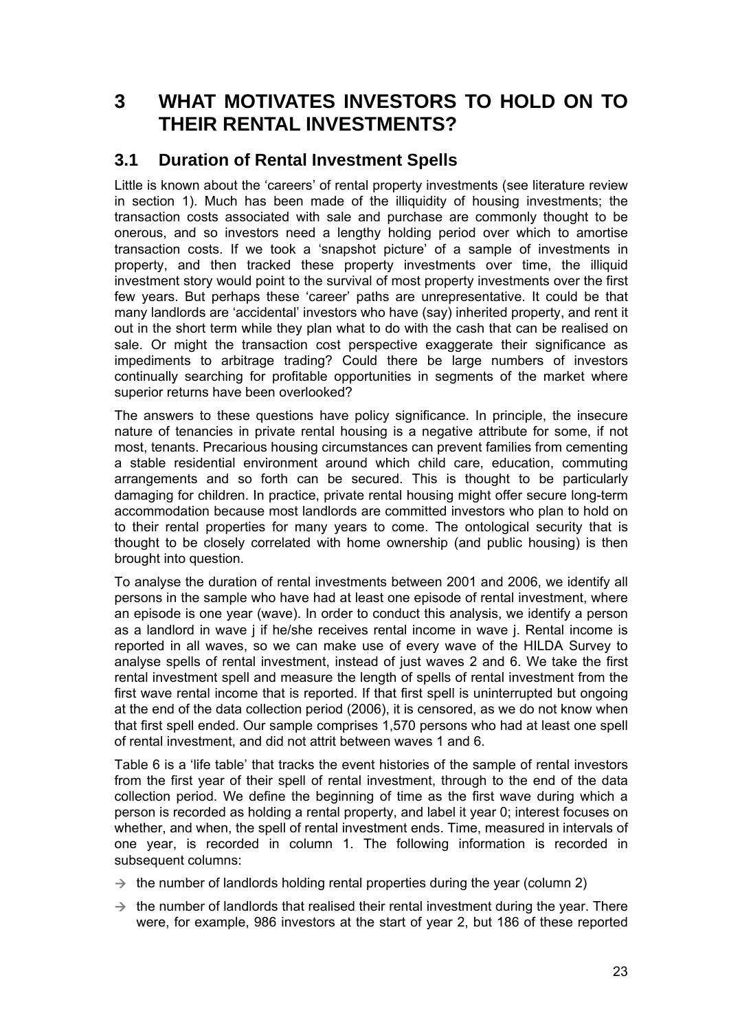# 3 WHAT MOTIVATES INVESTORS TO HOLD ON TO THEIR RENTAL INVESTMENTS?

## 3.1 Duration of Rental Investment Spells

Little is known about the 'careers' of rental property investments (see literature review in section 1). Much has been made of the illiquidity of housing investments; the transaction costs associated with sale and purchase are commonly thought to be onerous, and so investors need a lengthy holding period over which to amortise transaction costs. If we took a 'snapshot picture' of a sample of investments in property, and then tracked these property investments over time, the illiquid investment story would point to the survival of most property investments over the first few years. But perhaps these 'career' paths are unrepresentative. It could be that many landlords are 'accidental' investors who have (say) inherited property, and rent it out in the short term while they plan what to do with the cash that can be realised on sale. Or might the transaction cost perspective exaggerate their significance as impediments to arbitrage trading? Could there be large numbers of investors continually searching for profitable opportunities in segments of the market where superior returns have been overlooked?

The answers to these questions have policy significance. In principle, the insecure nature of tenancies in private rental housing is a negative attribute for some, if not most, tenants. Precarious housing circumstances can prevent families from cementing a stable residential environment around which child care, education, commuting arrangements and so forth can be secured. This is thought to be particularly damaging for children. In practice, private rental housing might offer secure long-term accommodation because most landlords are committed investors who plan to hold on to their rental properties for many years to come. The ontological security that is thought to be closely correlated with home ownership (and public housing) is then brought into question.

To analyse the duration of rental investments between 2001 and 2006, we identify all persons in the sample who have had at least one episode of rental investment, where an episode is one year (wave). In order to conduct this analysis, we identify a person as a landlord in wave j if he/she receives rental income in wave j. Rental income is reported in all waves, so we can make use of every wave of the HILDA Survey to analyse spells of rental investment, instead of just waves 2 and 6. We take the first rental investment spell and measure the length of spells of rental investment from the first wave rental income that is reported. If that first spell is uninterrupted but ongoing at the end of the data collection period (2006), it is censored, as we do not know when that first spell ended. Our sample comprises 1,570 persons who had at least one spell of rental investment, and did not attrit between waves 1 and 6.

Table 6 is a 'life table' that tracks the event histories of the sample of rental investors from the first year of their spell of rental investment, through to the end of the data collection period. We define the beginning of time as the first wave during which a person is recorded as holding a rental property, and label it year 0; interest focuses on whether, and when, the spell of rental investment ends. Time, measured in intervals of one year, is recorded in column 1. The following information is recorded in subsequent columns:

- → the number of landlords holding rental properties during the year (column 2)
- → the number of landlords that realised their rental investment during the year. There were, for example, 986 investors at the start of year 2, but 186 of these reported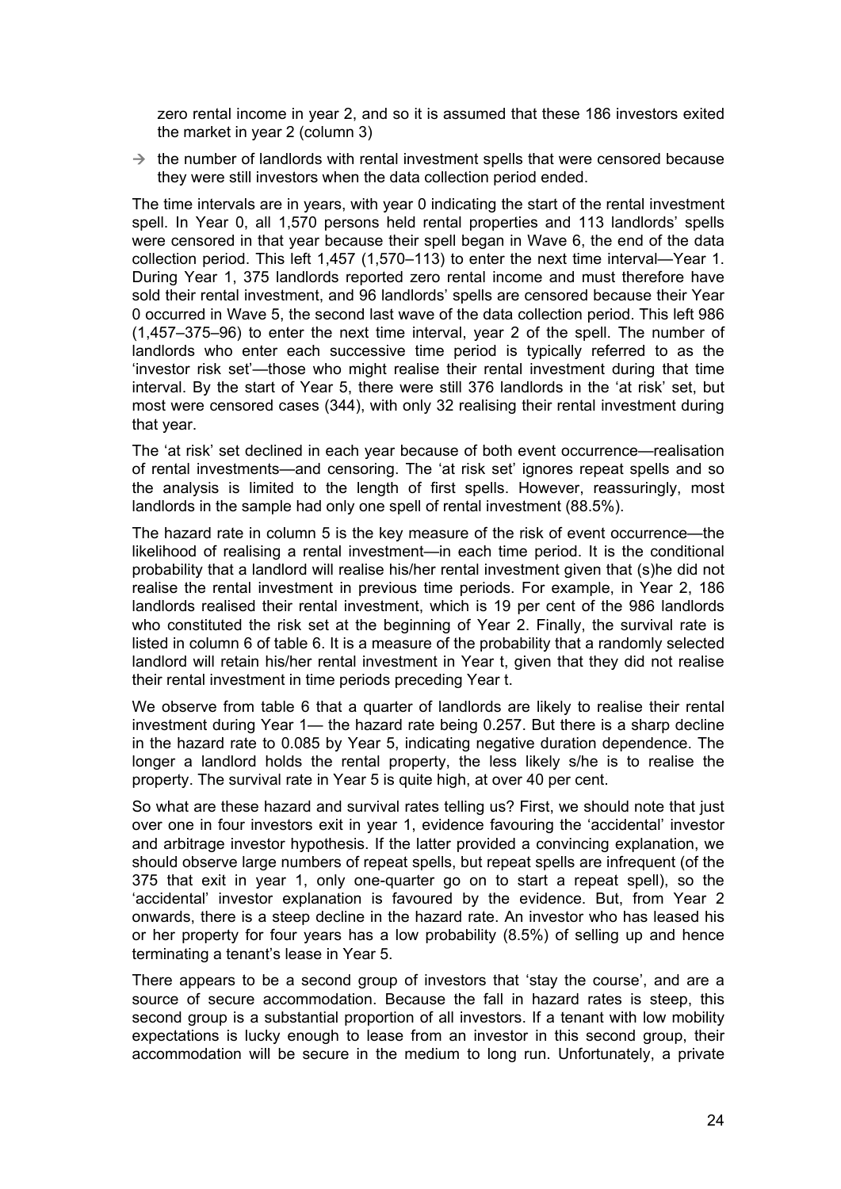zero rental income in year 2, and so it is assumed that these 186 investors exited the market in year 2 (column 3)

→ the number of landlords with rental investment spells that were censored because they were still investors when the data collection period ended.

The time intervals are in years, with year 0 indicating the start of the rental investment spell. In Year 0, all 1,570 persons held rental properties and 113 landlords' spells were censored in that year because their spell began in Wave 6, the end of the data collection period. This left 1,457 (1,570–113) to enter the next time interval—Year 1. During Year 1, 375 landlords reported zero rental income and must therefore have sold their rental investment, and 96 landlords' spells are censored because their Year 0 occurred in Wave 5, the second last wave of the data collection period. This left 986 (1,457–375–96) to enter the next time interval, year 2 of the spell. The number of landlords who enter each successive time period is typically referred to as the 'investor risk set'—those who might realise their rental investment during that time interval. By the start of Year 5, there were still 376 landlords in the 'at risk' set, but most were censored cases (344), with only 32 realising their rental investment during that year.

The 'at risk' set declined in each year because of both event occurrence—realisation of rental investments—and censoring. The 'at risk set' ignores repeat spells and so the analysis is limited to the length of first spells. However, reassuringly, most landlords in the sample had only one spell of rental investment (88.5%).

The hazard rate in column 5 is the key measure of the risk of event occurrence—the likelihood of realising a rental investment—in each time period. It is the conditional probability that a landlord will realise his/her rental investment given that (s)he did not realise the rental investment in previous time periods. For example, in Year 2, 186 landlords realised their rental investment, which is 19 per cent of the 986 landlords who constituted the risk set at the beginning of Year 2. Finally, the survival rate is listed in column 6 of table 6. It is a measure of the probability that a randomly selected landlord will retain his/her rental investment in Year t, given that they did not realise their rental investment in time periods preceding Year t.

We observe from table 6 that a quarter of landlords are likely to realise their rental investment during Year 1— the hazard rate being 0.257. But there is a sharp decline in the hazard rate to 0.085 by Year 5, indicating negative duration dependence. The longer a landlord holds the rental property, the less likely s/he is to realise the property. The survival rate in Year 5 is quite high, at over 40 per cent.

So what are these hazard and survival rates telling us? First, we should note that just over one in four investors exit in year 1, evidence favouring the 'accidental' investor and arbitrage investor hypothesis. If the latter provided a convincing explanation, we should observe large numbers of repeat spells, but repeat spells are infrequent (of the 375 that exit in year 1, only one-quarter go on to start a repeat spell), so the 'accidental' investor explanation is favoured by the evidence. But, from Year 2 onwards, there is a steep decline in the hazard rate. An investor who has leased his or her property for four years has a low probability (8.5%) of selling up and hence terminating a tenant's lease in Year 5.

There appears to be a second group of investors that 'stay the course', and are a source of secure accommodation. Because the fall in hazard rates is steep, this second group is a substantial proportion of all investors. If a tenant with low mobility expectations is lucky enough to lease from an investor in this second group, their accommodation will be secure in the medium to long run. Unfortunately, a private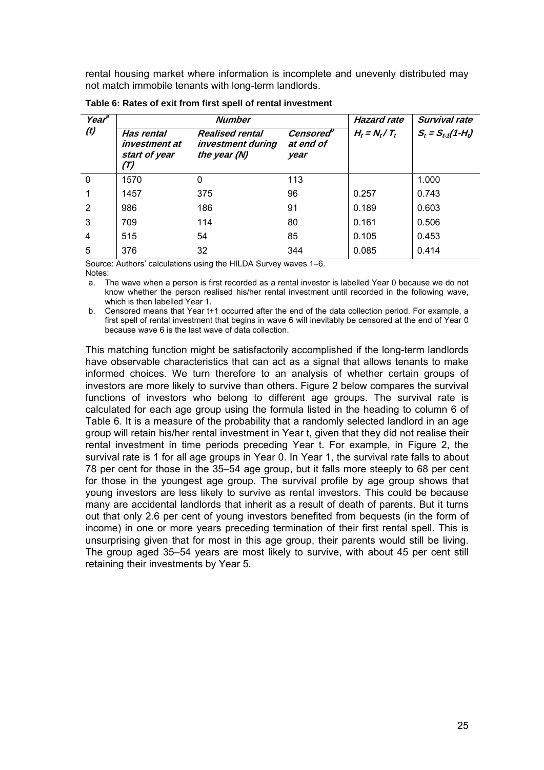rental housing market where information is incomplete and unevenly distributed may not match immobile tenants with long-term landlords.

**Table 6: Rates of exit from first spell of rental investment**

| *Year*[a] *(t)* | *Number* | | | *Hazard rate* | *Survival rate* |
|---|---|---|---|---|---|
| | *Has rental investment at start of year (T)* | *Realised rental investment during the year (N)* | *Censored*[b] *at end of year* | $H_t = N_t / T_t$ | $S_t = S_{t-1}(1-H_t)$ |
| 0 | 1570 | 0 | 113 | | 1.000 |
| 1 | 1457 | 375 | 96 | 0.257 | 0.743 |
| 2 | 986 | 186 | 91 | 0.189 | 0.603 |
| 3 | 709 | 114 | 80 | 0.161 | 0.506 |
| 4 | 515 | 54 | 85 | 0.105 | 0.453 |
| 5 | 376 | 32 | 344 | 0.085 | 0.414 |

Source: Authors' calculations using the HILDA Survey waves 1–6.

Notes:

a. The wave when a person is first recorded as a rental investor is labelled Year 0 because we do not know whether the person realised his/her rental investment until recorded in the following wave, which is then labelled Year 1.

b. Censored means that Year t+1 occurred after the end of the data collection period. For example, a first spell of rental investment that begins in wave 6 will inevitably be censored at the end of Year 0 because wave 6 is the last wave of data collection.

This matching function might be satisfactorily accomplished if the long-term landlords have observable characteristics that can act as a signal that allows tenants to make informed choices. We turn therefore to an analysis of whether certain groups of investors are more likely to survive than others. Figure 2 below compares the survival functions of investors who belong to different age groups. The survival rate is calculated for each age group using the formula listed in the heading to column 6 of Table 6. It is a measure of the probability that a randomly selected landlord in an age group will retain his/her rental investment in Year t, given that they did not realise their rental investment in time periods preceding Year t. For example, in Figure 2, the survival rate is 1 for all age groups in Year 0. In Year 1, the survival rate falls to about 78 per cent for those in the 35–54 age group, but it falls more steeply to 68 per cent for those in the youngest age group. The survival profile by age group shows that young investors are less likely to survive as rental investors. This could be because many are accidental landlords that inherit as a result of death of parents. But it turns out that only 2.6 per cent of young investors benefited from bequests (in the form of income) in one or more years preceding termination of their first rental spell. This is unsurprising given that for most in this age group, their parents would still be living. The group aged 35–54 years are most likely to survive, with about 45 per cent still retaining their investments by Year 5.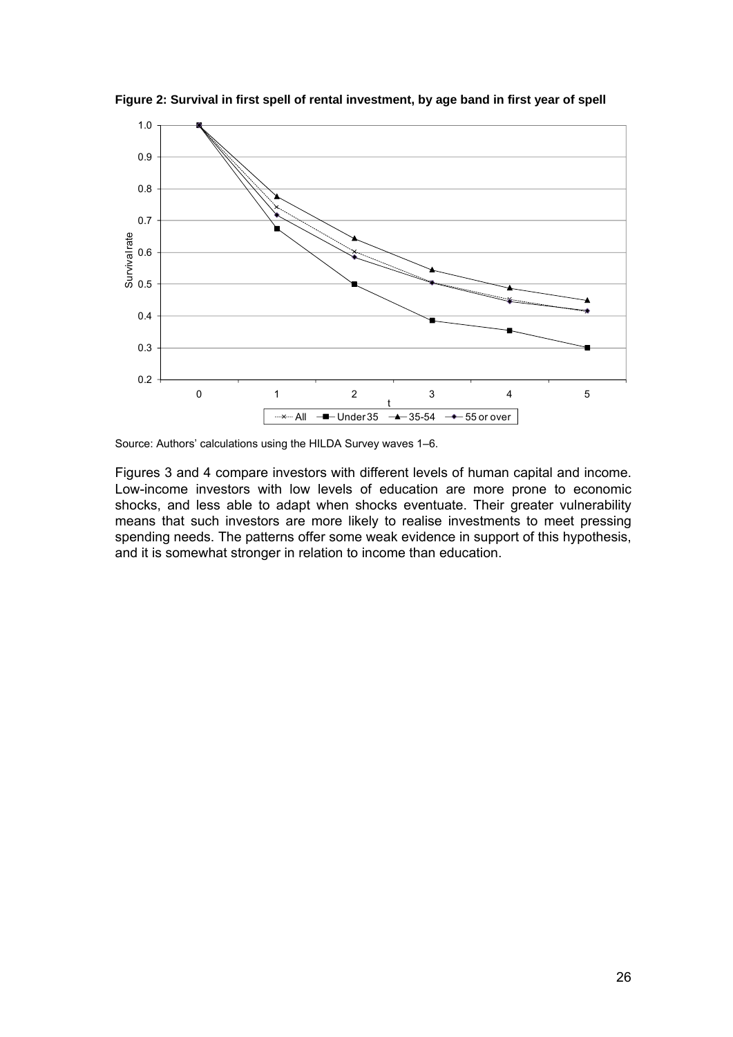**Figure 2: Survival in first spell of rental investment, by age band in first year of spell**

Source: Authors' calculations using the HILDA Survey waves 1–6.

Figures 3 and 4 compare investors with different levels of human capital and income. Low-income investors with low levels of education are more prone to economic shocks, and less able to adapt when shocks eventuate. Their greater vulnerability means that such investors are more likely to realise investments to meet pressing spending needs. The patterns offer some weak evidence in support of this hypothesis, and it is somewhat stronger in relation to income than education.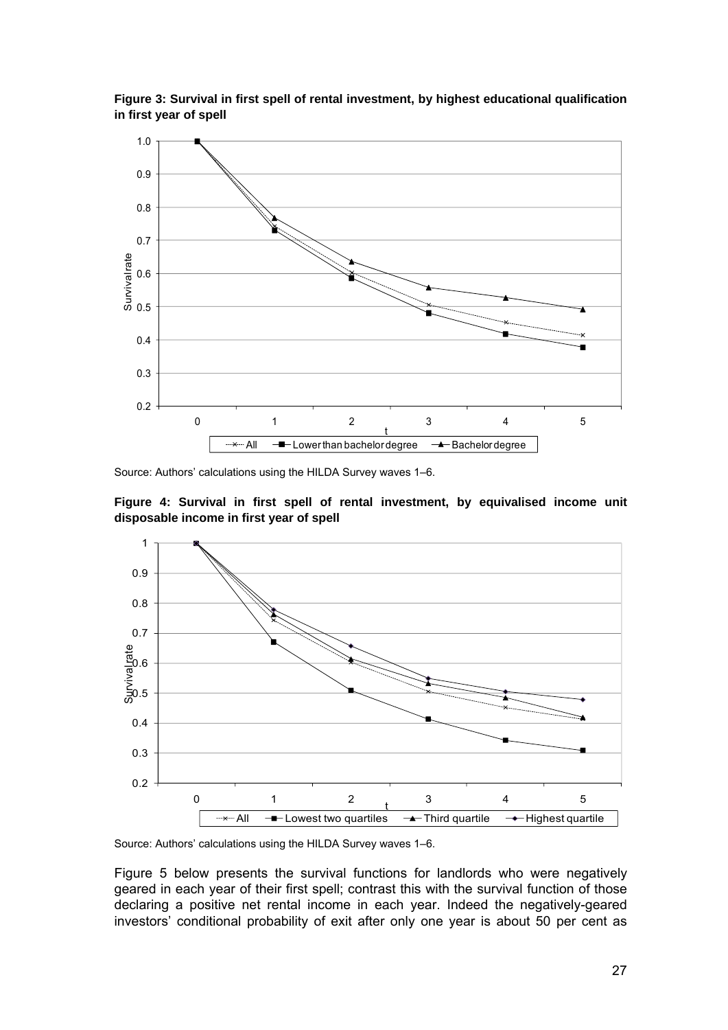**Figure 3: Survival in first spell of rental investment, by highest educational qualification in first year of spell**

Source: Authors' calculations using the HILDA Survey waves 1–6.

**Figure 4: Survival in first spell of rental investment, by equivalised income unit disposable income in first year of spell**

Source: Authors' calculations using the HILDA Survey waves 1–6.

Figure 5 below presents the survival functions for landlords who were negatively geared in each year of their first spell; contrast this with the survival function of those declaring a positive net rental income in each year. Indeed the negatively-geared investors' conditional probability of exit after only one year is about 50 per cent as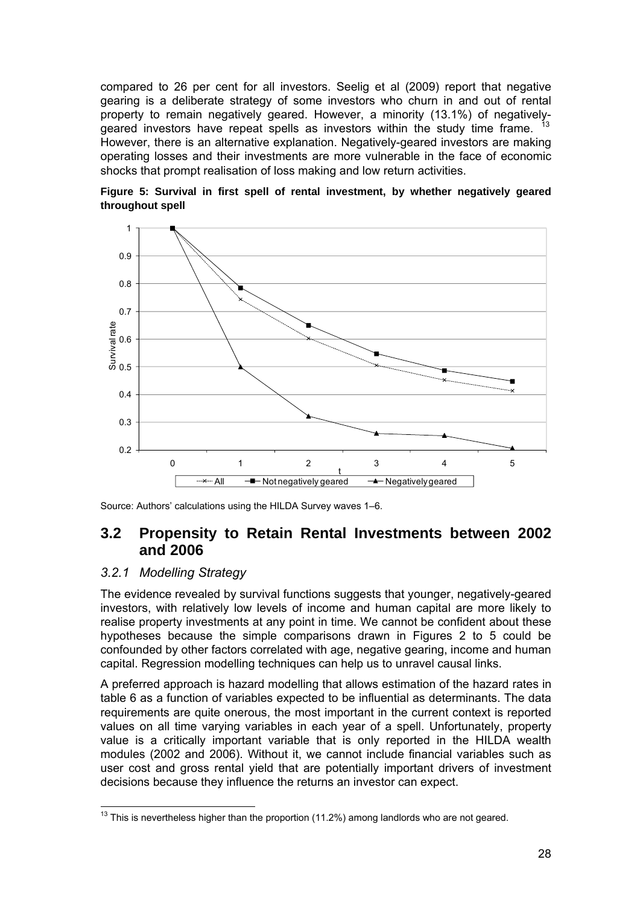compared to 26 per cent for all investors. Seelig et al (2009) report that negative gearing is a deliberate strategy of some investors who churn in and out of rental property to remain negatively geared. However, a minority (13.1%) of negatively-geared investors have repeat spells as investors within the study time frame. [13] However, there is an alternative explanation. Negatively-geared investors are making operating losses and their investments are more vulnerable in the face of economic shocks that prompt realisation of loss making and low return activities.

**Figure 5: Survival in first spell of rental investment, by whether negatively geared throughout spell**

Source: Authors' calculations using the HILDA Survey waves 1–6.

## 3.2 Propensity to Retain Rental Investments between 2002 and 2006

### *3.2.1 Modelling Strategy*

The evidence revealed by survival functions suggests that younger, negatively-geared investors, with relatively low levels of income and human capital are more likely to realise property investments at any point in time. We cannot be confident about these hypotheses because the simple comparisons drawn in Figures 2 to 5 could be confounded by other factors correlated with age, negative gearing, income and human capital. Regression modelling techniques can help us to unravel causal links.

A preferred approach is hazard modelling that allows estimation of the hazard rates in table 6 as a function of variables expected to be influential as determinants. The data requirements are quite onerous, the most important in the current context is reported values on all time varying variables in each year of a spell. Unfortunately, property value is a critically important variable that is only reported in the HILDA wealth modules (2002 and 2006). Without it, we cannot include financial variables such as user cost and gross rental yield that are potentially important drivers of investment decisions because they influence the returns an investor can expect.

[13] This is nevertheless higher than the proportion (11.2%) among landlords who are not geared.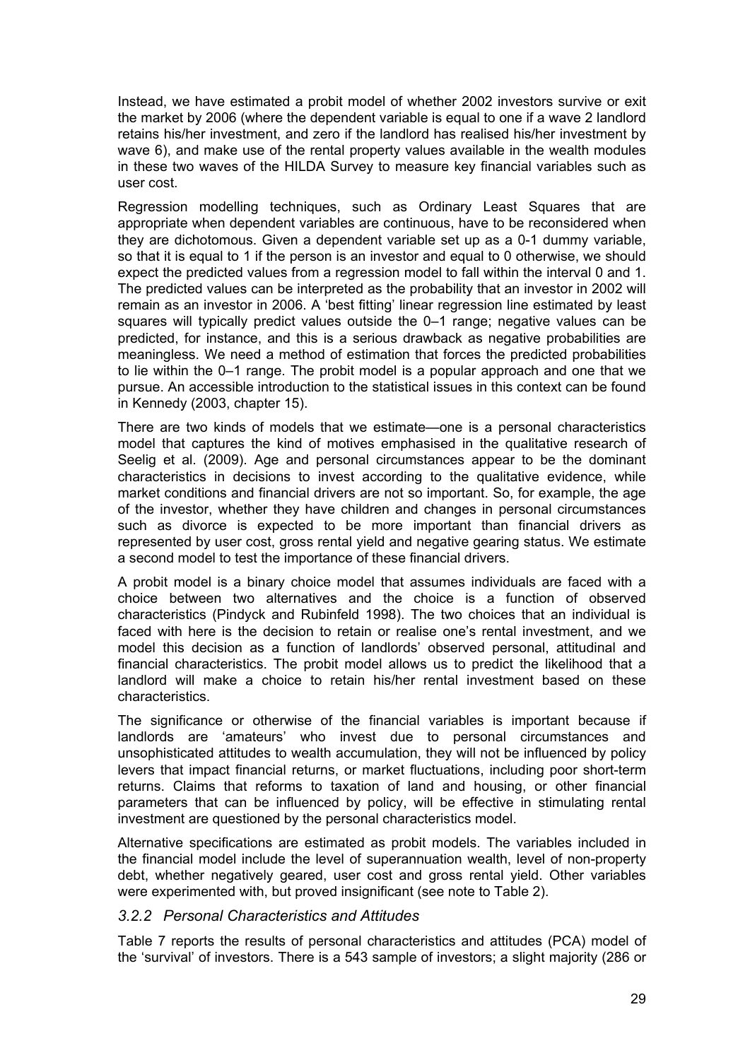Instead, we have estimated a probit model of whether 2002 investors survive or exit the market by 2006 (where the dependent variable is equal to one if a wave 2 landlord retains his/her investment, and zero if the landlord has realised his/her investment by wave 6), and make use of the rental property values available in the wealth modules in these two waves of the HILDA Survey to measure key financial variables such as user cost.

Regression modelling techniques, such as Ordinary Least Squares that are appropriate when dependent variables are continuous, have to be reconsidered when they are dichotomous. Given a dependent variable set up as a 0-1 dummy variable, so that it is equal to 1 if the person is an investor and equal to 0 otherwise, we should expect the predicted values from a regression model to fall within the interval 0 and 1. The predicted values can be interpreted as the probability that an investor in 2002 will remain as an investor in 2006. A 'best fitting' linear regression line estimated by least squares will typically predict values outside the 0–1 range; negative values can be predicted, for instance, and this is a serious drawback as negative probabilities are meaningless. We need a method of estimation that forces the predicted probabilities to lie within the 0–1 range. The probit model is a popular approach and one that we pursue. An accessible introduction to the statistical issues in this context can be found in Kennedy (2003, chapter 15).

There are two kinds of models that we estimate—one is a personal characteristics model that captures the kind of motives emphasised in the qualitative research of Seelig et al. (2009). Age and personal circumstances appear to be the dominant characteristics in decisions to invest according to the qualitative evidence, while market conditions and financial drivers are not so important. So, for example, the age of the investor, whether they have children and changes in personal circumstances such as divorce is expected to be more important than financial drivers as represented by user cost, gross rental yield and negative gearing status. We estimate a second model to test the importance of these financial drivers.

A probit model is a binary choice model that assumes individuals are faced with a choice between two alternatives and the choice is a function of observed characteristics (Pindyck and Rubinfeld 1998). The two choices that an individual is faced with here is the decision to retain or realise one's rental investment, and we model this decision as a function of landlords' observed personal, attitudinal and financial characteristics. The probit model allows us to predict the likelihood that a landlord will make a choice to retain his/her rental investment based on these characteristics.

The significance or otherwise of the financial variables is important because if landlords are 'amateurs' who invest due to personal circumstances and unsophisticated attitudes to wealth accumulation, they will not be influenced by policy levers that impact financial returns, or market fluctuations, including poor short-term returns. Claims that reforms to taxation of land and housing, or other financial parameters that can be influenced by policy, will be effective in stimulating rental investment are questioned by the personal characteristics model.

Alternative specifications are estimated as probit models. The variables included in the financial model include the level of superannuation wealth, level of non-property debt, whether negatively geared, user cost and gross rental yield. Other variables were experimented with, but proved insignificant (see note to Table 2).

### *3.2.2 Personal Characteristics and Attitudes*

Table 7 reports the results of personal characteristics and attitudes (PCA) model of the 'survival' of investors. There is a 543 sample of investors; a slight majority (286 or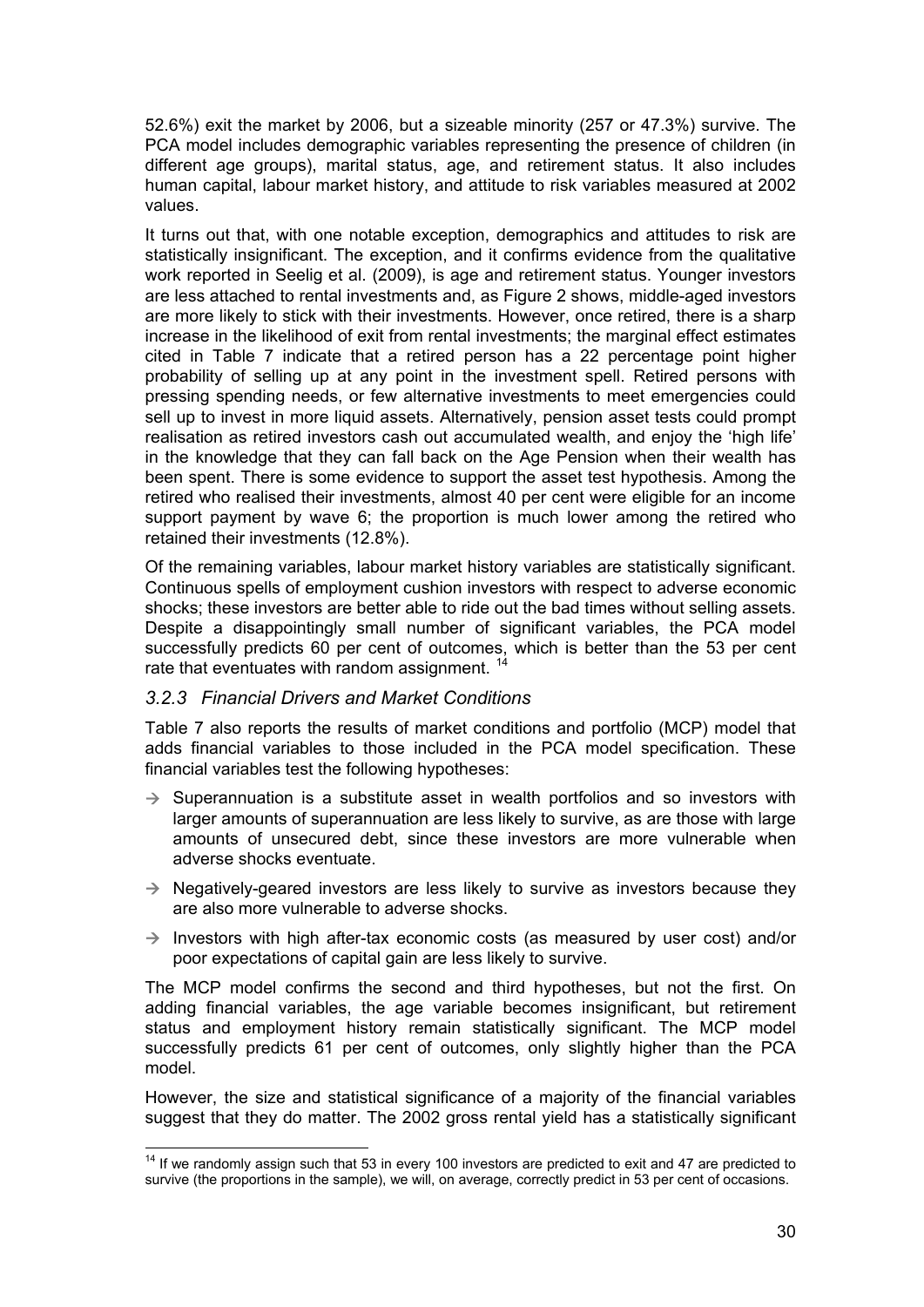52.6%) exit the market by 2006, but a sizeable minority (257 or 47.3%) survive. The PCA model includes demographic variables representing the presence of children (in different age groups), marital status, age, and retirement status. It also includes human capital, labour market history, and attitude to risk variables measured at 2002 values.

It turns out that, with one notable exception, demographics and attitudes to risk are statistically insignificant. The exception, and it confirms evidence from the qualitative work reported in Seelig et al. (2009), is age and retirement status. Younger investors are less attached to rental investments and, as Figure 2 shows, middle-aged investors are more likely to stick with their investments. However, once retired, there is a sharp increase in the likelihood of exit from rental investments; the marginal effect estimates cited in Table 7 indicate that a retired person has a 22 percentage point higher probability of selling up at any point in the investment spell. Retired persons with pressing spending needs, or few alternative investments to meet emergencies could sell up to invest in more liquid assets. Alternatively, pension asset tests could prompt realisation as retired investors cash out accumulated wealth, and enjoy the 'high life' in the knowledge that they can fall back on the Age Pension when their wealth has been spent. There is some evidence to support the asset test hypothesis. Among the retired who realised their investments, almost 40 per cent were eligible for an income support payment by wave 6; the proportion is much lower among the retired who retained their investments (12.8%).

Of the remaining variables, labour market history variables are statistically significant. Continuous spells of employment cushion investors with respect to adverse economic shocks; these investors are better able to ride out the bad times without selling assets. Despite a disappointingly small number of significant variables, the PCA model successfully predicts 60 per cent of outcomes, which is better than the 53 per cent rate that eventuates with random assignment. [14]

### *3.2.3 Financial Drivers and Market Conditions*

Table 7 also reports the results of market conditions and portfolio (MCP) model that adds financial variables to those included in the PCA model specification. These financial variables test the following hypotheses:

- → Superannuation is a substitute asset in wealth portfolios and so investors with larger amounts of superannuation are less likely to survive, as are those with large amounts of unsecured debt, since these investors are more vulnerable when adverse shocks eventuate.
- → Negatively-geared investors are less likely to survive as investors because they are also more vulnerable to adverse shocks.
- → Investors with high after-tax economic costs (as measured by user cost) and/or poor expectations of capital gain are less likely to survive.

The MCP model confirms the second and third hypotheses, but not the first. On adding financial variables, the age variable becomes insignificant, but retirement status and employment history remain statistically significant. The MCP model successfully predicts 61 per cent of outcomes, only slightly higher than the PCA model.

However, the size and statistical significance of a majority of the financial variables suggest that they do matter. The 2002 gross rental yield has a statistically significant

[14] If we randomly assign such that 53 in every 100 investors are predicted to exit and 47 are predicted to survive (the proportions in the sample), we will, on average, correctly predict in 53 per cent of occasions.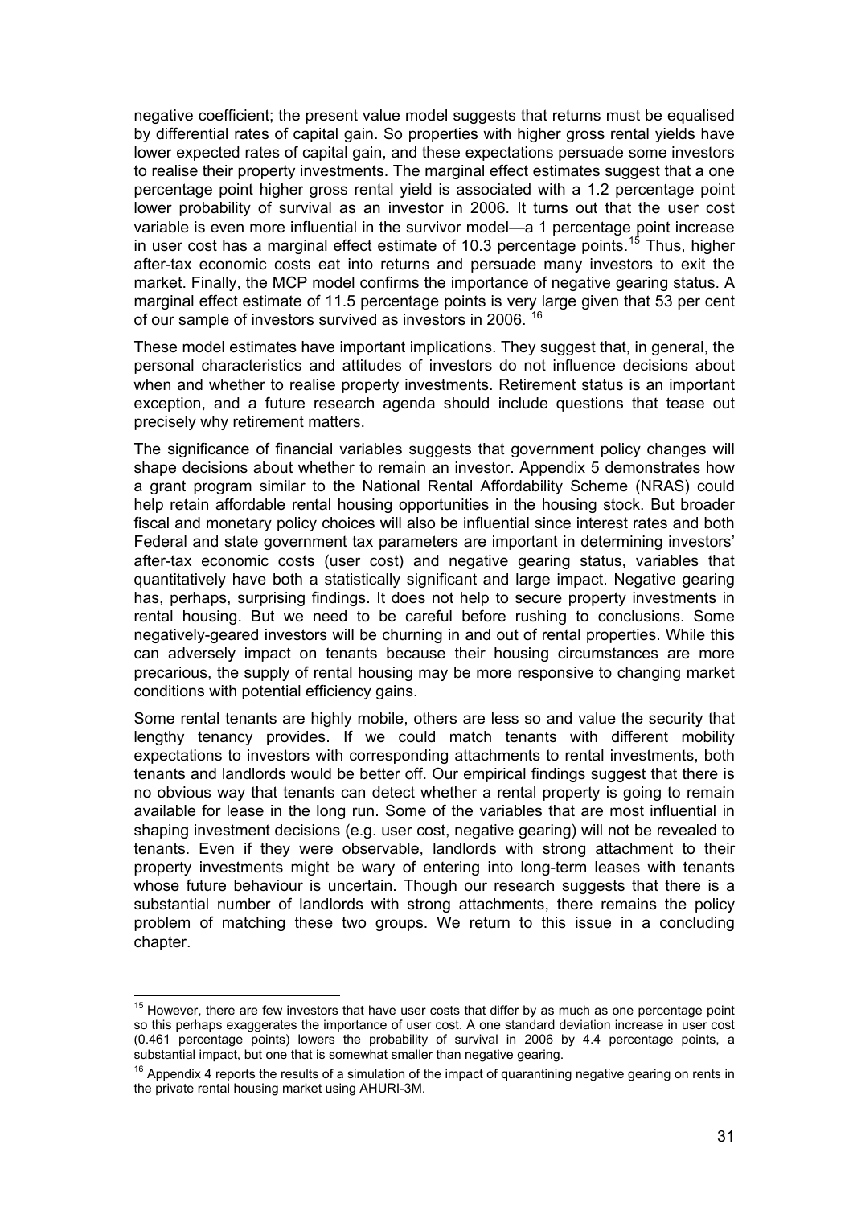negative coefficient; the present value model suggests that returns must be equalised by differential rates of capital gain. So properties with higher gross rental yields have lower expected rates of capital gain, and these expectations persuade some investors to realise their property investments. The marginal effect estimates suggest that a one percentage point higher gross rental yield is associated with a 1.2 percentage point lower probability of survival as an investor in 2006. It turns out that the user cost variable is even more influential in the survivor model—a 1 percentage point increase in user cost has a marginal effect estimate of 10.3 percentage points.[15] Thus, higher after-tax economic costs eat into returns and persuade many investors to exit the market. Finally, the MCP model confirms the importance of negative gearing status. A marginal effect estimate of 11.5 percentage points is very large given that 53 per cent of our sample of investors survived as investors in 2006. [16]

These model estimates have important implications. They suggest that, in general, the personal characteristics and attitudes of investors do not influence decisions about when and whether to realise property investments. Retirement status is an important exception, and a future research agenda should include questions that tease out precisely why retirement matters.

The significance of financial variables suggests that government policy changes will shape decisions about whether to remain an investor. Appendix 5 demonstrates how a grant program similar to the National Rental Affordability Scheme (NRAS) could help retain affordable rental housing opportunities in the housing stock. But broader fiscal and monetary policy choices will also be influential since interest rates and both Federal and state government tax parameters are important in determining investors' after-tax economic costs (user cost) and negative gearing status, variables that quantitatively have both a statistically significant and large impact. Negative gearing has, perhaps, surprising findings. It does not help to secure property investments in rental housing. But we need to be careful before rushing to conclusions. Some negatively-geared investors will be churning in and out of rental properties. While this can adversely impact on tenants because their housing circumstances are more precarious, the supply of rental housing may be more responsive to changing market conditions with potential efficiency gains.

Some rental tenants are highly mobile, others are less so and value the security that lengthy tenancy provides. If we could match tenants with different mobility expectations to investors with corresponding attachments to rental investments, both tenants and landlords would be better off. Our empirical findings suggest that there is no obvious way that tenants can detect whether a rental property is going to remain available for lease in the long run. Some of the variables that are most influential in shaping investment decisions (e.g. user cost, negative gearing) will not be revealed to tenants. Even if they were observable, landlords with strong attachment to their property investments might be wary of entering into long-term leases with tenants whose future behaviour is uncertain. Though our research suggests that there is a substantial number of landlords with strong attachments, there remains the policy problem of matching these two groups. We return to this issue in a concluding chapter.

---

[15] However, there are few investors that have user costs that differ by as much as one percentage point so this perhaps exaggerates the importance of user cost. A one standard deviation increase in user cost (0.461 percentage points) lowers the probability of survival in 2006 by 4.4 percentage points, a substantial impact, but one that is somewhat smaller than negative gearing.

[16] Appendix 4 reports the results of a simulation of the impact of quarantining negative gearing on rents in the private rental housing market using AHURI-3M.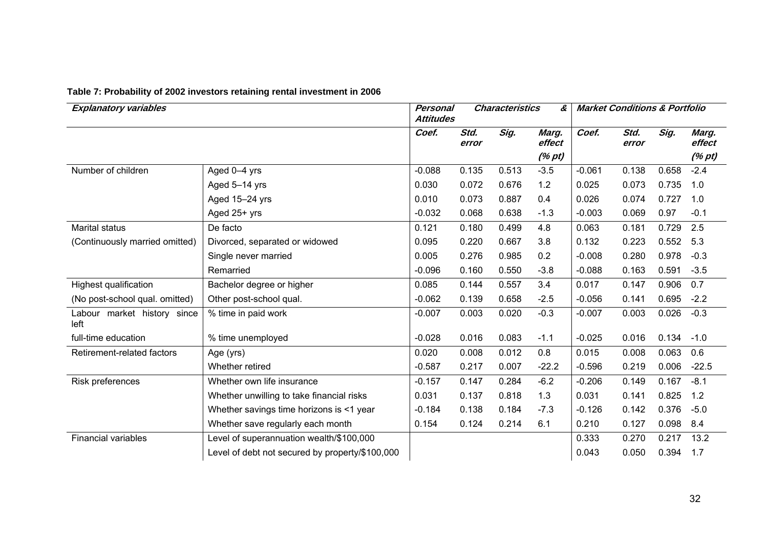**Table 7: Probability of 2002 investors retaining rental investment in 2006**

| *Explanatory variables* | | *Personal Characteristics & Attitudes* | | | | *Market Conditions & Portfolio* | | | |
|---|---|---|---|---|---|---|---|---|---|
| | | *Coef.* | *Std. error* | *Sig.* | *Marg. effect (% pt)* | *Coef.* | *Std. error* | *Sig.* | *Marg. effect (% pt)* |
| Number of children | Aged 0–4 yrs | -0.088 | 0.135 | 0.513 | -3.5 | -0.061 | 0.138 | 0.658 | -2.4 |
| | Aged 5–14 yrs | 0.030 | 0.072 | 0.676 | 1.2 | 0.025 | 0.073 | 0.735 | 1.0 |
| | Aged 15–24 yrs | 0.010 | 0.073 | 0.887 | 0.4 | 0.026 | 0.074 | 0.727 | 1.0 |
| | Aged 25+ yrs | -0.032 | 0.068 | 0.638 | -1.3 | -0.003 | 0.069 | 0.97 | -0.1 |
| Marital status | De facto | 0.121 | 0.180 | 0.499 | 4.8 | 0.063 | 0.181 | 0.729 | 2.5 |
| (Continuously married omitted) | Divorced, separated or widowed | 0.095 | 0.220 | 0.667 | 3.8 | 0.132 | 0.223 | 0.552 | 5.3 |
| | Single never married | 0.005 | 0.276 | 0.985 | 0.2 | -0.008 | 0.280 | 0.978 | -0.3 |
| | Remarried | -0.096 | 0.160 | 0.550 | -3.8 | -0.088 | 0.163 | 0.591 | -3.5 |
| Highest qualification | Bachelor degree or higher | 0.085 | 0.144 | 0.557 | 3.4 | 0.017 | 0.147 | 0.906 | 0.7 |
| (No post-school qual. omitted) | Other post-school qual. | -0.062 | 0.139 | 0.658 | -2.5 | -0.056 | 0.141 | 0.695 | -2.2 |
| Labour market history since left | % time in paid work | -0.007 | 0.003 | 0.020 | -0.3 | -0.007 | 0.003 | 0.026 | -0.3 |
| full-time education | % time unemployed | -0.028 | 0.016 | 0.083 | -1.1 | -0.025 | 0.016 | 0.134 | -1.0 |
| Retirement-related factors | Age (yrs) | 0.020 | 0.008 | 0.012 | 0.8 | 0.015 | 0.008 | 0.063 | 0.6 |
| | Whether retired | -0.587 | 0.217 | 0.007 | -22.2 | -0.596 | 0.219 | 0.006 | -22.5 |
| Risk preferences | Whether own life insurance | -0.157 | 0.147 | 0.284 | -6.2 | -0.206 | 0.149 | 0.167 | -8.1 |
| | Whether unwilling to take financial risks | 0.031 | 0.137 | 0.818 | 1.3 | 0.031 | 0.141 | 0.825 | 1.2 |
| | Whether savings time horizons is <1 year | -0.184 | 0.138 | 0.184 | -7.3 | -0.126 | 0.142 | 0.376 | -5.0 |
| | Whether save regularly each month | 0.154 | 0.124 | 0.214 | 6.1 | 0.210 | 0.127 | 0.098 | 8.4 |
| Financial variables | Level of superannuation wealth/$100,000 | | | | | 0.333 | 0.270 | 0.217 | 13.2 |
| | Level of debt not secured by property/$100,000 | | | | | 0.043 | 0.050 | 0.394 | 1.7 |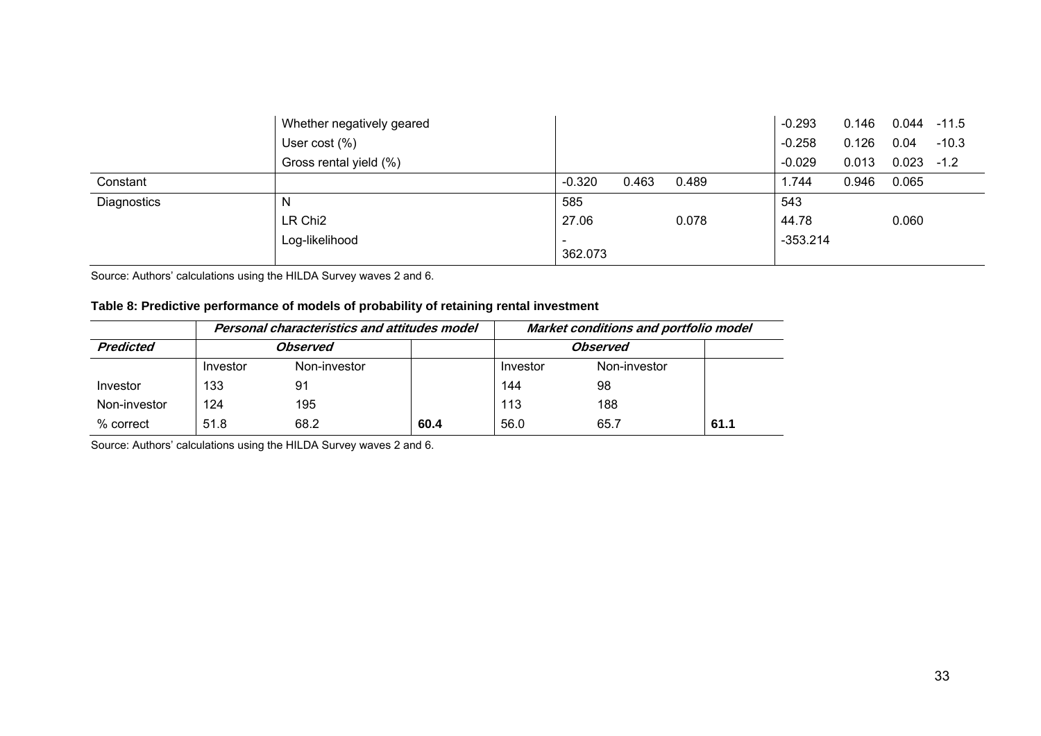| | | | | | | | | |
|---|---|---|---|---|---|---|---|---|
| | Whether negatively geared | | | | -0.293 | 0.146 | 0.044 | -11.5 |
| | User cost (%) | | | | -0.258 | 0.126 | 0.04 | -10.3 |
| | Gross rental yield (%) | | | | -0.029 | 0.013 | 0.023 | -1.2 |
| Constant | | -0.320 | 0.463 | 0.489 | 1.744 | 0.946 | 0.065 | |
| Diagnostics | N | 585 | | | 543 | | | |
| | LR Chi2 | 27.06 | | 0.078 | 44.78 | | 0.060 | |
| | Log-likelihood | -362.073 | | | -353.214 | | | |

Source: Authors' calculations using the HILDA Survey waves 2 and 6.

**Table 8: Predictive performance of models of probability of retaining rental investment**

| | ***Personal characteristics and attitudes model*** | | | ***Market conditions and portfolio model*** | | |
|---|---|---|---|---|---|---|
| ***Predicted*** | ***Observed*** | | | ***Observed*** | | |
| | Investor | Non-investor | | Investor | Non-investor | |
| Investor | 133 | 91 | | 144 | 98 | |
| Non-investor | 124 | 195 | | 113 | 188 | |
| % correct | 51.8 | 68.2 | **60.4** | 56.0 | 65.7 | **61.1** |

Source: Authors' calculations using the HILDA Survey waves 2 and 6.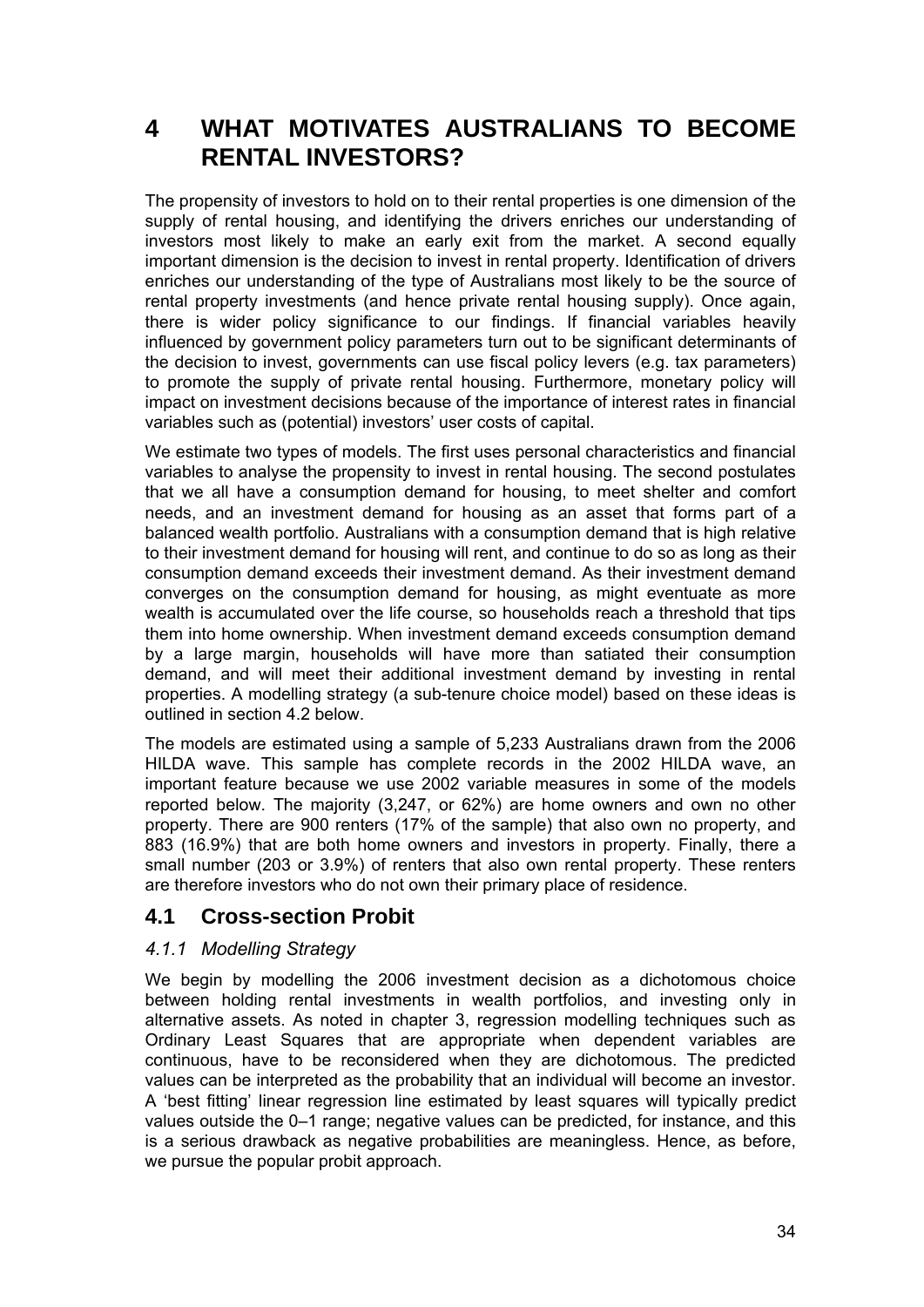# 4 WHAT MOTIVATES AUSTRALIANS TO BECOME RENTAL INVESTORS?

The propensity of investors to hold on to their rental properties is one dimension of the supply of rental housing, and identifying the drivers enriches our understanding of investors most likely to make an early exit from the market. A second equally important dimension is the decision to invest in rental property. Identification of drivers enriches our understanding of the type of Australians most likely to be the source of rental property investments (and hence private rental housing supply). Once again, there is wider policy significance to our findings. If financial variables heavily influenced by government policy parameters turn out to be significant determinants of the decision to invest, governments can use fiscal policy levers (e.g. tax parameters) to promote the supply of private rental housing. Furthermore, monetary policy will impact on investment decisions because of the importance of interest rates in financial variables such as (potential) investors' user costs of capital.

We estimate two types of models. The first uses personal characteristics and financial variables to analyse the propensity to invest in rental housing. The second postulates that we all have a consumption demand for housing, to meet shelter and comfort needs, and an investment demand for housing as an asset that forms part of a balanced wealth portfolio. Australians with a consumption demand that is high relative to their investment demand for housing will rent, and continue to do so as long as their consumption demand exceeds their investment demand. As their investment demand converges on the consumption demand for housing, as might eventuate as more wealth is accumulated over the life course, so households reach a threshold that tips them into home ownership. When investment demand exceeds consumption demand by a large margin, households will have more than satiated their consumption demand, and will meet their additional investment demand by investing in rental properties. A modelling strategy (a sub-tenure choice model) based on these ideas is outlined in section 4.2 below.

The models are estimated using a sample of 5,233 Australians drawn from the 2006 HILDA wave. This sample has complete records in the 2002 HILDA wave, an important feature because we use 2002 variable measures in some of the models reported below. The majority (3,247, or 62%) are home owners and own no other property. There are 900 renters (17% of the sample) that also own no property, and 883 (16.9%) that are both home owners and investors in property. Finally, there a small number (203 or 3.9%) of renters that also own rental property. These renters are therefore investors who do not own their primary place of residence.

## 4.1 Cross-section Probit

### *4.1.1 Modelling Strategy*

We begin by modelling the 2006 investment decision as a dichotomous choice between holding rental investments in wealth portfolios, and investing only in alternative assets. As noted in chapter 3, regression modelling techniques such as Ordinary Least Squares that are appropriate when dependent variables are continuous, have to be reconsidered when they are dichotomous. The predicted values can be interpreted as the probability that an individual will become an investor. A 'best fitting' linear regression line estimated by least squares will typically predict values outside the 0–1 range; negative values can be predicted, for instance, and this is a serious drawback as negative probabilities are meaningless. Hence, as before, we pursue the popular probit approach.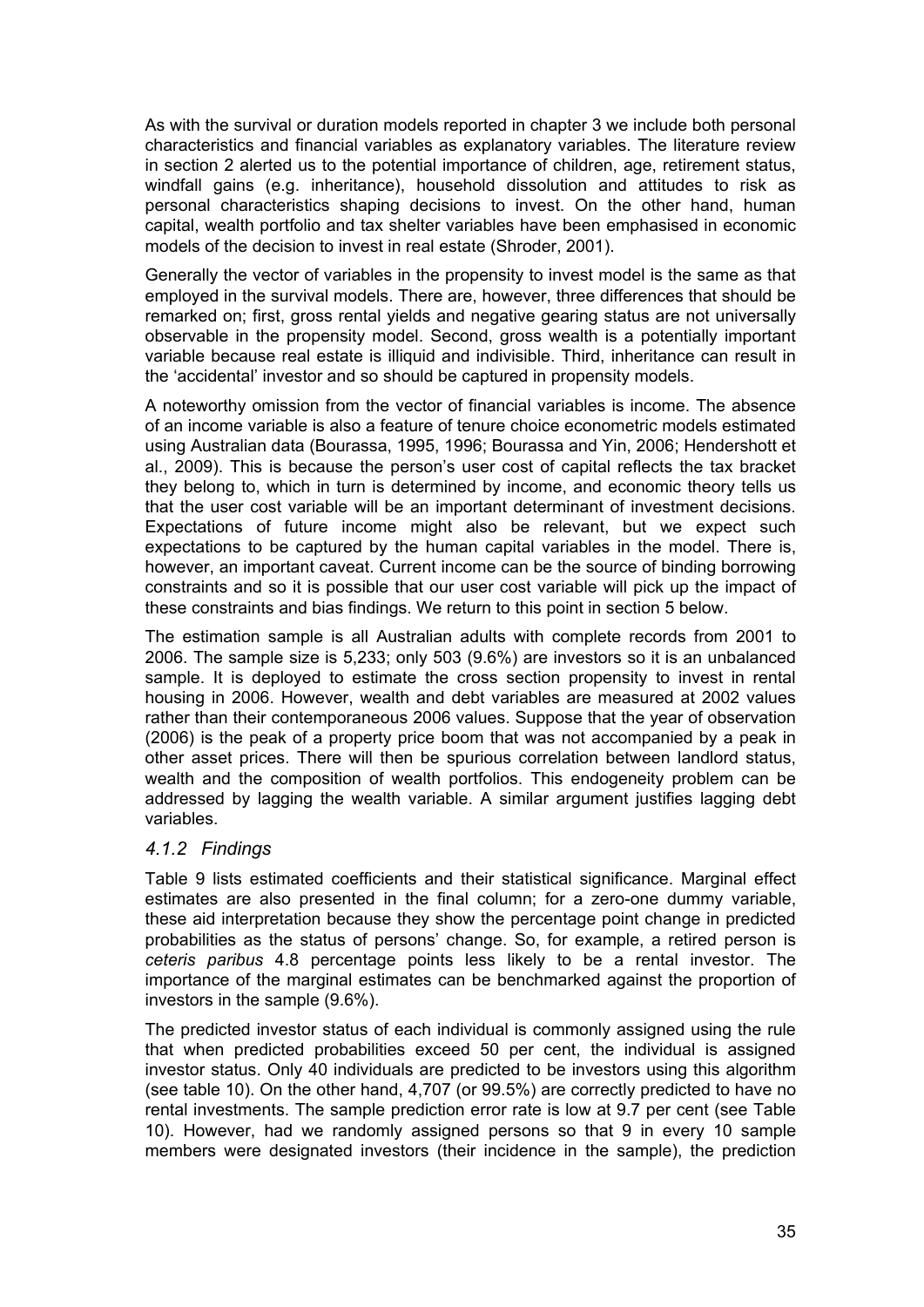As with the survival or duration models reported in chapter 3 we include both personal characteristics and financial variables as explanatory variables. The literature review in section 2 alerted us to the potential importance of children, age, retirement status, windfall gains (e.g. inheritance), household dissolution and attitudes to risk as personal characteristics shaping decisions to invest. On the other hand, human capital, wealth portfolio and tax shelter variables have been emphasised in economic models of the decision to invest in real estate (Shroder, 2001).

Generally the vector of variables in the propensity to invest model is the same as that employed in the survival models. There are, however, three differences that should be remarked on; first, gross rental yields and negative gearing status are not universally observable in the propensity model. Second, gross wealth is a potentially important variable because real estate is illiquid and indivisible. Third, inheritance can result in the 'accidental' investor and so should be captured in propensity models.

A noteworthy omission from the vector of financial variables is income. The absence of an income variable is also a feature of tenure choice econometric models estimated using Australian data (Bourassa, 1995, 1996; Bourassa and Yin, 2006; Hendershott et al., 2009). This is because the person's user cost of capital reflects the tax bracket they belong to, which in turn is determined by income, and economic theory tells us that the user cost variable will be an important determinant of investment decisions. Expectations of future income might also be relevant, but we expect such expectations to be captured by the human capital variables in the model. There is, however, an important caveat. Current income can be the source of binding borrowing constraints and so it is possible that our user cost variable will pick up the impact of these constraints and bias findings. We return to this point in section 5 below.

The estimation sample is all Australian adults with complete records from 2001 to 2006. The sample size is 5,233; only 503 (9.6%) are investors so it is an unbalanced sample. It is deployed to estimate the cross section propensity to invest in rental housing in 2006. However, wealth and debt variables are measured at 2002 values rather than their contemporaneous 2006 values. Suppose that the year of observation (2006) is the peak of a property price boom that was not accompanied by a peak in other asset prices. There will then be spurious correlation between landlord status, wealth and the composition of wealth portfolios. This endogeneity problem can be addressed by lagging the wealth variable. A similar argument justifies lagging debt variables.

### *4.1.2 Findings*

Table 9 lists estimated coefficients and their statistical significance. Marginal effect estimates are also presented in the final column; for a zero-one dummy variable, these aid interpretation because they show the percentage point change in predicted probabilities as the status of persons' change. So, for example, a retired person is *ceteris paribus* 4.8 percentage points less likely to be a rental investor. The importance of the marginal estimates can be benchmarked against the proportion of investors in the sample (9.6%).

The predicted investor status of each individual is commonly assigned using the rule that when predicted probabilities exceed 50 per cent, the individual is assigned investor status. Only 40 individuals are predicted to be investors using this algorithm (see table 10). On the other hand, 4,707 (or 99.5%) are correctly predicted to have no rental investments. The sample prediction error rate is low at 9.7 per cent (see Table 10). However, had we randomly assigned persons so that 9 in every 10 sample members were designated investors (their incidence in the sample), the prediction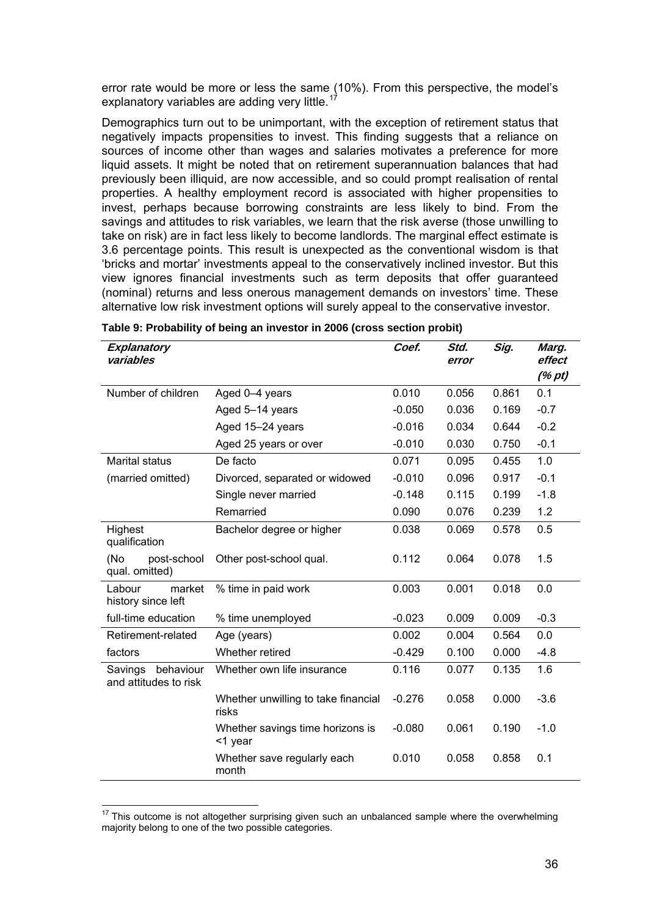error rate would be more or less the same (10%). From this perspective, the model's explanatory variables are adding very little.[17]

Demographics turn out to be unimportant, with the exception of retirement status that negatively impacts propensities to invest. This finding suggests that a reliance on sources of income other than wages and salaries motivates a preference for more liquid assets. It might be noted that on retirement superannuation balances that had previously been illiquid, are now accessible, and so could prompt realisation of rental properties. A healthy employment record is associated with higher propensities to invest, perhaps because borrowing constraints are less likely to bind. From the savings and attitudes to risk variables, we learn that the risk averse (those unwilling to take on risk) are in fact less likely to become landlords. The marginal effect estimate is 3.6 percentage points. This result is unexpected as the conventional wisdom is that 'bricks and mortar' investments appeal to the conservatively inclined investor. But this view ignores financial investments such as term deposits that offer guaranteed (nominal) returns and less onerous management demands on investors' time. These alternative low risk investment options will surely appeal to the conservative investor.

**Table 9: Probability of being an investor in 2006 (cross section probit)**

| *Explanatory variables* | | *Coef.* | *Std. error* | *Sig.* | *Marg. effect (% pt)* |
|---|---|---|---|---|---|
| Number of children | Aged 0–4 years | 0.010 | 0.056 | 0.861 | 0.1 |
| | Aged 5–14 years | -0.050 | 0.036 | 0.169 | -0.7 |
| | Aged 15–24 years | -0.016 | 0.034 | 0.644 | -0.2 |
| | Aged 25 years or over | -0.010 | 0.030 | 0.750 | -0.1 |
| Marital status | De facto | 0.071 | 0.095 | 0.455 | 1.0 |
| (married omitted) | Divorced, separated or widowed | -0.010 | 0.096 | 0.917 | -0.1 |
| | Single never married | -0.148 | 0.115 | 0.199 | -1.8 |
| | Remarried | 0.090 | 0.076 | 0.239 | 1.2 |
| Highest qualification | Bachelor degree or higher | 0.038 | 0.069 | 0.578 | 0.5 |
| (No post-school qual. omitted) | Other post-school qual. | 0.112 | 0.064 | 0.078 | 1.5 |
| Labour market history since left | % time in paid work | 0.003 | 0.001 | 0.018 | 0.0 |
| full-time education | % time unemployed | -0.023 | 0.009 | 0.009 | -0.3 |
| Retirement-related | Age (years) | 0.002 | 0.004 | 0.564 | 0.0 |
| factors | Whether retired | -0.429 | 0.100 | 0.000 | -4.8 |
| Savings behaviour and attitudes to risk | Whether own life insurance | 0.116 | 0.077 | 0.135 | 1.6 |
| | Whether unwilling to take financial risks | -0.276 | 0.058 | 0.000 | -3.6 |
| | Whether savings time horizons is <1 year | -0.080 | 0.061 | 0.190 | -1.0 |
| | Whether save regularly each month | 0.010 | 0.058 | 0.858 | 0.1 |

[17] This outcome is not altogether surprising given such an unbalanced sample where the overwhelming majority belong to one of the two possible categories.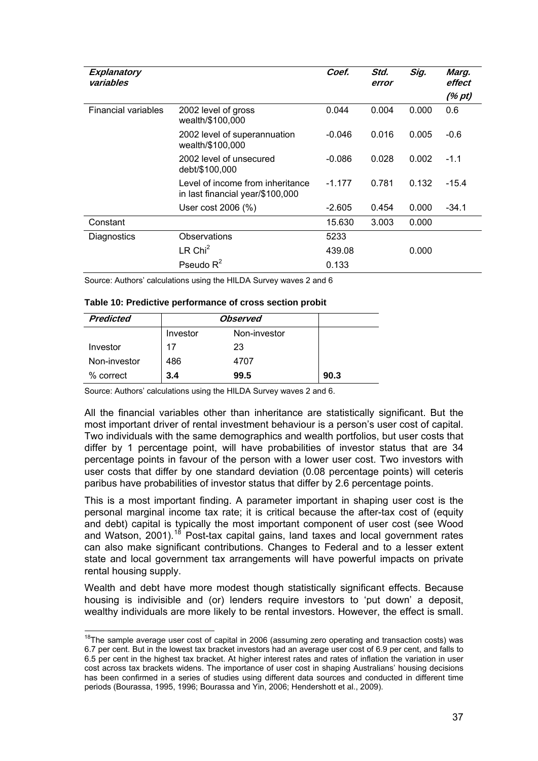| *Explanatory variables* | | *Coef.* | *Std. error* | *Sig.* | *Marg. effect (% pt)* |
|---|---|---|---|---|---|
| Financial variables | 2002 level of gross wealth/$100,000 | 0.044 | 0.004 | 0.000 | 0.6 |
| | 2002 level of superannuation wealth/$100,000 | -0.046 | 0.016 | 0.005 | -0.6 |
| | 2002 level of unsecured debt/$100,000 | -0.086 | 0.028 | 0.002 | -1.1 |
| | Level of income from inheritance in last financial year/$100,000 | -1.177 | 0.781 | 0.132 | -15.4 |
| | User cost 2006 (%) | -2.605 | 0.454 | 0.000 | -34.1 |
| Constant | | 15.630 | 3.003 | 0.000 | |
| Diagnostics | Observations | 5233 | | | |
| | LR $Chi^2$ | 439.08 | | 0.000 | |
| | Pseudo $R^2$ | 0.133 | | | |

Source: Authors' calculations using the HILDA Survey waves 2 and 6

**Table 10: Predictive performance of cross section probit**

| *Predicted* | *Observed* | | |
|---|---|---|---|
| | Investor | Non-investor | |
| Investor | 17 | 23 | |
| Non-investor | 486 | 4707 | |
| % correct | **3.4** | **99.5** | **90.3** |

Source: Authors' calculations using the HILDA Survey waves 2 and 6.

All the financial variables other than inheritance are statistically significant. But the most important driver of rental investment behaviour is a person's user cost of capital. Two individuals with the same demographics and wealth portfolios, but user costs that differ by 1 percentage point, will have probabilities of investor status that are 34 percentage points in favour of the person with a lower user cost. Two investors with user costs that differ by one standard deviation (0.08 percentage points) will ceteris paribus have probabilities of investor status that differ by 2.6 percentage points.

This is a most important finding. A parameter important in shaping user cost is the personal marginal income tax rate; it is critical because the after-tax cost of (equity and debt) capital is typically the most important component of user cost (see Wood and Watson, 2001).[18] Post-tax capital gains, land taxes and local government rates can also make significant contributions. Changes to Federal and to a lesser extent state and local government tax arrangements will have powerful impacts on private rental housing supply.

Wealth and debt have more modest though statistically significant effects. Because housing is indivisible and (or) lenders require investors to 'put down' a deposit, wealthy individuals are more likely to be rental investors. However, the effect is small.

[18] The sample average user cost of capital in 2006 (assuming zero operating and transaction costs) was 6.7 per cent. But in the lowest tax bracket investors had an average user cost of 6.9 per cent, and falls to 6.5 per cent in the highest tax bracket. At higher interest rates and rates of inflation the variation in user cost across tax brackets widens. The importance of user cost in shaping Australians' housing decisions has been confirmed in a series of studies using different data sources and conducted in different time periods (Bourassa, 1995, 1996; Bourassa and Yin, 2006; Hendershott et al., 2009).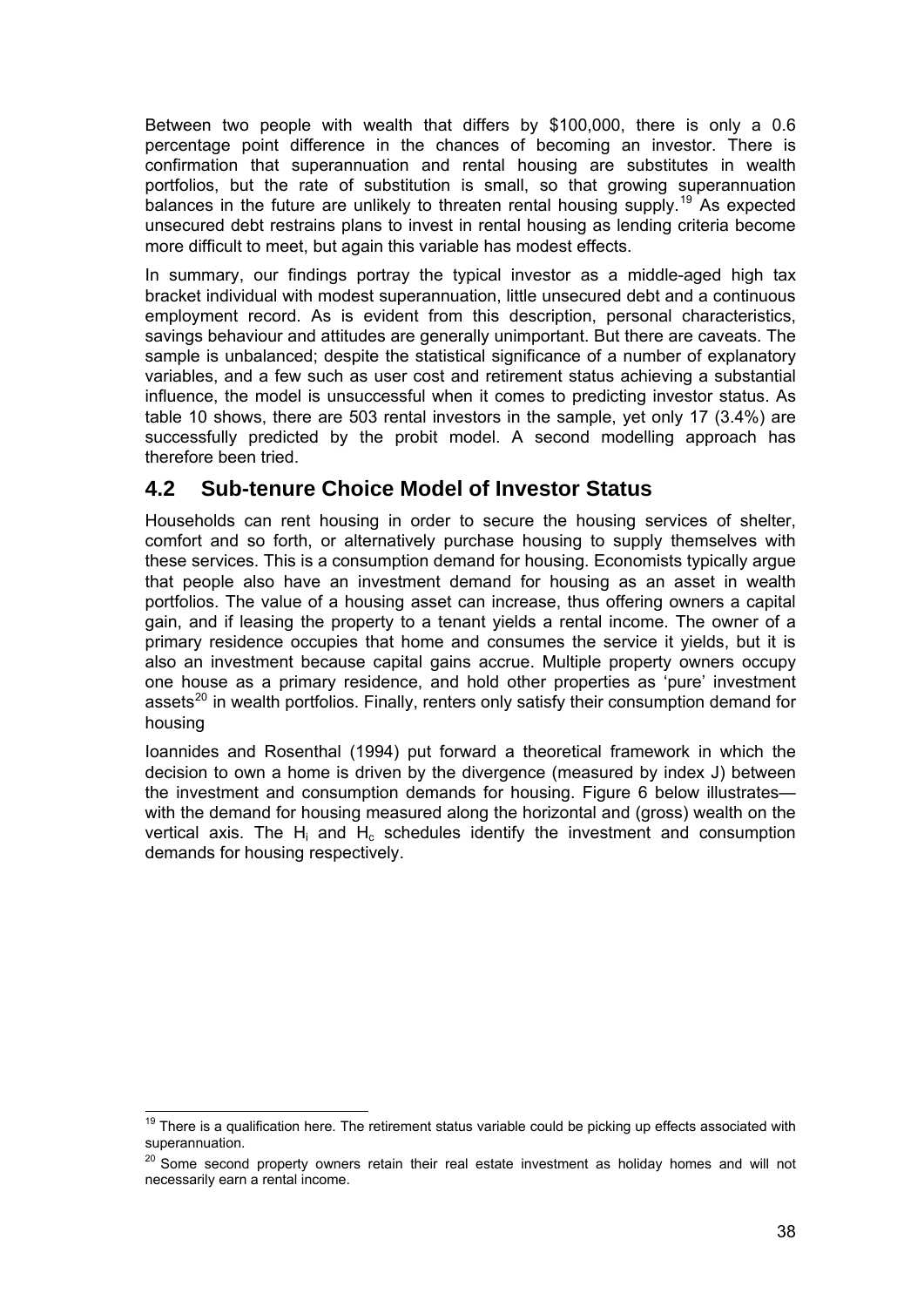Between two people with wealth that differs by $100,000, there is only a 0.6 percentage point difference in the chances of becoming an investor. There is confirmation that superannuation and rental housing are substitutes in wealth portfolios, but the rate of substitution is small, so that growing superannuation balances in the future are unlikely to threaten rental housing supply.[19] As expected unsecured debt restrains plans to invest in rental housing as lending criteria become more difficult to meet, but again this variable has modest effects.

In summary, our findings portray the typical investor as a middle-aged high tax bracket individual with modest superannuation, little unsecured debt and a continuous employment record. As is evident from this description, personal characteristics, savings behaviour and attitudes are generally unimportant. But there are caveats. The sample is unbalanced; despite the statistical significance of a number of explanatory variables, and a few such as user cost and retirement status achieving a substantial influence, the model is unsuccessful when it comes to predicting investor status. As table 10 shows, there are 503 rental investors in the sample, yet only 17 (3.4%) are successfully predicted by the probit model. A second modelling approach has therefore been tried.

## 4.2 Sub-tenure Choice Model of Investor Status

Households can rent housing in order to secure the housing services of shelter, comfort and so forth, or alternatively purchase housing to supply themselves with these services. This is a consumption demand for housing. Economists typically argue that people also have an investment demand for housing as an asset in wealth portfolios. The value of a housing asset can increase, thus offering owners a capital gain, and if leasing the property to a tenant yields a rental income. The owner of a primary residence occupies that home and consumes the service it yields, but it is also an investment because capital gains accrue. Multiple property owners occupy one house as a primary residence, and hold other properties as 'pure' investment assets[20] in wealth portfolios. Finally, renters only satisfy their consumption demand for housing

Ioannides and Rosenthal (1994) put forward a theoretical framework in which the decision to own a home is driven by the divergence (measured by index J) between the investment and consumption demands for housing. Figure 6 below illustrates—with the demand for housing measured along the horizontal and (gross) wealth on the vertical axis. The $H_i$ and $H_c$ schedules identify the investment and consumption demands for housing respectively.

---

[19] There is a qualification here. The retirement status variable could be picking up effects associated with superannuation.

[20] Some second property owners retain their real estate investment as holiday homes and will not necessarily earn a rental income.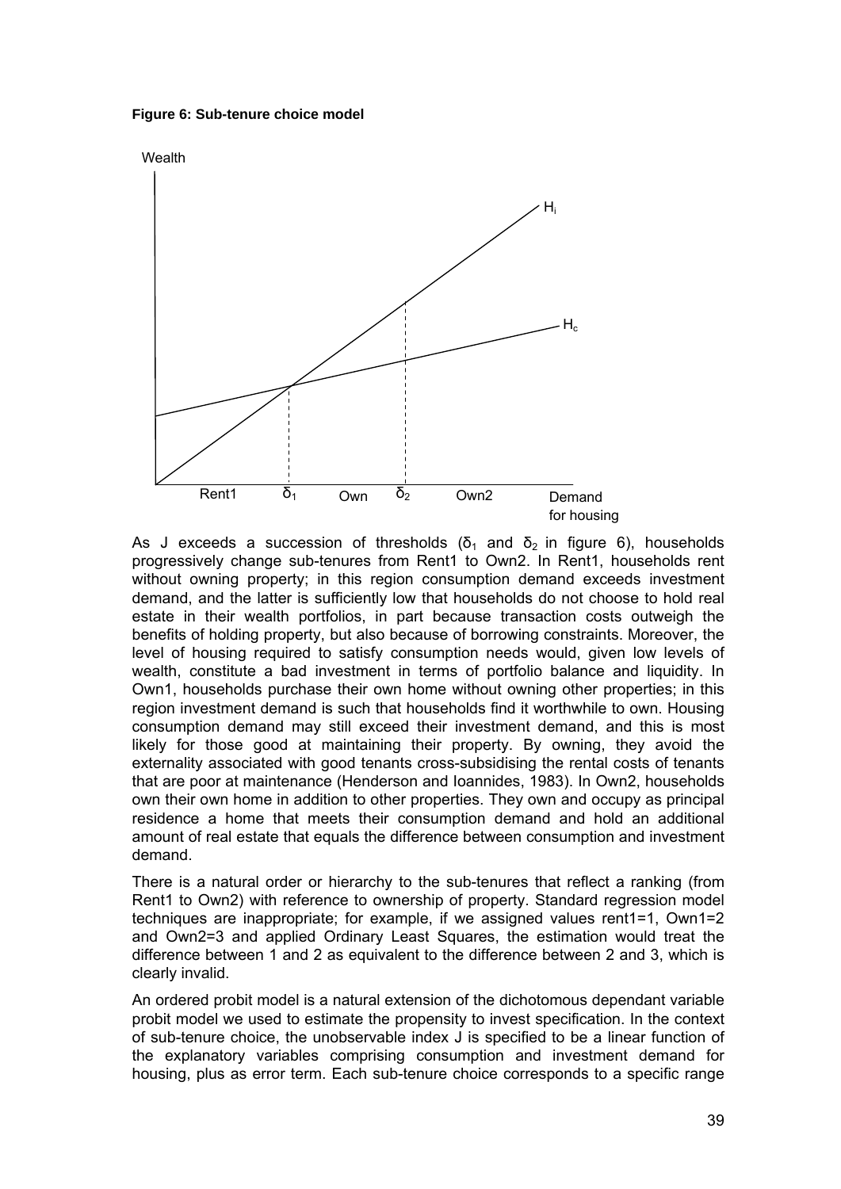**Figure 6: Sub-tenure choice model**

As J exceeds a succession of thresholds ($\delta_1$ and $\delta_2$ in figure 6), households progressively change sub-tenures from Rent1 to Own2. In Rent1, households rent without owning property; in this region consumption demand exceeds investment demand, and the latter is sufficiently low that households do not choose to hold real estate in their wealth portfolios, in part because transaction costs outweigh the benefits of holding property, but also because of borrowing constraints. Moreover, the level of housing required to satisfy consumption needs would, given low levels of wealth, constitute a bad investment in terms of portfolio balance and liquidity. In Own1, households purchase their own home without owning other properties; in this region investment demand is such that households find it worthwhile to own. Housing consumption demand may still exceed their investment demand, and this is most likely for those good at maintaining their property. By owning, they avoid the externality associated with good tenants cross-subsidising the rental costs of tenants that are poor at maintenance (Henderson and Ioannides, 1983). In Own2, households own their own home in addition to other properties. They own and occupy as principal residence a home that meets their consumption demand and hold an additional amount of real estate that equals the difference between consumption and investment demand.

There is a natural order or hierarchy to the sub-tenures that reflect a ranking (from Rent1 to Own2) with reference to ownership of property. Standard regression model techniques are inappropriate; for example, if we assigned values rent1=1, Own1=2 and Own2=3 and applied Ordinary Least Squares, the estimation would treat the difference between 1 and 2 as equivalent to the difference between 2 and 3, which is clearly invalid.

An ordered probit model is a natural extension of the dichotomous dependant variable probit model we used to estimate the propensity to invest specification. In the context of sub-tenure choice, the unobservable index J is specified to be a linear function of the explanatory variables comprising consumption and investment demand for housing, plus as error term. Each sub-tenure choice corresponds to a specific range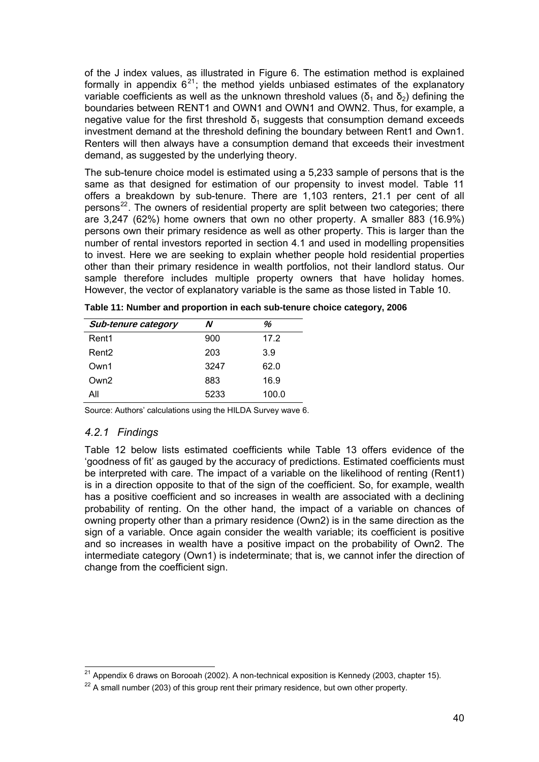of the J index values, as illustrated in Figure 6. The estimation method is explained formally in appendix 6[21]; the method yields unbiased estimates of the explanatory variable coefficients as well as the unknown threshold values ($\delta_1$ and $\delta_2$) defining the boundaries between RENT1 and OWN1 and OWN1 and OWN2. Thus, for example, a negative value for the first threshold $\delta_1$ suggests that consumption demand exceeds investment demand at the threshold defining the boundary between Rent1 and Own1. Renters will then always have a consumption demand that exceeds their investment demand, as suggested by the underlying theory.

The sub-tenure choice model is estimated using a 5,233 sample of persons that is the same as that designed for estimation of our propensity to invest model. Table 11 offers a breakdown by sub-tenure. There are 1,103 renters, 21.1 per cent of all persons[22]. The owners of residential property are split between two categories; there are 3,247 (62%) home owners that own no other property. A smaller 883 (16.9%) persons own their primary residence as well as other property. This is larger than the number of rental investors reported in section 4.1 and used in modelling propensities to invest. Here we are seeking to explain whether people hold residential properties other than their primary residence in wealth portfolios, not their landlord status. Our sample therefore includes multiple property owners that have holiday homes. However, the vector of explanatory variable is the same as those listed in Table 10.

**Table 11: Number and proportion in each sub-tenure choice category, 2006**

| *Sub-tenure category* | *N* | *%* |
|---|---|---|
| Rent1 | 900 | 17.2 |
| Rent2 | 203 | 3.9 |
| Own1 | 3247 | 62.0 |
| Own2 | 883 | 16.9 |
| All | 5233 | 100.0 |

Source: Authors' calculations using the HILDA Survey wave 6.

### *4.2.1 Findings*

Table 12 below lists estimated coefficients while Table 13 offers evidence of the 'goodness of fit' as gauged by the accuracy of predictions. Estimated coefficients must be interpreted with care. The impact of a variable on the likelihood of renting (Rent1) is in a direction opposite to that of the sign of the coefficient. So, for example, wealth has a positive coefficient and so increases in wealth are associated with a declining probability of renting. On the other hand, the impact of a variable on chances of owning property other than a primary residence (Own2) is in the same direction as the sign of a variable. Once again consider the wealth variable; its coefficient is positive and so increases in wealth have a positive impact on the probability of Own2. The intermediate category (Own1) is indeterminate; that is, we cannot infer the direction of change from the coefficient sign.

[21] Appendix 6 draws on Borooah (2002). A non-technical exposition is Kennedy (2003, chapter 15).

[22] A small number (203) of this group rent their primary residence, but own other property.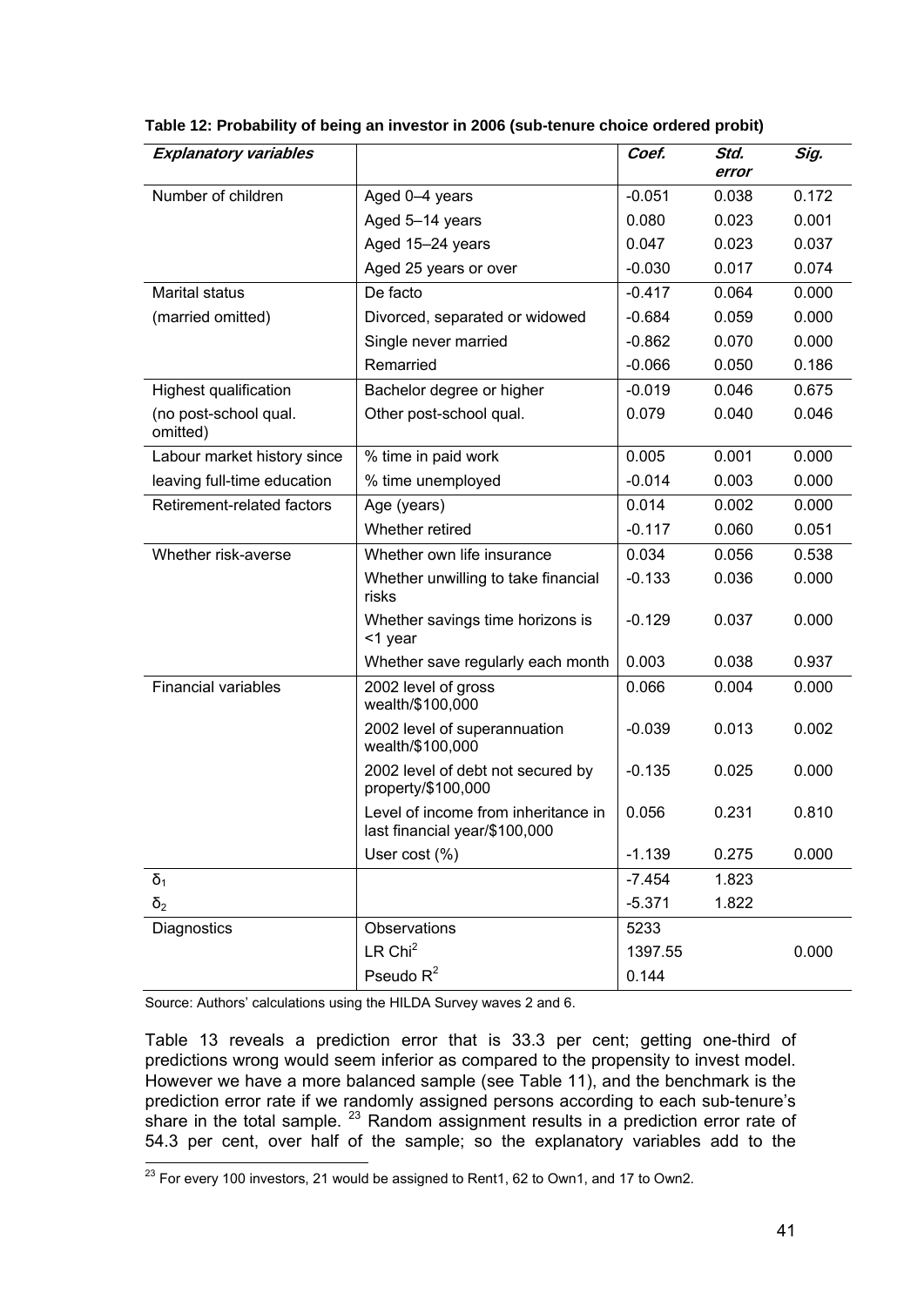**Table 12: Probability of being an investor in 2006 (sub-tenure choice ordered probit)**

| *Explanatory variables* | | *Coef.* | *Std. error* | *Sig.* |
|---|---|---|---|---|
| Number of children | Aged 0–4 years | -0.051 | 0.038 | 0.172 |
| | Aged 5–14 years | 0.080 | 0.023 | 0.001 |
| | Aged 15–24 years | 0.047 | 0.023 | 0.037 |
| | Aged 25 years or over | -0.030 | 0.017 | 0.074 |
| Marital status | De facto | -0.417 | 0.064 | 0.000 |
| (married omitted) | Divorced, separated or widowed | -0.684 | 0.059 | 0.000 |
| | Single never married | -0.862 | 0.070 | 0.000 |
| | Remarried | -0.066 | 0.050 | 0.186 |
| Highest qualification | Bachelor degree or higher | -0.019 | 0.046 | 0.675 |
| (no post-school qual. omitted) | Other post-school qual. | 0.079 | 0.040 | 0.046 |
| Labour market history since | % time in paid work | 0.005 | 0.001 | 0.000 |
| leaving full-time education | % time unemployed | -0.014 | 0.003 | 0.000 |
| Retirement-related factors | Age (years) | 0.014 | 0.002 | 0.000 |
| | Whether retired | -0.117 | 0.060 | 0.051 |
| Whether risk-averse | Whether own life insurance | 0.034 | 0.056 | 0.538 |
| | Whether unwilling to take financial risks | -0.133 | 0.036 | 0.000 |
| | Whether savings time horizons is <1 year | -0.129 | 0.037 | 0.000 |
| | Whether save regularly each month | 0.003 | 0.038 | 0.937 |
| Financial variables | 2002 level of gross wealth/$100,000 | 0.066 | 0.004 | 0.000 |
| | 2002 level of superannuation wealth/$100,000 | -0.039 | 0.013 | 0.002 |
| | 2002 level of debt not secured by property/$100,000 | -0.135 | 0.025 | 0.000 |
| | Level of income from inheritance in last financial year/$100,000 | 0.056 | 0.231 | 0.810 |
| | User cost (%) | -1.139 | 0.275 | 0.000 |
| $\delta_1$ | | -7.454 | 1.823 | |
| $\delta_2$ | | -5.371 | 1.822 | |
| Diagnostics | Observations | 5233 | | |
| | LR $Chi^2$ | 1397.55 | | 0.000 |
| | Pseudo $R^2$ | 0.144 | | |

Source: Authors' calculations using the HILDA Survey waves 2 and 6.

Table 13 reveals a prediction error that is 33.3 per cent; getting one-third of predictions wrong would seem inferior as compared to the propensity to invest model. However we have a more balanced sample (see Table 11), and the benchmark is the prediction error rate if we randomly assigned persons according to each sub-tenure's share in the total sample. [23] Random assignment results in a prediction error rate of 54.3 per cent, over half of the sample; so the explanatory variables add to the

[23] For every 100 investors, 21 would be assigned to Rent1, 62 to Own1, and 17 to Own2.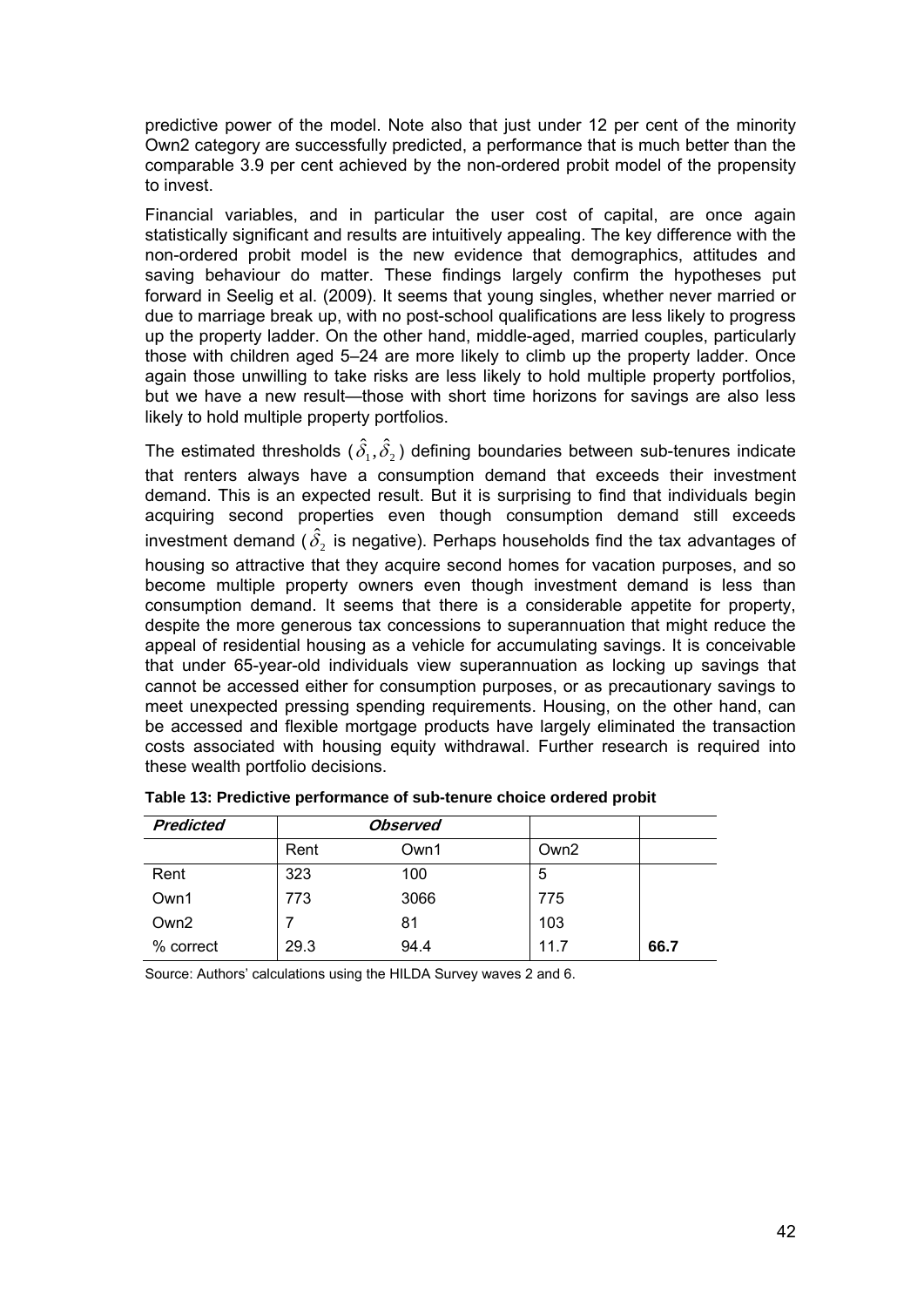predictive power of the model. Note also that just under 12 per cent of the minority Own2 category are successfully predicted, a performance that is much better than the comparable 3.9 per cent achieved by the non-ordered probit model of the propensity to invest.

Financial variables, and in particular the user cost of capital, are once again statistically significant and results are intuitively appealing. The key difference with the non-ordered probit model is the new evidence that demographics, attitudes and saving behaviour do matter. These findings largely confirm the hypotheses put forward in Seelig et al. (2009). It seems that young singles, whether never married or due to marriage break up, with no post-school qualifications are less likely to progress up the property ladder. On the other hand, middle-aged, married couples, particularly those with children aged 5–24 are more likely to climb up the property ladder. Once again those unwilling to take risks are less likely to hold multiple property portfolios, but we have a new result—those with short time horizons for savings are also less likely to hold multiple property portfolios.

The estimated thresholds ($\hat{\delta}_1, \hat{\delta}_2$) defining boundaries between sub-tenures indicate that renters always have a consumption demand that exceeds their investment demand. This is an expected result. But it is surprising to find that individuals begin acquiring second properties even though consumption demand still exceeds investment demand ($\hat{\delta}_2$ is negative). Perhaps households find the tax advantages of housing so attractive that they acquire second homes for vacation purposes, and so become multiple property owners even though investment demand is less than consumption demand. It seems that there is a considerable appetite for property, despite the more generous tax concessions to superannuation that might reduce the appeal of residential housing as a vehicle for accumulating savings. It is conceivable that under 65-year-old individuals view superannuation as locking up savings that cannot be accessed either for consumption purposes, or as precautionary savings to meet unexpected pressing spending requirements. Housing, on the other hand, can be accessed and flexible mortgage products have largely eliminated the transaction costs associated with housing equity withdrawal. Further research is required into these wealth portfolio decisions.

**Table 13: Predictive performance of sub-tenure choice ordered probit**

| *Predicted* | *Observed* | | | |
|---|---|---|---|---|
| | Rent | Own1 | Own2 | |
| Rent | 323 | 100 | 5 | |
| Own1 | 773 | 3066 | 775 | |
| Own2 | 7 | 81 | 103 | |
| % correct | 29.3 | 94.4 | 11.7 | **66.7** |

Source: Authors' calculations using the HILDA Survey waves 2 and 6.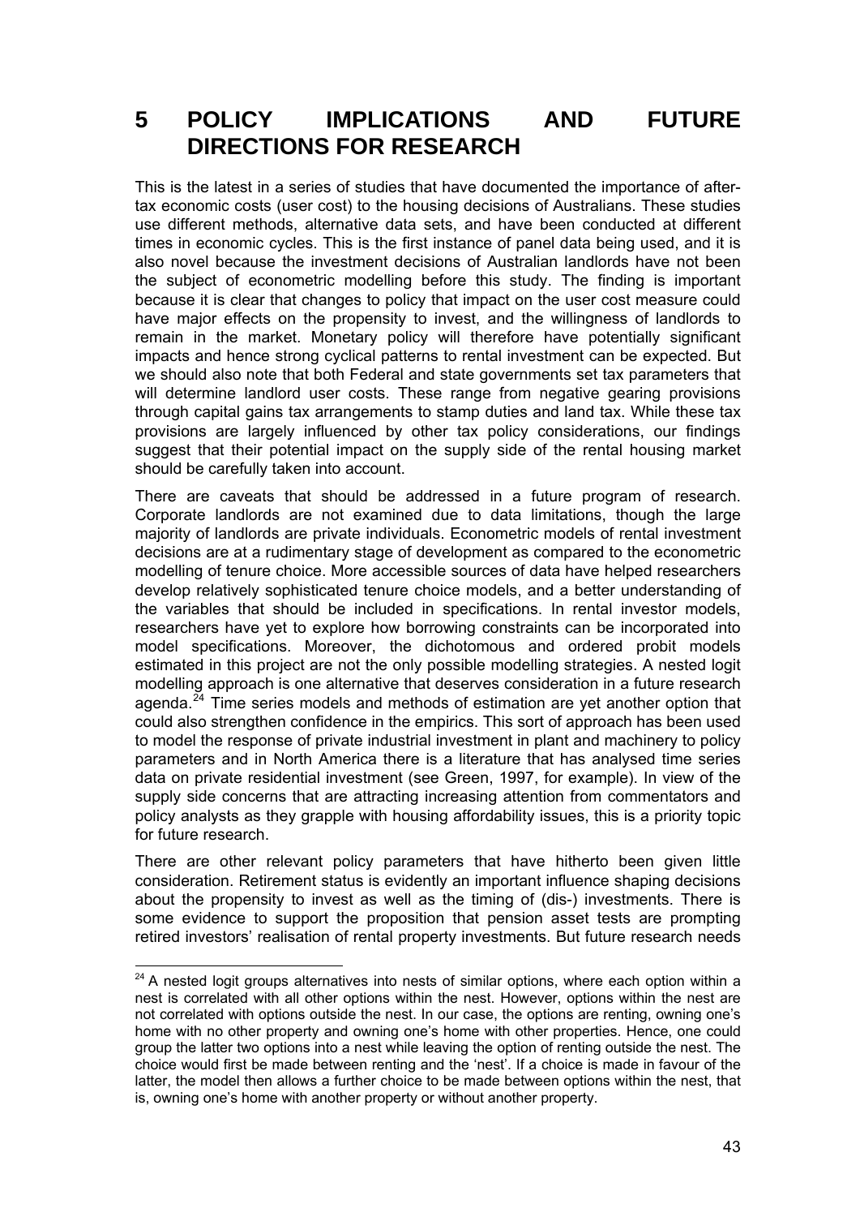# 5 POLICY IMPLICATIONS AND FUTURE DIRECTIONS FOR RESEARCH

This is the latest in a series of studies that have documented the importance of after-tax economic costs (user cost) to the housing decisions of Australians. These studies use different methods, alternative data sets, and have been conducted at different times in economic cycles. This is the first instance of panel data being used, and it is also novel because the investment decisions of Australian landlords have not been the subject of econometric modelling before this study. The finding is important because it is clear that changes to policy that impact on the user cost measure could have major effects on the propensity to invest, and the willingness of landlords to remain in the market. Monetary policy will therefore have potentially significant impacts and hence strong cyclical patterns to rental investment can be expected. But we should also note that both Federal and state governments set tax parameters that will determine landlord user costs. These range from negative gearing provisions through capital gains tax arrangements to stamp duties and land tax. While these tax provisions are largely influenced by other tax policy considerations, our findings suggest that their potential impact on the supply side of the rental housing market should be carefully taken into account.

There are caveats that should be addressed in a future program of research. Corporate landlords are not examined due to data limitations, though the large majority of landlords are private individuals. Econometric models of rental investment decisions are at a rudimentary stage of development as compared to the econometric modelling of tenure choice. More accessible sources of data have helped researchers develop relatively sophisticated tenure choice models, and a better understanding of the variables that should be included in specifications. In rental investor models, researchers have yet to explore how borrowing constraints can be incorporated into model specifications. Moreover, the dichotomous and ordered probit models estimated in this project are not the only possible modelling strategies. A nested logit modelling approach is one alternative that deserves consideration in a future research agenda.[24] Time series models and methods of estimation are yet another option that could also strengthen confidence in the empirics. This sort of approach has been used to model the response of private industrial investment in plant and machinery to policy parameters and in North America there is a literature that has analysed time series data on private residential investment (see Green, 1997, for example). In view of the supply side concerns that are attracting increasing attention from commentators and policy analysts as they grapple with housing affordability issues, this is a priority topic for future research.

There are other relevant policy parameters that have hitherto been given little consideration. Retirement status is evidently an important influence shaping decisions about the propensity to invest as well as the timing of (dis-) investments. There is some evidence to support the proposition that pension asset tests are prompting retired investors' realisation of rental property investments. But future research needs

[24] A nested logit groups alternatives into nests of similar options, where each option within a nest is correlated with all other options within the nest. However, options within the nest are not correlated with options outside the nest. In our case, the options are renting, owning one's home with no other property and owning one's home with other properties. Hence, one could group the latter two options into a nest while leaving the option of renting outside the nest. The choice would first be made between renting and the 'nest'. If a choice is made in favour of the latter, the model then allows a further choice to be made between options within the nest, that is, owning one's home with another property or without another property.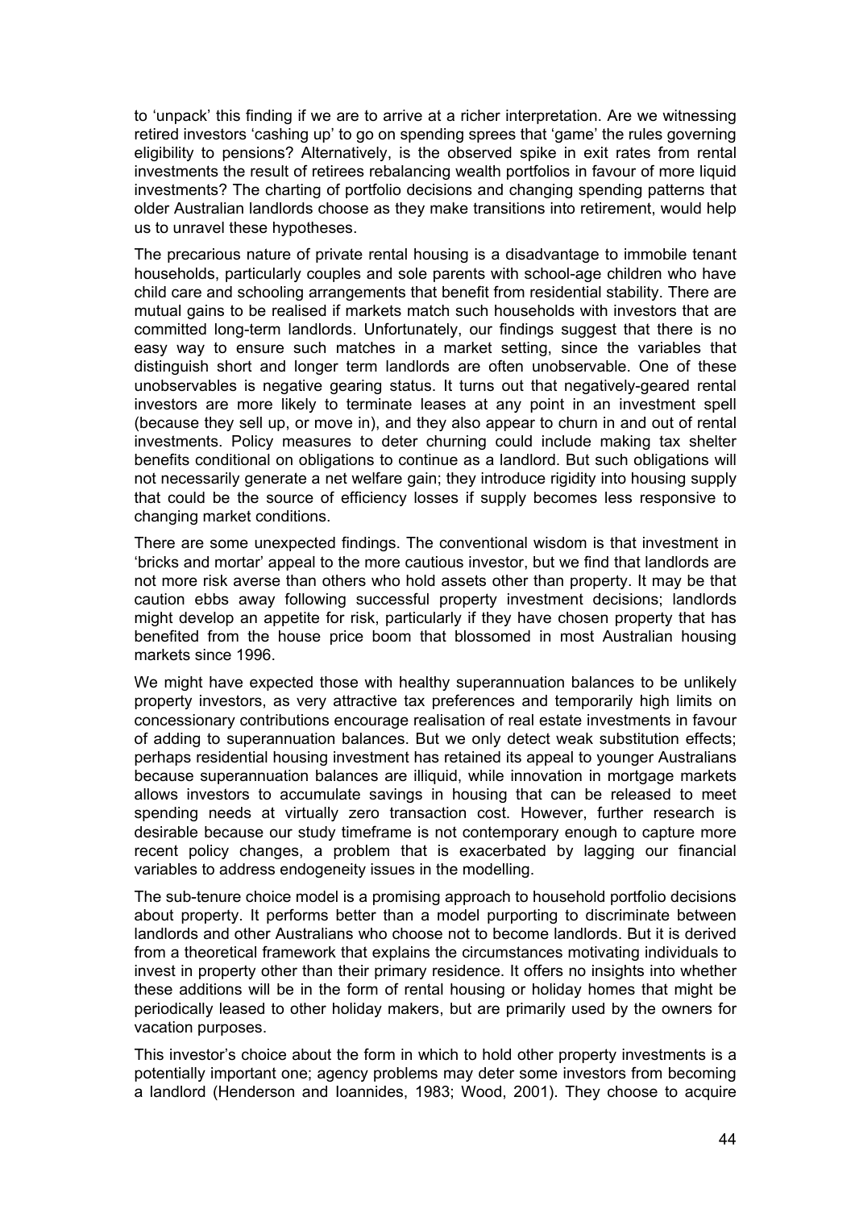to 'unpack' this finding if we are to arrive at a richer interpretation. Are we witnessing retired investors 'cashing up' to go on spending sprees that 'game' the rules governing eligibility to pensions? Alternatively, is the observed spike in exit rates from rental investments the result of retirees rebalancing wealth portfolios in favour of more liquid investments? The charting of portfolio decisions and changing spending patterns that older Australian landlords choose as they make transitions into retirement, would help us to unravel these hypotheses.

The precarious nature of private rental housing is a disadvantage to immobile tenant households, particularly couples and sole parents with school-age children who have child care and schooling arrangements that benefit from residential stability. There are mutual gains to be realised if markets match such households with investors that are committed long-term landlords. Unfortunately, our findings suggest that there is no easy way to ensure such matches in a market setting, since the variables that distinguish short and longer term landlords are often unobservable. One of these unobservables is negative gearing status. It turns out that negatively-geared rental investors are more likely to terminate leases at any point in an investment spell (because they sell up, or move in), and they also appear to churn in and out of rental investments. Policy measures to deter churning could include making tax shelter benefits conditional on obligations to continue as a landlord. But such obligations will not necessarily generate a net welfare gain; they introduce rigidity into housing supply that could be the source of efficiency losses if supply becomes less responsive to changing market conditions.

There are some unexpected findings. The conventional wisdom is that investment in 'bricks and mortar' appeal to the more cautious investor, but we find that landlords are not more risk averse than others who hold assets other than property. It may be that caution ebbs away following successful property investment decisions; landlords might develop an appetite for risk, particularly if they have chosen property that has benefited from the house price boom that blossomed in most Australian housing markets since 1996.

We might have expected those with healthy superannuation balances to be unlikely property investors, as very attractive tax preferences and temporarily high limits on concessionary contributions encourage realisation of real estate investments in favour of adding to superannuation balances. But we only detect weak substitution effects; perhaps residential housing investment has retained its appeal to younger Australians because superannuation balances are illiquid, while innovation in mortgage markets allows investors to accumulate savings in housing that can be released to meet spending needs at virtually zero transaction cost. However, further research is desirable because our study timeframe is not contemporary enough to capture more recent policy changes, a problem that is exacerbated by lagging our financial variables to address endogeneity issues in the modelling.

The sub-tenure choice model is a promising approach to household portfolio decisions about property. It performs better than a model purporting to discriminate between landlords and other Australians who choose not to become landlords. But it is derived from a theoretical framework that explains the circumstances motivating individuals to invest in property other than their primary residence. It offers no insights into whether these additions will be in the form of rental housing or holiday homes that might be periodically leased to other holiday makers, but are primarily used by the owners for vacation purposes.

This investor's choice about the form in which to hold other property investments is a potentially important one; agency problems may deter some investors from becoming a landlord (Henderson and Ioannides, 1983; Wood, 2001). They choose to acquire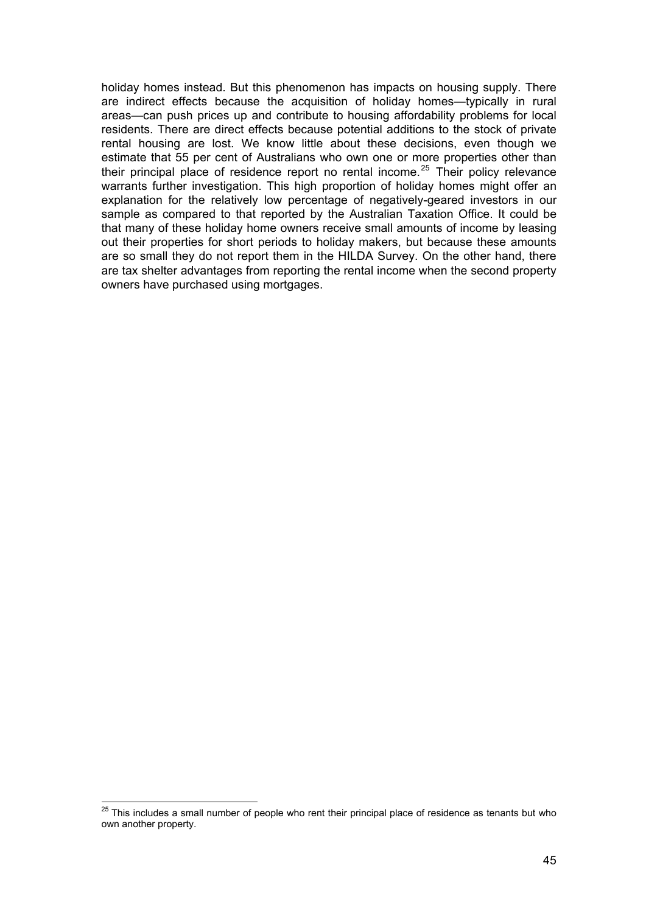holiday homes instead. But this phenomenon has impacts on housing supply. There are indirect effects because the acquisition of holiday homes—typically in rural areas—can push prices up and contribute to housing affordability problems for local residents. There are direct effects because potential additions to the stock of private rental housing are lost. We know little about these decisions, even though we estimate that 55 per cent of Australians who own one or more properties other than their principal place of residence report no rental income.[25] Their policy relevance warrants further investigation. This high proportion of holiday homes might offer an explanation for the relatively low percentage of negatively-geared investors in our sample as compared to that reported by the Australian Taxation Office. It could be that many of these holiday home owners receive small amounts of income by leasing out their properties for short periods to holiday makers, but because these amounts are so small they do not report them in the HILDA Survey. On the other hand, there are tax shelter advantages from reporting the rental income when the second property owners have purchased using mortgages.

---

[25] This includes a small number of people who rent their principal place of residence as tenants but who own another property.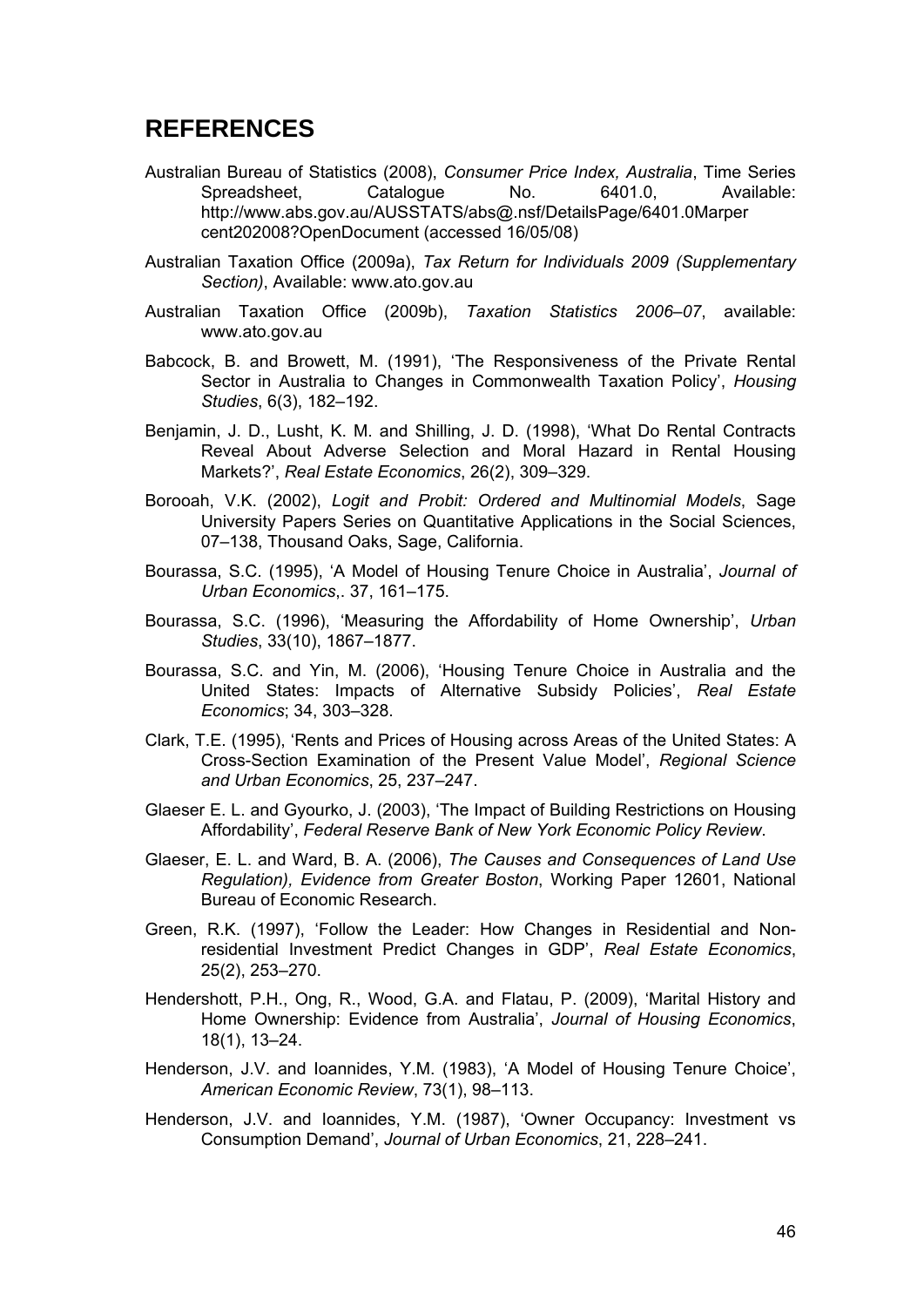## REFERENCES

Australian Bureau of Statistics (2008), *Consumer Price Index, Australia*, Time Series Spreadsheet, Catalogue No. 6401.0, Available: http://www.abs.gov.au/AUSSTATS/abs@.nsf/DetailsPage/6401.0Marper cent202008?OpenDocument (accessed 16/05/08)

Australian Taxation Office (2009a), *Tax Return for Individuals 2009 (Supplementary Section)*, Available: www.ato.gov.au

Australian Taxation Office (2009b), *Taxation Statistics 2006–07*, available: www.ato.gov.au

Babcock, B. and Browett, M. (1991), 'The Responsiveness of the Private Rental Sector in Australia to Changes in Commonwealth Taxation Policy', *Housing Studies*, 6(3), 182–192.

Benjamin, J. D., Lusht, K. M. and Shilling, J. D. (1998), 'What Do Rental Contracts Reveal About Adverse Selection and Moral Hazard in Rental Housing Markets?', *Real Estate Economics*, 26(2), 309–329.

Borooah, V.K. (2002), *Logit and Probit: Ordered and Multinomial Models*, Sage University Papers Series on Quantitative Applications in the Social Sciences, 07–138, Thousand Oaks, Sage, California.

Bourassa, S.C. (1995), 'A Model of Housing Tenure Choice in Australia', *Journal of Urban Economics*,. 37, 161–175.

Bourassa, S.C. (1996), 'Measuring the Affordability of Home Ownership', *Urban Studies*, 33(10), 1867–1877.

Bourassa, S.C. and Yin, M. (2006), 'Housing Tenure Choice in Australia and the United States: Impacts of Alternative Subsidy Policies', *Real Estate Economics*; 34, 303–328.

Clark, T.E. (1995), 'Rents and Prices of Housing across Areas of the United States: A Cross-Section Examination of the Present Value Model', *Regional Science and Urban Economics*, 25, 237–247.

Glaeser E. L. and Gyourko, J. (2003), 'The Impact of Building Restrictions on Housing Affordability', *Federal Reserve Bank of New York Economic Policy Review*.

Glaeser, E. L. and Ward, B. A. (2006), *The Causes and Consequences of Land Use Regulation), Evidence from Greater Boston*, Working Paper 12601, National Bureau of Economic Research.

Green, R.K. (1997), 'Follow the Leader: How Changes in Residential and Non-residential Investment Predict Changes in GDP', *Real Estate Economics*, 25(2), 253–270.

Hendershott, P.H., Ong, R., Wood, G.A. and Flatau, P. (2009), 'Marital History and Home Ownership: Evidence from Australia', *Journal of Housing Economics*, 18(1), 13–24.

Henderson, J.V. and Ioannides, Y.M. (1983), 'A Model of Housing Tenure Choice', *American Economic Review*, 73(1), 98–113.

Henderson, J.V. and Ioannides, Y.M. (1987), 'Owner Occupancy: Investment vs Consumption Demand', *Journal of Urban Economics*, 21, 228–241.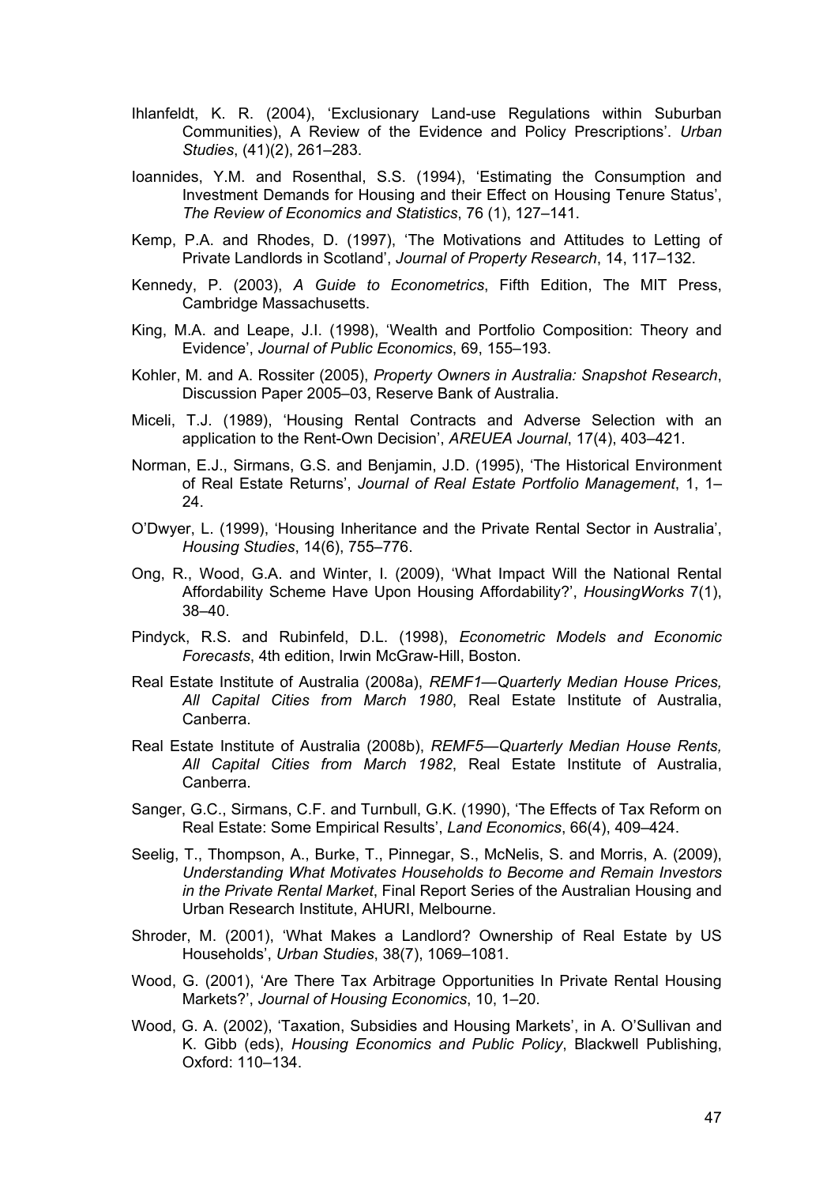Ihlanfeldt, K. R. (2004), 'Exclusionary Land-use Regulations within Suburban Communities), A Review of the Evidence and Policy Prescriptions'. *Urban Studies*, (41)(2), 261–283.

Ioannides, Y.M. and Rosenthal, S.S. (1994), 'Estimating the Consumption and Investment Demands for Housing and their Effect on Housing Tenure Status', *The Review of Economics and Statistics*, 76 (1), 127–141.

Kemp, P.A. and Rhodes, D. (1997), 'The Motivations and Attitudes to Letting of Private Landlords in Scotland', *Journal of Property Research*, 14, 117–132.

Kennedy, P. (2003), *A Guide to Econometrics*, Fifth Edition, The MIT Press, Cambridge Massachusetts.

King, M.A. and Leape, J.I. (1998), 'Wealth and Portfolio Composition: Theory and Evidence', *Journal of Public Economics*, 69, 155–193.

Kohler, M. and A. Rossiter (2005), *Property Owners in Australia: Snapshot Research*, Discussion Paper 2005–03, Reserve Bank of Australia.

Miceli, T.J. (1989), 'Housing Rental Contracts and Adverse Selection with an application to the Rent-Own Decision', *AREUEA Journal*, 17(4), 403–421.

Norman, E.J., Sirmans, G.S. and Benjamin, J.D. (1995), 'The Historical Environment of Real Estate Returns', *Journal of Real Estate Portfolio Management*, 1, 1–24.

O'Dwyer, L. (1999), 'Housing Inheritance and the Private Rental Sector in Australia', *Housing Studies*, 14(6), 755–776.

Ong, R., Wood, G.A. and Winter, I. (2009), 'What Impact Will the National Rental Affordability Scheme Have Upon Housing Affordability?', *HousingWorks* 7(1), 38–40.

Pindyck, R.S. and Rubinfeld, D.L. (1998), *Econometric Models and Economic Forecasts*, 4th edition, Irwin McGraw-Hill, Boston.

Real Estate Institute of Australia (2008a), *REMF1—Quarterly Median House Prices, All Capital Cities from March 1980*, Real Estate Institute of Australia, Canberra.

Real Estate Institute of Australia (2008b), *REMF5—Quarterly Median House Rents, All Capital Cities from March 1982*, Real Estate Institute of Australia, Canberra.

Sanger, G.C., Sirmans, C.F. and Turnbull, G.K. (1990), 'The Effects of Tax Reform on Real Estate: Some Empirical Results', *Land Economics*, 66(4), 409–424.

Seelig, T., Thompson, A., Burke, T., Pinnegar, S., McNelis, S. and Morris, A. (2009), *Understanding What Motivates Households to Become and Remain Investors in the Private Rental Market*, Final Report Series of the Australian Housing and Urban Research Institute, AHURI, Melbourne.

Shroder, M. (2001), 'What Makes a Landlord? Ownership of Real Estate by US Households', *Urban Studies*, 38(7), 1069–1081.

Wood, G. (2001), 'Are There Tax Arbitrage Opportunities In Private Rental Housing Markets?', *Journal of Housing Economics*, 10, 1–20.

Wood, G. A. (2002), 'Taxation, Subsidies and Housing Markets', in A. O'Sullivan and K. Gibb (eds), *Housing Economics and Public Policy*, Blackwell Publishing, Oxford: 110–134.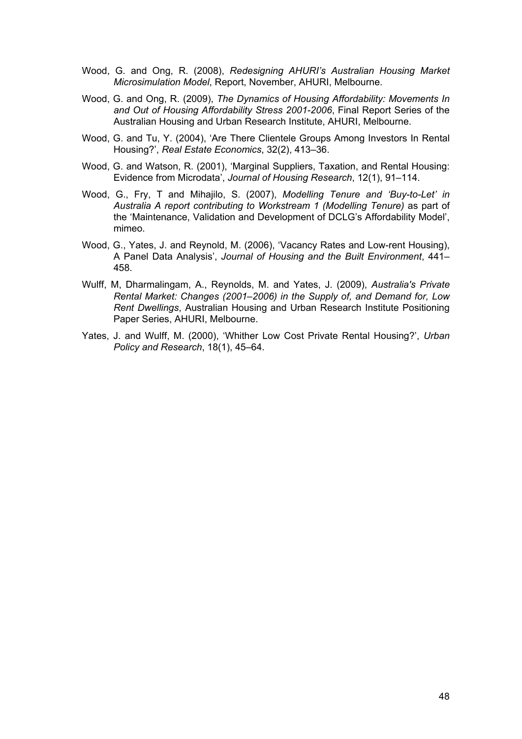Wood, G. and Ong, R. (2008), *Redesigning AHURI's Australian Housing Market Microsimulation Model*, Report, November, AHURI, Melbourne.

Wood, G. and Ong, R. (2009), *The Dynamics of Housing Affordability: Movements In and Out of Housing Affordability Stress 2001-2006*, Final Report Series of the Australian Housing and Urban Research Institute, AHURI, Melbourne.

Wood, G. and Tu, Y. (2004), 'Are There Clientele Groups Among Investors In Rental Housing?', *Real Estate Economics*, 32(2), 413–36.

Wood, G. and Watson, R. (2001), 'Marginal Suppliers, Taxation, and Rental Housing: Evidence from Microdata', *Journal of Housing Research*, 12(1), 91–114.

Wood, G., Fry, T and Mihajilo, S. (2007), *Modelling Tenure and 'Buy-to-Let' in Australia A report contributing to Workstream 1 (Modelling Tenure)* as part of the 'Maintenance, Validation and Development of DCLG's Affordability Model', mimeo.

Wood, G., Yates, J. and Reynold, M. (2006), 'Vacancy Rates and Low-rent Housing), A Panel Data Analysis', *Journal of Housing and the Built Environment*, 441–458.

Wulff, M, Dharmalingam, A., Reynolds, M. and Yates, J. (2009), *Australia's Private Rental Market: Changes (2001–2006) in the Supply of, and Demand for, Low Rent Dwellings*, Australian Housing and Urban Research Institute Positioning Paper Series, AHURI, Melbourne.

Yates, J. and Wulff, M. (2000), 'Whither Low Cost Private Rental Housing?', *Urban Policy and Research*, 18(1), 45–64.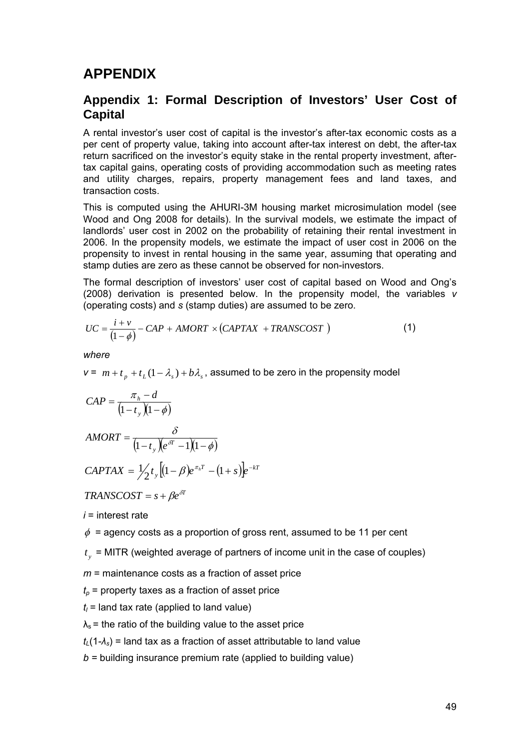# APPENDIX

## Appendix 1: Formal Description of Investors' User Cost of Capital

A rental investor's user cost of capital is the investor's after-tax economic costs as a per cent of property value, taking into account after-tax interest on debt, the after-tax return sacrificed on the investor's equity stake in the rental property investment, after-tax capital gains, operating costs of providing accommodation such as meeting rates and utility charges, repairs, property management fees and land taxes, and transaction costs.

This is computed using the AHURI-3M housing market microsimulation model (see Wood and Ong 2008 for details). In the survival models, we estimate the impact of landlords' user cost in 2002 on the probability of retaining their rental investment in 2006. In the propensity models, we estimate the impact of user cost in 2006 on the propensity to invest in rental housing in the same year, assuming that operating and stamp duties are zero as these cannot be observed for non-investors.

The formal description of investors' user cost of capital based on Wood and Ong's (2008) derivation is presented below. In the propensity model, the variables *v* (operating costs) and *s* (stamp duties) are assumed to be zero.

$$UC = \frac{i+v}{(1-\phi)} - CAP + AMORT \times (CAPTAX + TRANSCOST) \qquad (1)$$

*where*

$v = m + t_p + t_L(1-\lambda_s) + b\lambda_s$, assumed to be zero in the propensity model

$$CAP = \frac{\pi_h - d}{(1-t_y)(1-\phi)}$$

$$AMORT = \frac{\delta}{(1-t_y)(e^{\delta T}-1)(1-\phi)}$$

$$CAPTAX = \tfrac{1}{2} t_y \left[(1-\beta)e^{\pi_h T} - (1+s)\right] e^{-kT}$$

$$TRANSCOST = s + \beta e^{\delta T}$$

*i* = interest rate

$\phi$ = agency costs as a proportion of gross rent, assumed to be 11 per cent

$t_y$ = MITR (weighted average of partners of income unit in the case of couples)

*m* = maintenance costs as a fraction of asset price

$t_p$ = property taxes as a fraction of asset price

$t_l$ = land tax rate (applied to land value)

$\lambda_s$ = the ratio of the building value to the asset price

$t_L(1-\lambda_s)$ = land tax as a fraction of asset attributable to land value

*b* = building insurance premium rate (applied to building value)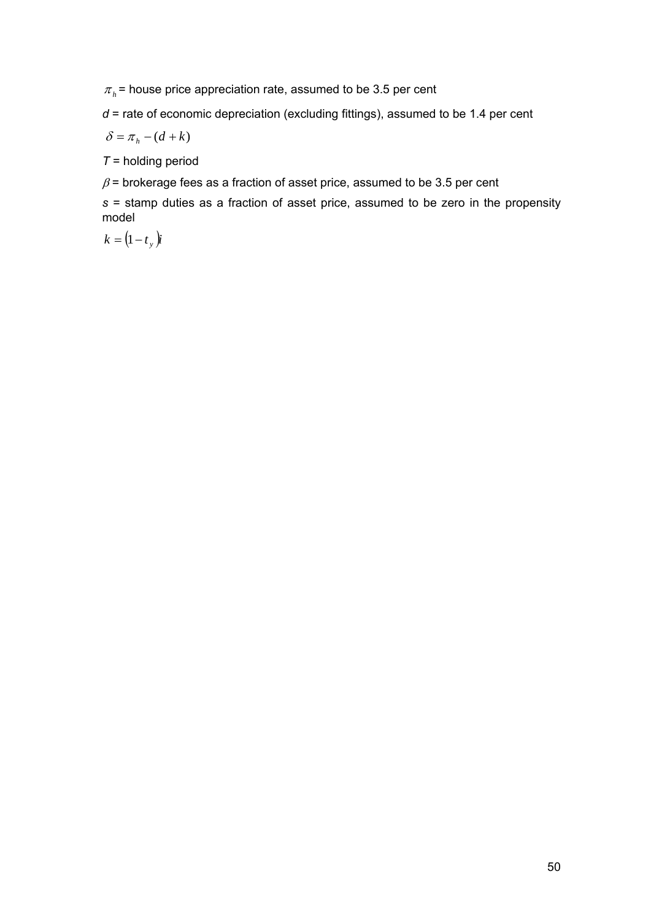$\pi_h$ = house price appreciation rate, assumed to be 3.5 per cent

$d$ = rate of economic depreciation (excluding fittings), assumed to be 1.4 per cent

$\delta = \pi_h - (d + k)$

$T$ = holding period

$\beta$ = brokerage fees as a fraction of asset price, assumed to be 3.5 per cent

$s$ = stamp duties as a fraction of asset price, assumed to be zero in the propensity model

$k = (1 - t_y)i$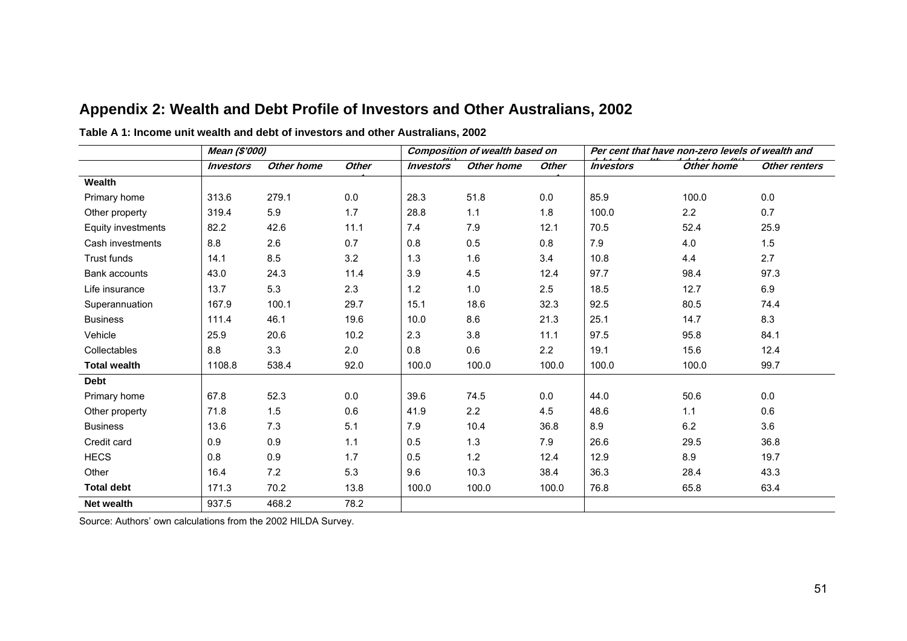## Appendix 2: Wealth and Debt Profile of Investors and Other Australians, 2002

**Table A 1: Income unit wealth and debt of investors and other Australians, 2002**

| | *Mean ($'000)* | | | *Composition of wealth based on (%)* | | | *Per cent that have non-zero levels of wealth and debt (%)* | | |
|---|---|---|---|---|---|---|---|---|---|
| | *Investors* | *Other home* | *Other* | *Investors* | *Other home* | *Other* | *Investors* | *Other home* | *Other renters* |
| **Wealth** | | | | | | | | | |
| Primary home | 313.6 | 279.1 | 0.0 | 28.3 | 51.8 | 0.0 | 85.9 | 100.0 | 0.0 |
| Other property | 319.4 | 5.9 | 1.7 | 28.8 | 1.1 | 1.8 | 100.0 | 2.2 | 0.7 |
| Equity investments | 82.2 | 42.6 | 11.1 | 7.4 | 7.9 | 12.1 | 70.5 | 52.4 | 25.9 |
| Cash investments | 8.8 | 2.6 | 0.7 | 0.8 | 0.5 | 0.8 | 7.9 | 4.0 | 1.5 |
| Trust funds | 14.1 | 8.5 | 3.2 | 1.3 | 1.6 | 3.4 | 10.8 | 4.4 | 2.7 |
| Bank accounts | 43.0 | 24.3 | 11.4 | 3.9 | 4.5 | 12.4 | 97.7 | 98.4 | 97.3 |
| Life insurance | 13.7 | 5.3 | 2.3 | 1.2 | 1.0 | 2.5 | 18.5 | 12.7 | 6.9 |
| Superannuation | 167.9 | 100.1 | 29.7 | 15.1 | 18.6 | 32.3 | 92.5 | 80.5 | 74.4 |
| Business | 111.4 | 46.1 | 19.6 | 10.0 | 8.6 | 21.3 | 25.1 | 14.7 | 8.3 |
| Vehicle | 25.9 | 20.6 | 10.2 | 2.3 | 3.8 | 11.1 | 97.5 | 95.8 | 84.1 |
| Collectables | 8.8 | 3.3 | 2.0 | 0.8 | 0.6 | 2.2 | 19.1 | 15.6 | 12.4 |
| **Total wealth** | 1108.8 | 538.4 | 92.0 | 100.0 | 100.0 | 100.0 | 100.0 | 100.0 | 99.7 |
| **Debt** | | | | | | | | | |
| Primary home | 67.8 | 52.3 | 0.0 | 39.6 | 74.5 | 0.0 | 44.0 | 50.6 | 0.0 |
| Other property | 71.8 | 1.5 | 0.6 | 41.9 | 2.2 | 4.5 | 48.6 | 1.1 | 0.6 |
| Business | 13.6 | 7.3 | 5.1 | 7.9 | 10.4 | 36.8 | 8.9 | 6.2 | 3.6 |
| Credit card | 0.9 | 0.9 | 1.1 | 0.5 | 1.3 | 7.9 | 26.6 | 29.5 | 36.8 |
| HECS | 0.8 | 0.9 | 1.7 | 0.5 | 1.2 | 12.4 | 12.9 | 8.9 | 19.7 |
| Other | 16.4 | 7.2 | 5.3 | 9.6 | 10.3 | 38.4 | 36.3 | 28.4 | 43.3 |
| **Total debt** | 171.3 | 70.2 | 13.8 | 100.0 | 100.0 | 100.0 | 76.8 | 65.8 | 63.4 |
| **Net wealth** | 937.5 | 468.2 | 78.2 | | | | | | |

Source: Authors' own calculations from the 2002 HILDA Survey.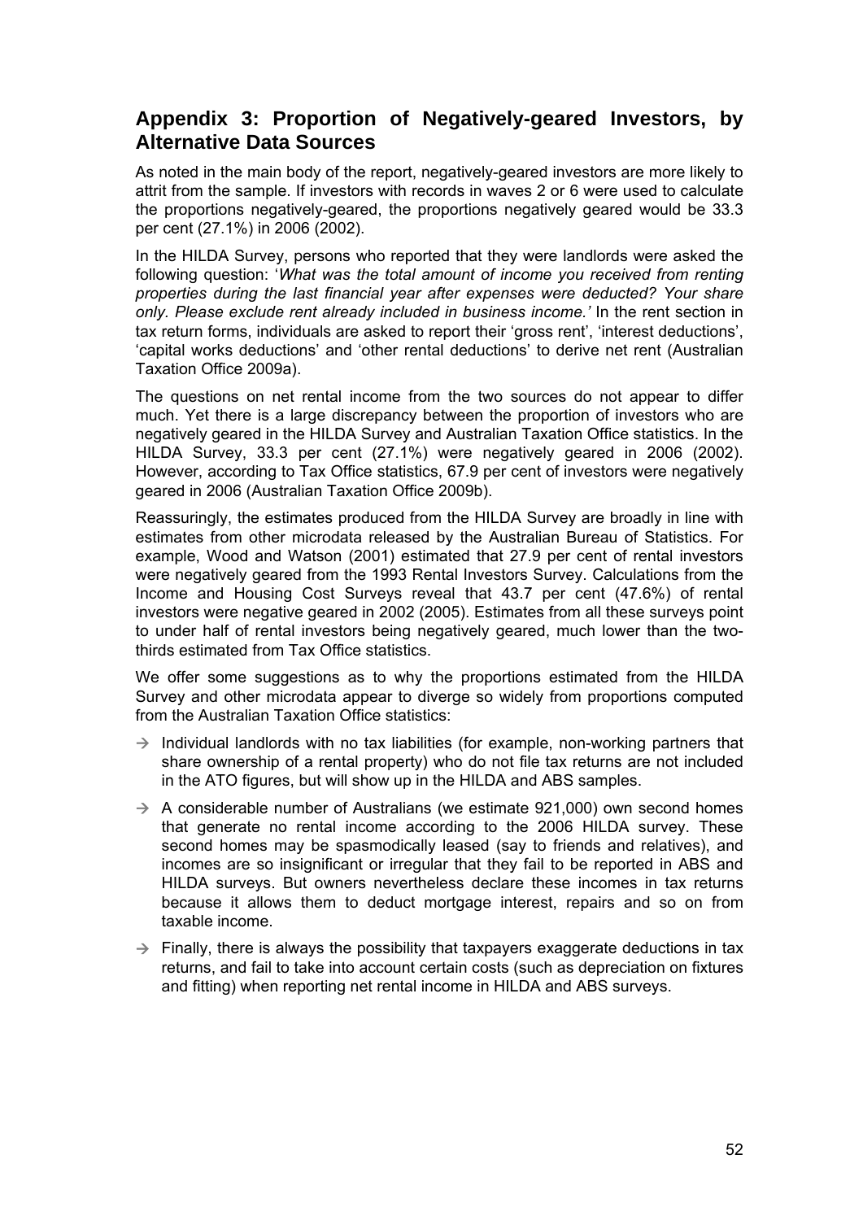## Appendix 3: Proportion of Negatively-geared Investors, by Alternative Data Sources

As noted in the main body of the report, negatively-geared investors are more likely to attrit from the sample. If investors with records in waves 2 or 6 were used to calculate the proportions negatively-geared, the proportions negatively geared would be 33.3 per cent (27.1%) in 2006 (2002).

In the HILDA Survey, persons who reported that they were landlords were asked the following question: '*What was the total amount of income you received from renting properties during the last financial year after expenses were deducted? Your share only. Please exclude rent already included in business income.'* In the rent section in tax return forms, individuals are asked to report their 'gross rent', 'interest deductions', 'capital works deductions' and 'other rental deductions' to derive net rent (Australian Taxation Office 2009a).

The questions on net rental income from the two sources do not appear to differ much. Yet there is a large discrepancy between the proportion of investors who are negatively geared in the HILDA Survey and Australian Taxation Office statistics. In the HILDA Survey, 33.3 per cent (27.1%) were negatively geared in 2006 (2002). However, according to Tax Office statistics, 67.9 per cent of investors were negatively geared in 2006 (Australian Taxation Office 2009b).

Reassuringly, the estimates produced from the HILDA Survey are broadly in line with estimates from other microdata released by the Australian Bureau of Statistics. For example, Wood and Watson (2001) estimated that 27.9 per cent of rental investors were negatively geared from the 1993 Rental Investors Survey. Calculations from the Income and Housing Cost Surveys reveal that 43.7 per cent (47.6%) of rental investors were negative geared in 2002 (2005). Estimates from all these surveys point to under half of rental investors being negatively geared, much lower than the two-thirds estimated from Tax Office statistics.

We offer some suggestions as to why the proportions estimated from the HILDA Survey and other microdata appear to diverge so widely from proportions computed from the Australian Taxation Office statistics:

- Individual landlords with no tax liabilities (for example, non-working partners that share ownership of a rental property) who do not file tax returns are not included in the ATO figures, but will show up in the HILDA and ABS samples.
- A considerable number of Australians (we estimate 921,000) own second homes that generate no rental income according to the 2006 HILDA survey. These second homes may be spasmodically leased (say to friends and relatives), and incomes are so insignificant or irregular that they fail to be reported in ABS and HILDA surveys. But owners nevertheless declare these incomes in tax returns because it allows them to deduct mortgage interest, repairs and so on from taxable income.
- Finally, there is always the possibility that taxpayers exaggerate deductions in tax returns, and fail to take into account certain costs (such as depreciation on fixtures and fitting) when reporting net rental income in HILDA and ABS surveys.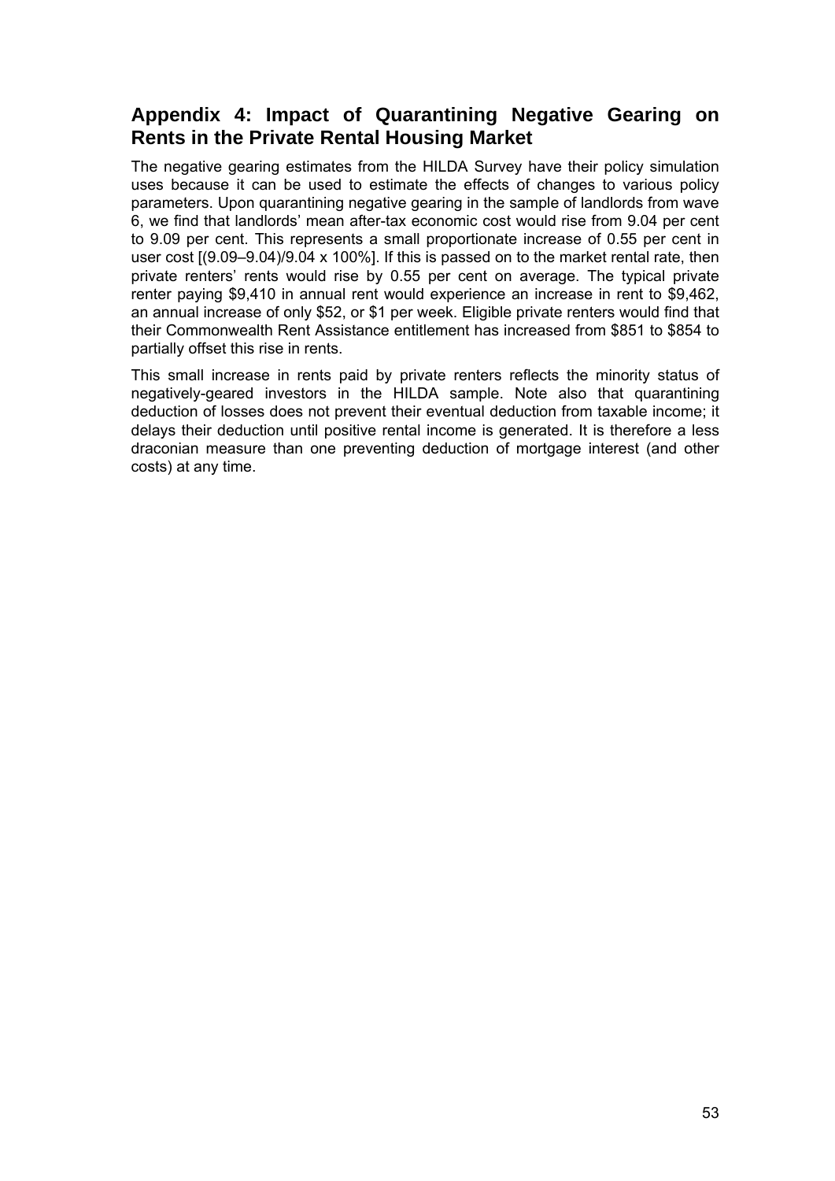## Appendix 4: Impact of Quarantining Negative Gearing on Rents in the Private Rental Housing Market

The negative gearing estimates from the HILDA Survey have their policy simulation uses because it can be used to estimate the effects of changes to various policy parameters. Upon quarantining negative gearing in the sample of landlords from wave 6, we find that landlords' mean after-tax economic cost would rise from 9.04 per cent to 9.09 per cent. This represents a small proportionate increase of 0.55 per cent in user cost [(9.09–9.04)/9.04 x 100%]. If this is passed on to the market rental rate, then private renters' rents would rise by 0.55 per cent on average. The typical private renter paying $9,410 in annual rent would experience an increase in rent to $9,462, an annual increase of only $52, or $1 per week. Eligible private renters would find that their Commonwealth Rent Assistance entitlement has increased from $851 to $854 to partially offset this rise in rents.

This small increase in rents paid by private renters reflects the minority status of negatively-geared investors in the HILDA sample. Note also that quarantining deduction of losses does not prevent their eventual deduction from taxable income; it delays their deduction until positive rental income is generated. It is therefore a less draconian measure than one preventing deduction of mortgage interest (and other costs) at any time.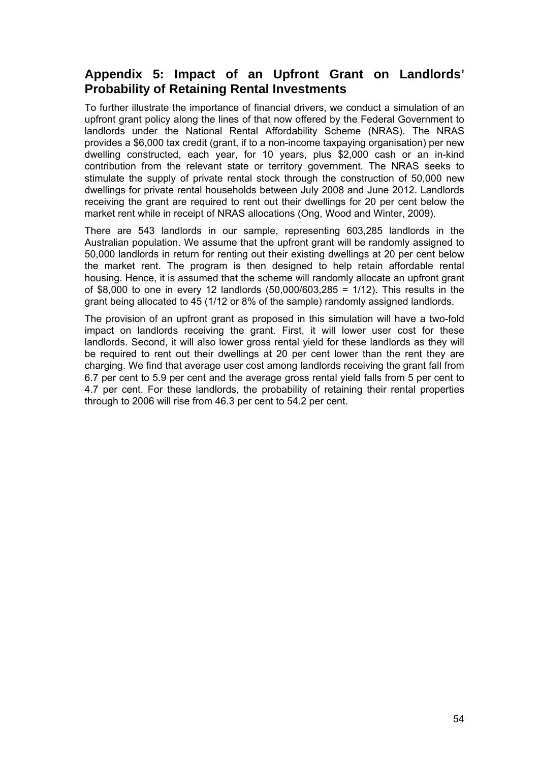## Appendix 5: Impact of an Upfront Grant on Landlords' Probability of Retaining Rental Investments

To further illustrate the importance of financial drivers, we conduct a simulation of an upfront grant policy along the lines of that now offered by the Federal Government to landlords under the National Rental Affordability Scheme (NRAS). The NRAS provides a $6,000 tax credit (grant, if to a non-income taxpaying organisation) per new dwelling constructed, each year, for 10 years, plus $2,000 cash or an in-kind contribution from the relevant state or territory government. The NRAS seeks to stimulate the supply of private rental stock through the construction of 50,000 new dwellings for private rental households between July 2008 and June 2012. Landlords receiving the grant are required to rent out their dwellings for 20 per cent below the market rent while in receipt of NRAS allocations (Ong, Wood and Winter, 2009).

There are 543 landlords in our sample, representing 603,285 landlords in the Australian population. We assume that the upfront grant will be randomly assigned to 50,000 landlords in return for renting out their existing dwellings at 20 per cent below the market rent. The program is then designed to help retain affordable rental housing. Hence, it is assumed that the scheme will randomly allocate an upfront grant of $8,000 to one in every 12 landlords (50,000/603,285 = 1/12). This results in the grant being allocated to 45 (1/12 or 8% of the sample) randomly assigned landlords.

The provision of an upfront grant as proposed in this simulation will have a two-fold impact on landlords receiving the grant. First, it will lower user cost for these landlords. Second, it will also lower gross rental yield for these landlords as they will be required to rent out their dwellings at 20 per cent lower than the rent they are charging. We find that average user cost among landlords receiving the grant fall from 6.7 per cent to 5.9 per cent and the average gross rental yield falls from 5 per cent to 4.7 per cent. For these landlords, the probability of retaining their rental properties through to 2006 will rise from 46.3 per cent to 54.2 per cent.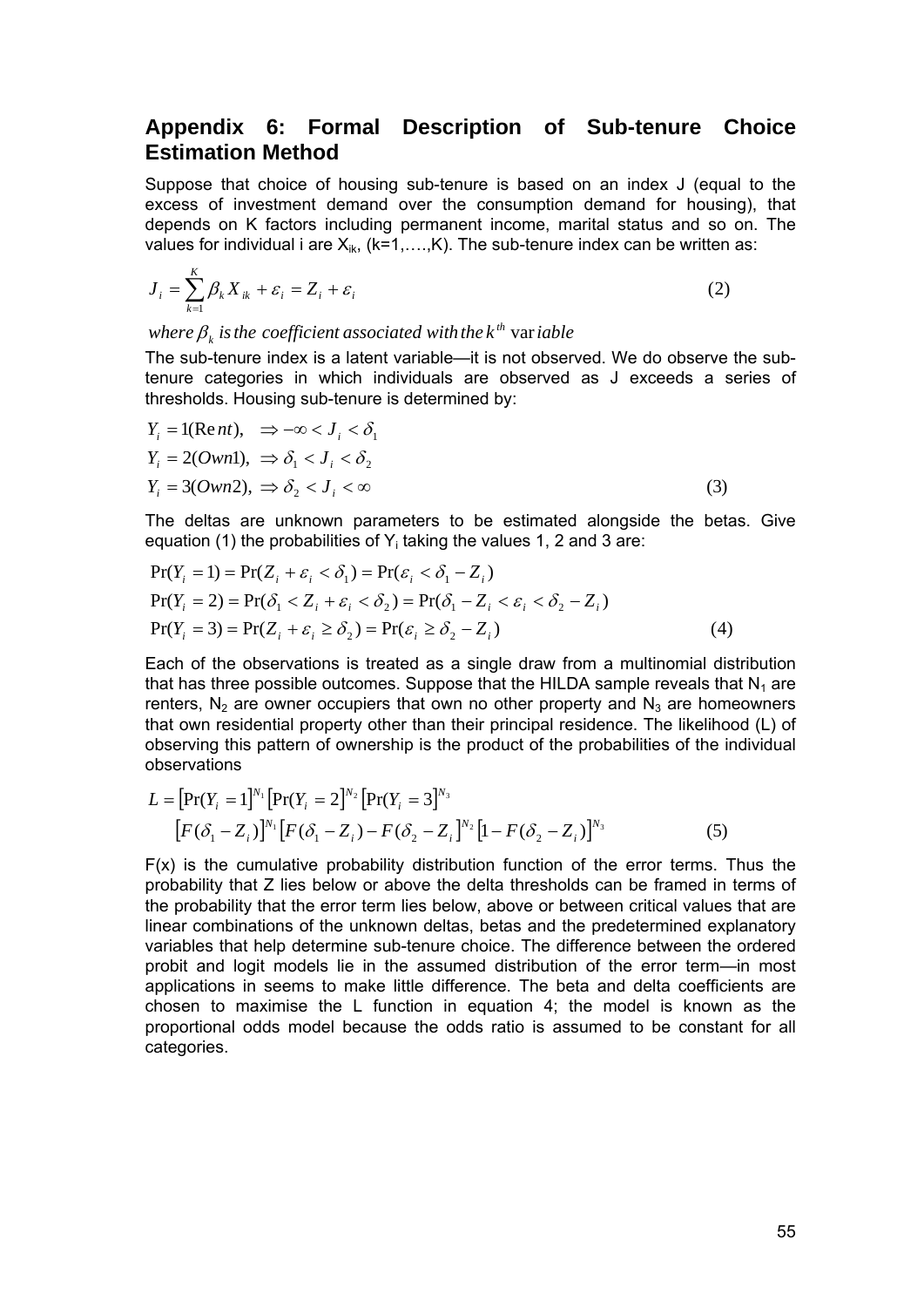## Appendix 6: Formal Description of Sub-tenure Choice Estimation Method

Suppose that choice of housing sub-tenure is based on an index J (equal to the excess of investment demand over the consumption demand for housing), that depends on K factors including permanent income, marital status and so on. The values for individual i are $X_{ik}$, (k=1,….,K). The sub-tenure index can be written as:

$$J_i = \sum_{k=1}^{K} \beta_k X_{ik} + \varepsilon_i = Z_i + \varepsilon_i \tag{2}$$

*where* $\beta_k$ *is the coefficient associated with the* $k^{th}$ *variable*

The sub-tenure index is a latent variable—it is not observed. We do observe the sub-tenure categories in which individuals are observed as J exceeds a series of thresholds. Housing sub-tenure is determined by:

$$\begin{aligned}
Y_i &= 1(Rent), \quad \Rightarrow -\infty < J_i < \delta_1 \\
Y_i &= 2(Own1), \quad \Rightarrow \delta_1 < J_i < \delta_2 \\
Y_i &= 3(Own2), \quad \Rightarrow \delta_2 < J_i < \infty
\end{aligned} \tag{3}$$

The deltas are unknown parameters to be estimated alongside the betas. Give equation (1) the probabilities of $Y_i$ taking the values 1, 2 and 3 are:

$$\begin{aligned}
\Pr(Y_i = 1) &= \Pr(Z_i + \varepsilon_i < \delta_1) = \Pr(\varepsilon_i < \delta_1 - Z_i) \\
\Pr(Y_i = 2) &= \Pr(\delta_1 < Z_i + \varepsilon_i < \delta_2) = \Pr(\delta_1 - Z_i < \varepsilon_i < \delta_2 - Z_i) \\
\Pr(Y_i = 3) &= \Pr(Z_i + \varepsilon_i \geq \delta_2) = \Pr(\varepsilon_i \geq \delta_2 - Z_i)
\end{aligned} \tag{4}$$

Each of the observations is treated as a single draw from a multinomial distribution that has three possible outcomes. Suppose that the HILDA sample reveals that $N_1$ are renters, $N_2$ are owner occupiers that own no other property and $N_3$ are homeowners that own residential property other than their principal residence. The likelihood (L) of observing this pattern of ownership is the product of the probabilities of the individual observations

$$\begin{aligned}
L &= \left[\Pr(Y_i = 1)\right]^{N_1} \left[\Pr(Y_i = 2)\right]^{N_2} \left[\Pr(Y_i = 3)\right]^{N_3} \\
&\left[F(\delta_1 - Z_i)\right]^{N_1} \left[F(\delta_1 - Z_i) - F(\delta_2 - Z_i\right]^{N_2} \left[1 - F(\delta_2 - Z_i)\right]^{N_3}
\end{aligned} \tag{5}$$

F(x) is the cumulative probability distribution function of the error terms. Thus the probability that Z lies below or above the delta thresholds can be framed in terms of the probability that the error term lies below, above or between critical values that are linear combinations of the unknown deltas, betas and the predetermined explanatory variables that help determine sub-tenure choice. The difference between the ordered probit and logit models lie in the assumed distribution of the error term—in most applications in seems to make little difference. The beta and delta coefficients are chosen to maximise the L function in equation 4; the model is known as the proportional odds model because the odds ratio is assumed to be constant for all categories.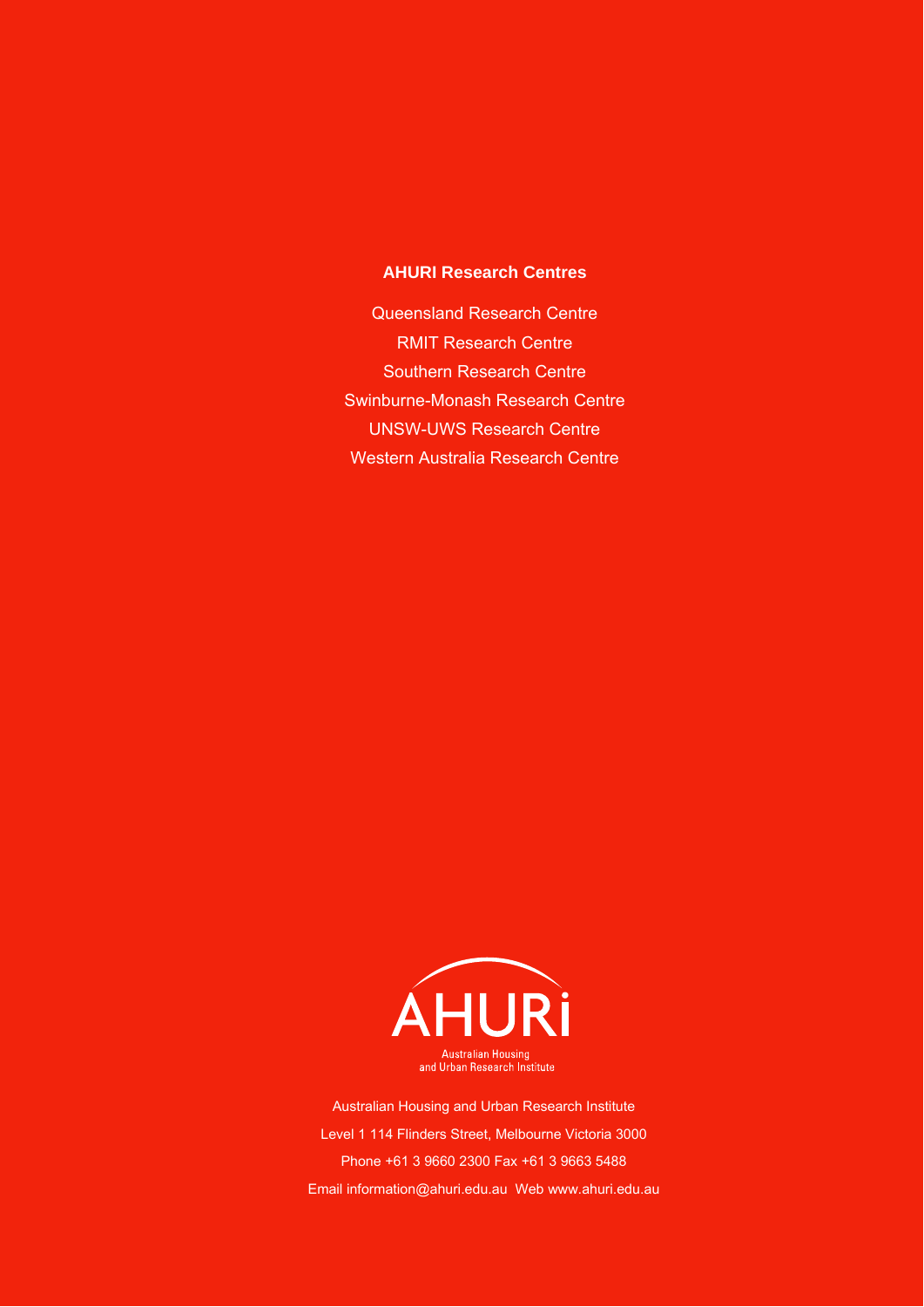**AHURI Research Centres**

Queensland Research Centre

RMIT Research Centre

Southern Research Centre

Swinburne-Monash Research Centre

UNSW-UWS Research Centre

Western Australia Research Centre

AHURI

Australian Housing
and Urban Research Institute

Australian Housing and Urban Research Institute

Level 1 114 Flinders Street, Melbourne Victoria 3000

Phone +61 3 9660 2300 Fax +61 3 9663 5488

Email information@ahuri.edu.au Web www.ahuri.edu.au